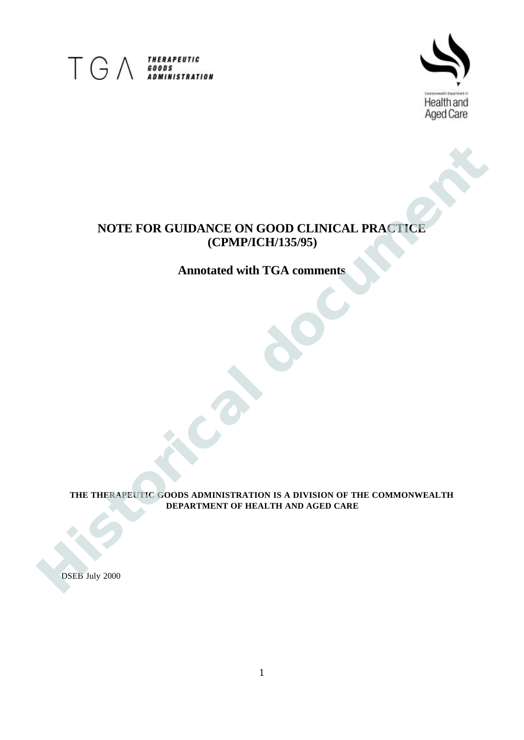TGA THERAPEUTIC GOODS ADMINISTRATION

Commonwealth Department of Health and Aged Care

# NOTE FOR GUIDANCE ON GOOD CLINICAL PRACTICE (CPMP/ICH/135/95)

## Annotated with TGA comments

Historical document

**THE THERAPEUTIC GOODS ADMINISTRATION IS A DIVISION OF THE COMMONWEALTH DEPARTMENT OF HEALTH AND AGED CARE**

DSEB July 2000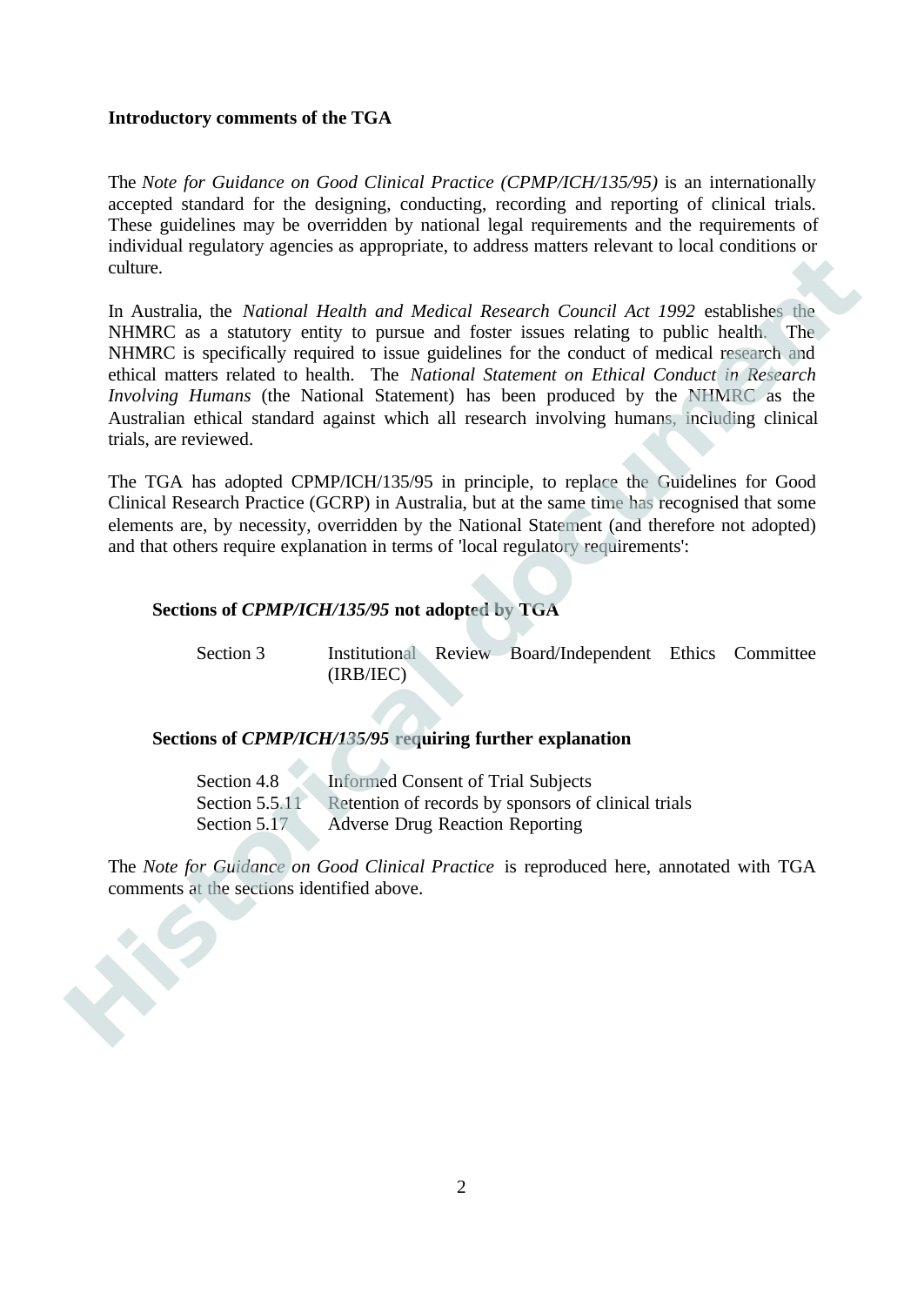**Introductory comments of the TGA**

The *Note for Guidance on Good Clinical Practice (CPMP/ICH/135/95)* is an internationally accepted standard for the designing, conducting, recording and reporting of clinical trials. These guidelines may be overridden by national legal requirements and the requirements of individual regulatory agencies as appropriate, to address matters relevant to local conditions or culture.

In Australia, the *National Health and Medical Research Council Act 1992* establishes the NHMRC as a statutory entity to pursue and foster issues relating to public health. The NHMRC is specifically required to issue guidelines for the conduct of medical research and ethical matters related to health. The *National Statement on Ethical Conduct in Research Involving Humans* (the National Statement) has been produced by the NHMRC as the Australian ethical standard against which all research involving humans, including clinical trials, are reviewed.

The TGA has adopted CPMP/ICH/135/95 in principle, to replace the Guidelines for Good Clinical Research Practice (GCRP) in Australia, but at the same time has recognised that some elements are, by necessity, overridden by the National Statement (and therefore not adopted) and that others require explanation in terms of 'local regulatory requirements':

**Sections of *CPMP/ICH/135/95* not adopted by TGA**

| | |
|---|---|
| Section 3 | Institutional Review Board/Independent Ethics Committee (IRB/IEC) |

**Sections of *CPMP/ICH/135/95* requiring further explanation**

| | |
|---|---|
| Section 4.8 | Informed Consent of Trial Subjects |
| Section 5.5.11 | Retention of records by sponsors of clinical trials |
| Section 5.17 | Adverse Drug Reaction Reporting |

The *Note for Guidance on Good Clinical Practice* is reproduced here, annotated with TGA comments at the sections identified above.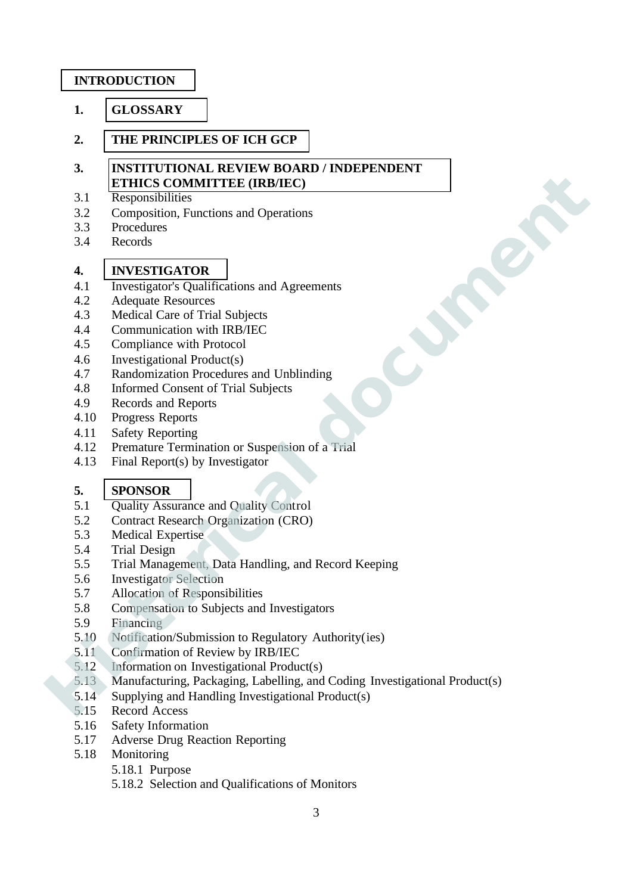**INTRODUCTION**

**1. GLOSSARY**

**2. THE PRINCIPLES OF ICH GCP**

**3. INSTITUTIONAL REVIEW BOARD / INDEPENDENT ETHICS COMMITTEE (IRB/IEC)**

3.1 Responsibilities
3.2 Composition, Functions and Operations
3.3 Procedures
3.4 Records

**4. INVESTIGATOR**

4.1 Investigator's Qualifications and Agreements
4.2 Adequate Resources
4.3 Medical Care of Trial Subjects
4.4 Communication with IRB/IEC
4.5 Compliance with Protocol
4.6 Investigational Product(s)
4.7 Randomization Procedures and Unblinding
4.8 Informed Consent of Trial Subjects
4.9 Records and Reports
4.10 Progress Reports
4.11 Safety Reporting
4.12 Premature Termination or Suspension of a Trial
4.13 Final Report(s) by Investigator

**5. SPONSOR**

5.1 Quality Assurance and Quality Control
5.2 Contract Research Organization (CRO)
5.3 Medical Expertise
5.4 Trial Design
5.5 Trial Management, Data Handling, and Record Keeping
5.6 Investigator Selection
5.7 Allocation of Responsibilities
5.8 Compensation to Subjects and Investigators
5.9 Financing
5.10 Notification/Submission to Regulatory Authority(ies)
5.11 Confirmation of Review by IRB/IEC
5.12 Information on Investigational Product(s)
5.13 Manufacturing, Packaging, Labelling, and Coding Investigational Product(s)
5.14 Supplying and Handling Investigational Product(s)
5.15 Record Access
5.16 Safety Information
5.17 Adverse Drug Reaction Reporting
5.18 Monitoring
    5.18.1 Purpose
    5.18.2 Selection and Qualifications of Monitors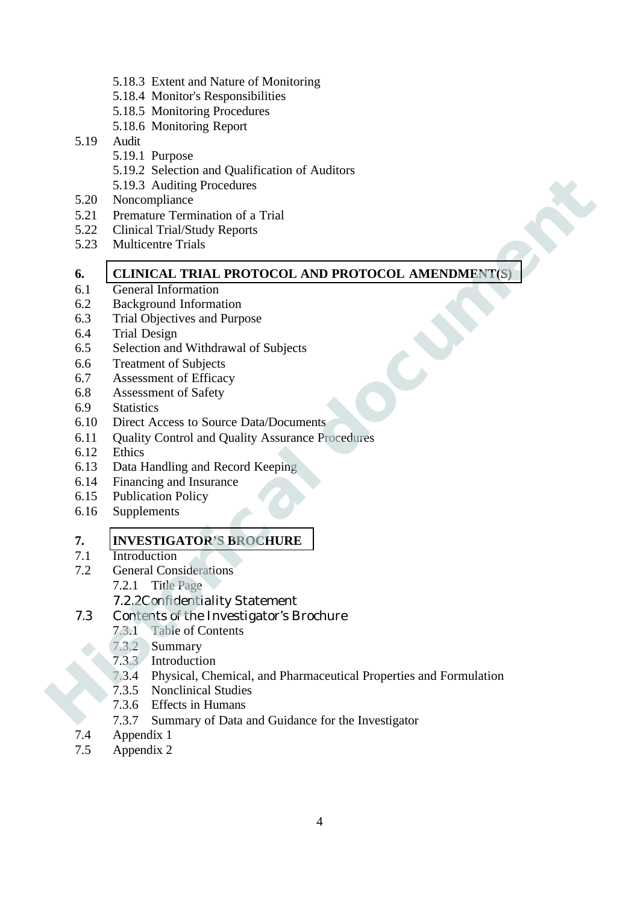- 5.18.3 Extent and Nature of Monitoring
- 5.18.4 Monitor's Responsibilities
- 5.18.5 Monitoring Procedures
- 5.18.6 Monitoring Report

5.19 Audit
- 5.19.1 Purpose
- 5.19.2 Selection and Qualification of Auditors
- 5.19.3 Auditing Procedures

5.20 Noncompliance

5.21 Premature Termination of a Trial

5.22 Clinical Trial/Study Reports

5.23 Multicentre Trials

**6. CLINICAL TRIAL PROTOCOL AND PROTOCOL AMENDMENT(S)**

6.1 General Information

6.2 Background Information

6.3 Trial Objectives and Purpose

6.4 Trial Design

6.5 Selection and Withdrawal of Subjects

6.6 Treatment of Subjects

6.7 Assessment of Efficacy

6.8 Assessment of Safety

6.9 Statistics

6.10 Direct Access to Source Data/Documents

6.11 Quality Control and Quality Assurance Procedures

6.12 Ethics

6.13 Data Handling and Record Keeping

6.14 Financing and Insurance

6.15 Publication Policy

6.16 Supplements

**7. INVESTIGATOR'S BROCHURE**

7.1 Introduction

7.2 General Considerations
- 7.2.1 Title Page
- 7.2.2 Confidentiality Statement

7.3 Contents of the Investigator's Brochure
- 7.3.1 Table of Contents
- 7.3.2 Summary
- 7.3.3 Introduction
- 7.3.4 Physical, Chemical, and Pharmaceutical Properties and Formulation
- 7.3.5 Nonclinical Studies
- 7.3.6 Effects in Humans
- 7.3.7 Summary of Data and Guidance for the Investigator

7.4 Appendix 1

7.5 Appendix 2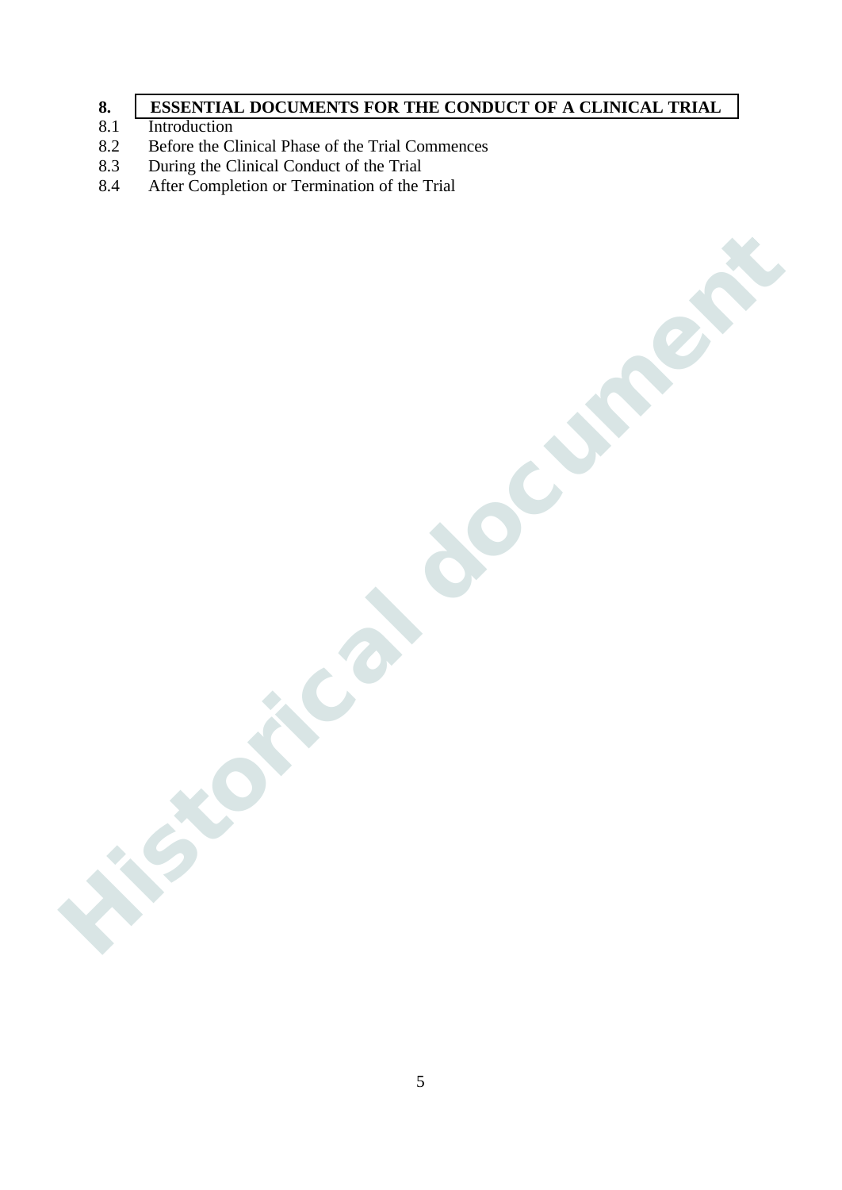**8. ESSENTIAL DOCUMENTS FOR THE CONDUCT OF A CLINICAL TRIAL**

8.1 Introduction
8.2 Before the Clinical Phase of the Trial Commences
8.3 During the Clinical Conduct of the Trial
8.4 After Completion or Termination of the Trial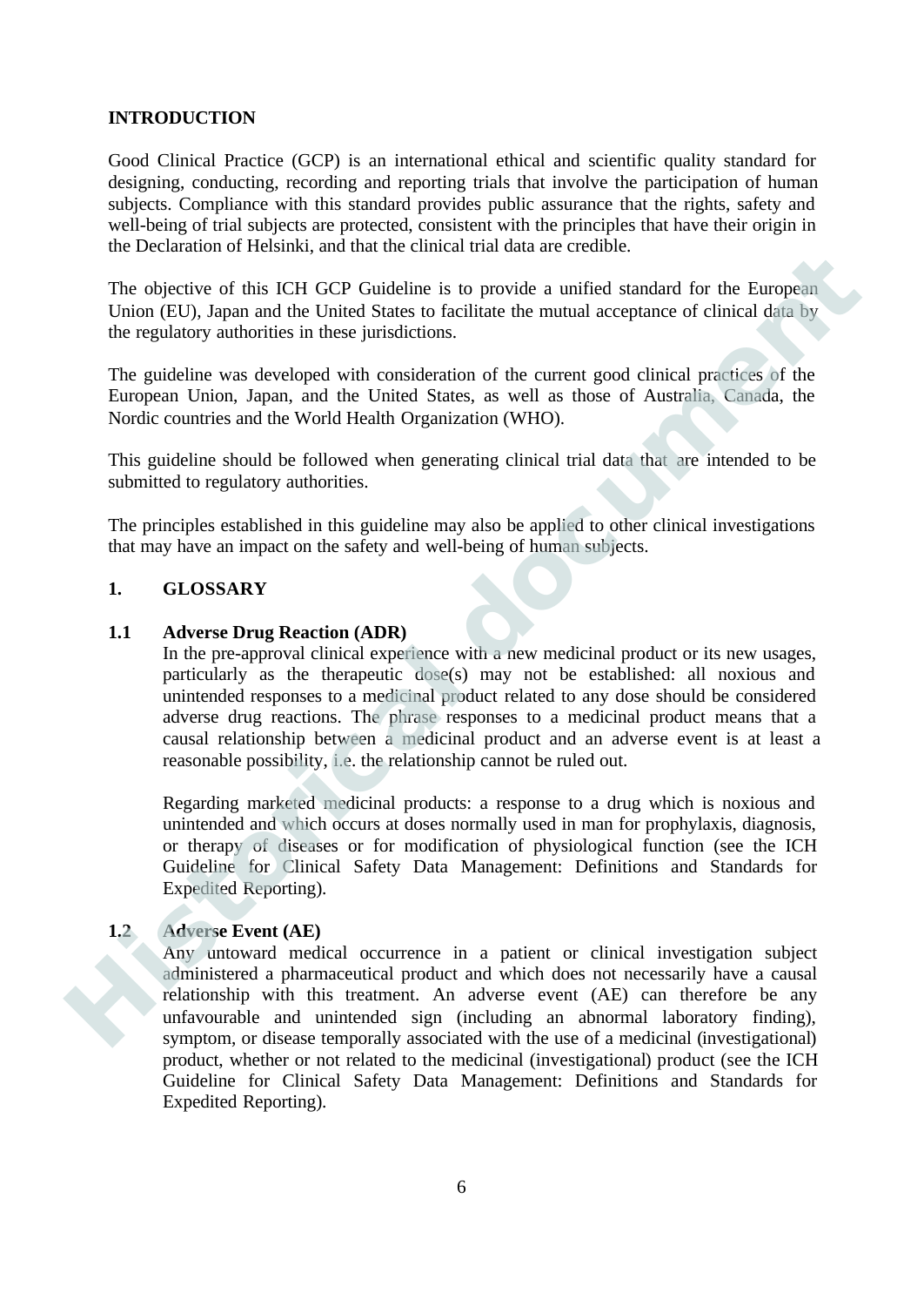## INTRODUCTION

Good Clinical Practice (GCP) is an international ethical and scientific quality standard for designing, conducting, recording and reporting trials that involve the participation of human subjects. Compliance with this standard provides public assurance that the rights, safety and well-being of trial subjects are protected, consistent with the principles that have their origin in the Declaration of Helsinki, and that the clinical trial data are credible.

The objective of this ICH GCP Guideline is to provide a unified standard for the European Union (EU), Japan and the United States to facilitate the mutual acceptance of clinical data by the regulatory authorities in these jurisdictions.

The guideline was developed with consideration of the current good clinical practices of the European Union, Japan, and the United States, as well as those of Australia, Canada, the Nordic countries and the World Health Organization (WHO).

This guideline should be followed when generating clinical trial data that are intended to be submitted to regulatory authorities.

The principles established in this guideline may also be applied to other clinical investigations that may have an impact on the safety and well-being of human subjects.

## 1. GLOSSARY

### 1.1 Adverse Drug Reaction (ADR)

In the pre-approval clinical experience with a new medicinal product or its new usages, particularly as the therapeutic dose(s) may not be established: all noxious and unintended responses to a medicinal product related to any dose should be considered adverse drug reactions. The phrase responses to a medicinal product means that a causal relationship between a medicinal product and an adverse event is at least a reasonable possibility, i.e. the relationship cannot be ruled out.

Regarding marketed medicinal products: a response to a drug which is noxious and unintended and which occurs at doses normally used in man for prophylaxis, diagnosis, or therapy of diseases or for modification of physiological function (see the ICH Guideline for Clinical Safety Data Management: Definitions and Standards for Expedited Reporting).

### 1.2 Adverse Event (AE)

Any untoward medical occurrence in a patient or clinical investigation subject administered a pharmaceutical product and which does not necessarily have a causal relationship with this treatment. An adverse event (AE) can therefore be any unfavourable and unintended sign (including an abnormal laboratory finding), symptom, or disease temporally associated with the use of a medicinal (investigational) product, whether or not related to the medicinal (investigational) product (see the ICH Guideline for Clinical Safety Data Management: Definitions and Standards for Expedited Reporting).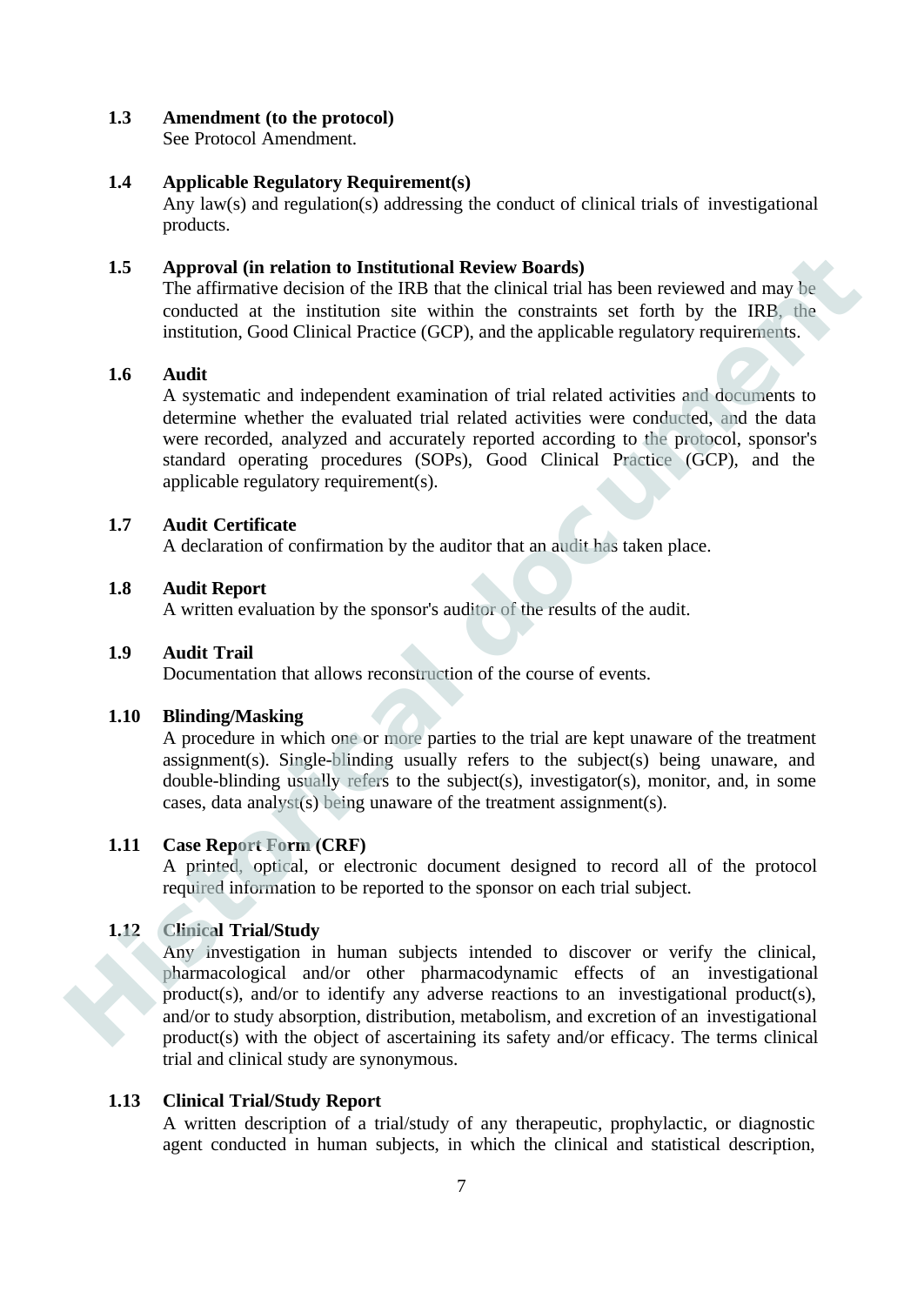**1.3 Amendment (to the protocol)**
See Protocol Amendment.

**1.4 Applicable Regulatory Requirement(s)**
Any law(s) and regulation(s) addressing the conduct of clinical trials of investigational products.

**1.5 Approval (in relation to Institutional Review Boards)**
The affirmative decision of the IRB that the clinical trial has been reviewed and may be conducted at the institution site within the constraints set forth by the IRB, the institution, Good Clinical Practice (GCP), and the applicable regulatory requirements.

**1.6 Audit**
A systematic and independent examination of trial related activities and documents to determine whether the evaluated trial related activities were conducted, and the data were recorded, analyzed and accurately reported according to the protocol, sponsor's standard operating procedures (SOPs), Good Clinical Practice (GCP), and the applicable regulatory requirement(s).

**1.7 Audit Certificate**
A declaration of confirmation by the auditor that an audit has taken place.

**1.8 Audit Report**
A written evaluation by the sponsor's auditor of the results of the audit.

**1.9 Audit Trail**
Documentation that allows reconstruction of the course of events.

**1.10 Blinding/Masking**
A procedure in which one or more parties to the trial are kept unaware of the treatment assignment(s). Single-blinding usually refers to the subject(s) being unaware, and double-blinding usually refers to the subject(s), investigator(s), monitor, and, in some cases, data analyst(s) being unaware of the treatment assignment(s).

**1.11 Case Report Form (CRF)**
A printed, optical, or electronic document designed to record all of the protocol required information to be reported to the sponsor on each trial subject.

**1.12 Clinical Trial/Study**
Any investigation in human subjects intended to discover or verify the clinical, pharmacological and/or other pharmacodynamic effects of an investigational product(s), and/or to identify any adverse reactions to an investigational product(s), and/or to study absorption, distribution, metabolism, and excretion of an investigational product(s) with the object of ascertaining its safety and/or efficacy. The terms clinical trial and clinical study are synonymous.

**1.13 Clinical Trial/Study Report**
A written description of a trial/study of any therapeutic, prophylactic, or diagnostic agent conducted in human subjects, in which the clinical and statistical description,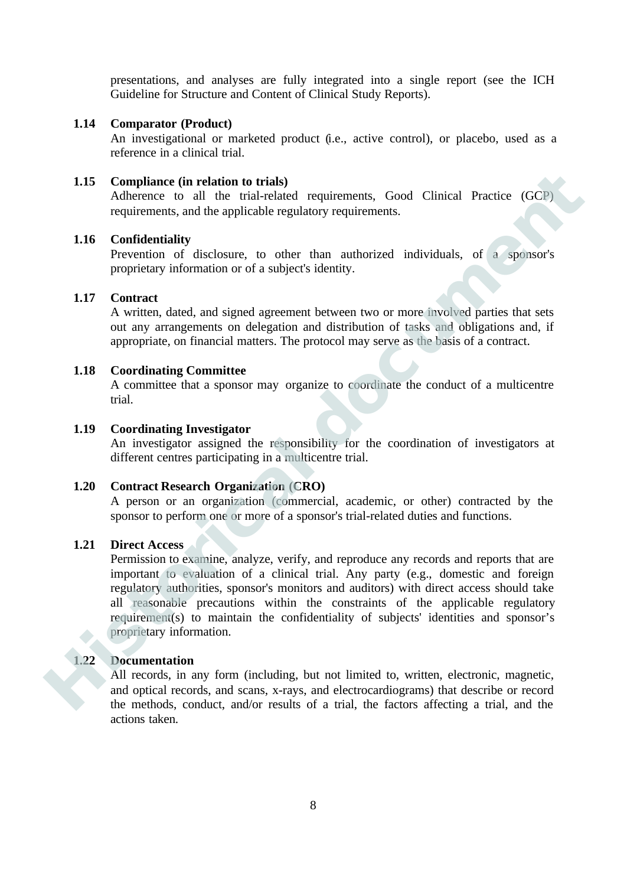presentations, and analyses are fully integrated into a single report (see the ICH Guideline for Structure and Content of Clinical Study Reports).

**1.14 Comparator (Product)**
An investigational or marketed product (i.e., active control), or placebo, used as a reference in a clinical trial.

**1.15 Compliance (in relation to trials)**
Adherence to all the trial-related requirements, Good Clinical Practice (GCP) requirements, and the applicable regulatory requirements.

**1.16 Confidentiality**
Prevention of disclosure, to other than authorized individuals, of a sponsor's proprietary information or of a subject's identity.

**1.17 Contract**
A written, dated, and signed agreement between two or more involved parties that sets out any arrangements on delegation and distribution of tasks and obligations and, if appropriate, on financial matters. The protocol may serve as the basis of a contract.

**1.18 Coordinating Committee**
A committee that a sponsor may organize to coordinate the conduct of a multicentre trial.

**1.19 Coordinating Investigator**
An investigator assigned the responsibility for the coordination of investigators at different centres participating in a multicentre trial.

**1.20 Contract Research Organization (CRO)**
A person or an organization (commercial, academic, or other) contracted by the sponsor to perform one or more of a sponsor's trial-related duties and functions.

**1.21 Direct Access**
Permission to examine, analyze, verify, and reproduce any records and reports that are important to evaluation of a clinical trial. Any party (e.g., domestic and foreign regulatory authorities, sponsor's monitors and auditors) with direct access should take all reasonable precautions within the constraints of the applicable regulatory requirement(s) to maintain the confidentiality of subjects' identities and sponsor's proprietary information.

**1.22 Documentation**
All records, in any form (including, but not limited to, written, electronic, magnetic, and optical records, and scans, x-rays, and electrocardiograms) that describe or record the methods, conduct, and/or results of a trial, the factors affecting a trial, and the actions taken.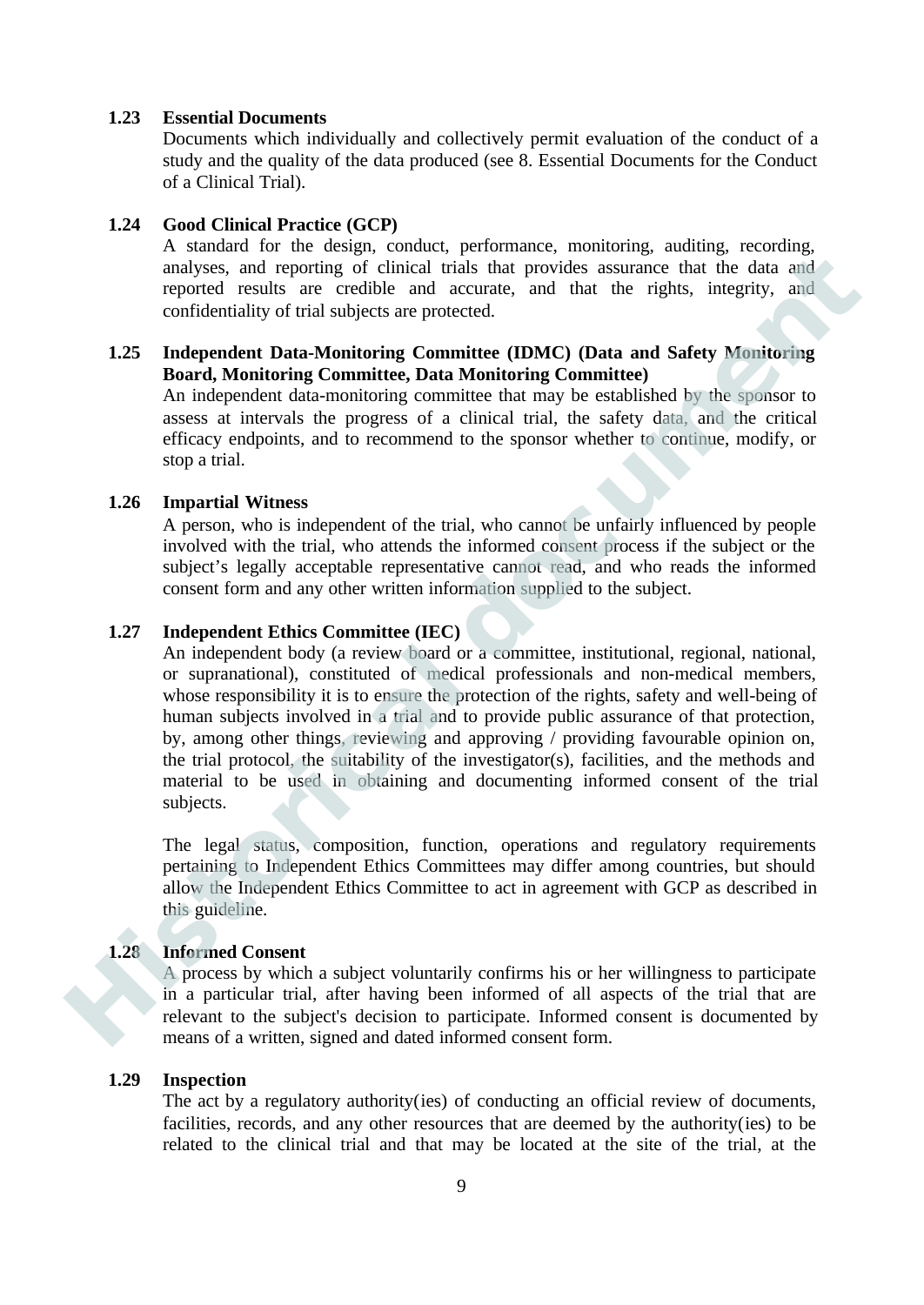**1.23 Essential Documents**

Documents which individually and collectively permit evaluation of the conduct of a study and the quality of the data produced (see 8. Essential Documents for the Conduct of a Clinical Trial).

**1.24 Good Clinical Practice (GCP)**

A standard for the design, conduct, performance, monitoring, auditing, recording, analyses, and reporting of clinical trials that provides assurance that the data and reported results are credible and accurate, and that the rights, integrity, and confidentiality of trial subjects are protected.

**1.25 Independent Data-Monitoring Committee (IDMC) (Data and Safety Monitoring Board, Monitoring Committee, Data Monitoring Committee)**

An independent data-monitoring committee that may be established by the sponsor to assess at intervals the progress of a clinical trial, the safety data, and the critical efficacy endpoints, and to recommend to the sponsor whether to continue, modify, or stop a trial.

**1.26 Impartial Witness**

A person, who is independent of the trial, who cannot be unfairly influenced by people involved with the trial, who attends the informed consent process if the subject or the subject's legally acceptable representative cannot read, and who reads the informed consent form and any other written information supplied to the subject.

**1.27 Independent Ethics Committee (IEC)**

An independent body (a review board or a committee, institutional, regional, national, or supranational), constituted of medical professionals and non-medical members, whose responsibility it is to ensure the protection of the rights, safety and well-being of human subjects involved in a trial and to provide public assurance of that protection, by, among other things, reviewing and approving / providing favourable opinion on, the trial protocol, the suitability of the investigator(s), facilities, and the methods and material to be used in obtaining and documenting informed consent of the trial subjects.

The legal status, composition, function, operations and regulatory requirements pertaining to Independent Ethics Committees may differ among countries, but should allow the Independent Ethics Committee to act in agreement with GCP as described in this guideline.

**1.28 Informed Consent**

A process by which a subject voluntarily confirms his or her willingness to participate in a particular trial, after having been informed of all aspects of the trial that are relevant to the subject's decision to participate. Informed consent is documented by means of a written, signed and dated informed consent form.

**1.29 Inspection**

The act by a regulatory authority(ies) of conducting an official review of documents, facilities, records, and any other resources that are deemed by the authority(ies) to be related to the clinical trial and that may be located at the site of the trial, at the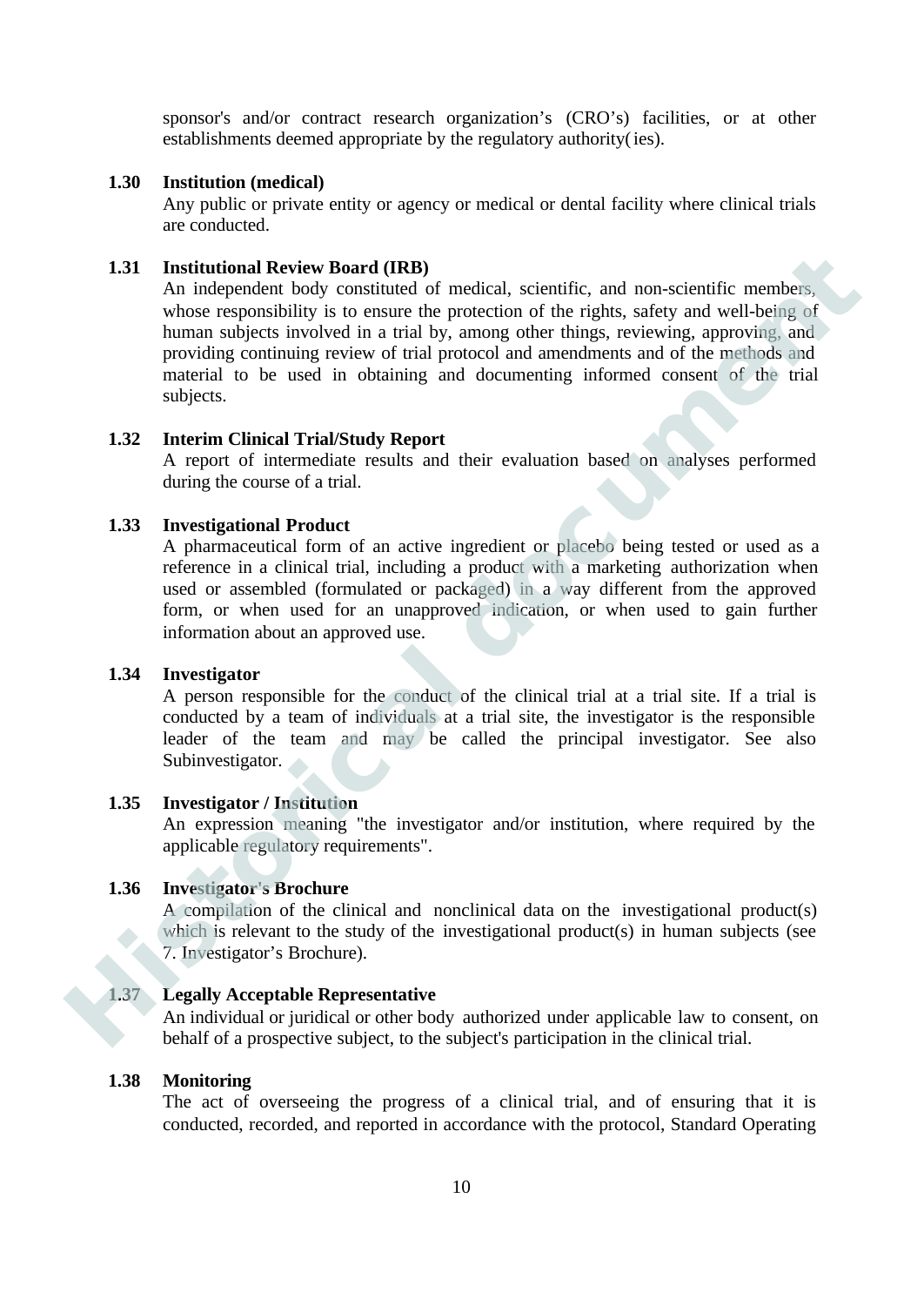sponsor's and/or contract research organization's (CRO's) facilities, or at other establishments deemed appropriate by the regulatory authority(ies).

**1.30 Institution (medical)**

Any public or private entity or agency or medical or dental facility where clinical trials are conducted.

**1.31 Institutional Review Board (IRB)**

An independent body constituted of medical, scientific, and non-scientific members, whose responsibility is to ensure the protection of the rights, safety and well-being of human subjects involved in a trial by, among other things, reviewing, approving, and providing continuing review of trial protocol and amendments and of the methods and material to be used in obtaining and documenting informed consent of the trial subjects.

**1.32 Interim Clinical Trial/Study Report**

A report of intermediate results and their evaluation based on analyses performed during the course of a trial.

**1.33 Investigational Product**

A pharmaceutical form of an active ingredient or placebo being tested or used as a reference in a clinical trial, including a product with a marketing authorization when used or assembled (formulated or packaged) in a way different from the approved form, or when used for an unapproved indication, or when used to gain further information about an approved use.

**1.34 Investigator**

A person responsible for the conduct of the clinical trial at a trial site. If a trial is conducted by a team of individuals at a trial site, the investigator is the responsible leader of the team and may be called the principal investigator. See also Subinvestigator.

**1.35 Investigator / Institution**

An expression meaning "the investigator and/or institution, where required by the applicable regulatory requirements".

**1.36 Investigator's Brochure**

A compilation of the clinical and nonclinical data on the investigational product(s) which is relevant to the study of the investigational product(s) in human subjects (see 7. Investigator's Brochure).

**1.37 Legally Acceptable Representative**

An individual or juridical or other body authorized under applicable law to consent, on behalf of a prospective subject, to the subject's participation in the clinical trial.

**1.38 Monitoring**

The act of overseeing the progress of a clinical trial, and of ensuring that it is conducted, recorded, and reported in accordance with the protocol, Standard Operating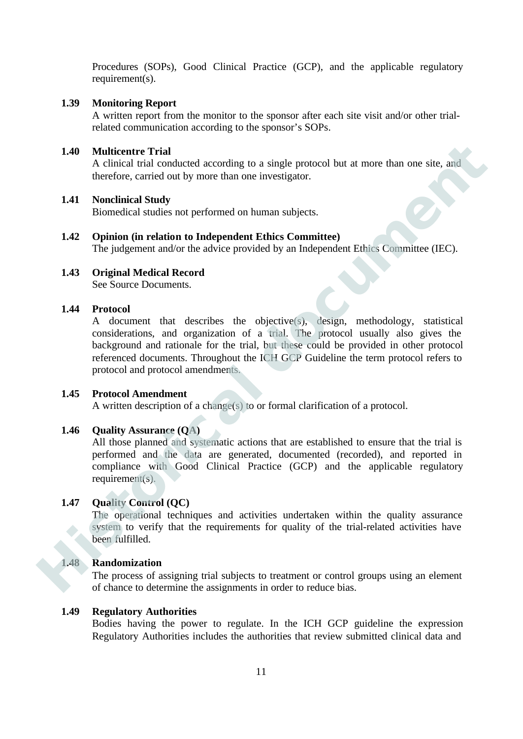Procedures (SOPs), Good Clinical Practice (GCP), and the applicable regulatory requirement(s).

**1.39 Monitoring Report**

A written report from the monitor to the sponsor after each site visit and/or other trial-related communication according to the sponsor's SOPs.

**1.40 Multicentre Trial**

A clinical trial conducted according to a single protocol but at more than one site, and therefore, carried out by more than one investigator.

**1.41 Nonclinical Study**

Biomedical studies not performed on human subjects.

**1.42 Opinion (in relation to Independent Ethics Committee)**

The judgement and/or the advice provided by an Independent Ethics Committee (IEC).

**1.43 Original Medical Record**

See Source Documents.

**1.44 Protocol**

A document that describes the objective(s), design, methodology, statistical considerations, and organization of a trial. The protocol usually also gives the background and rationale for the trial, but these could be provided in other protocol referenced documents. Throughout the ICH GCP Guideline the term protocol refers to protocol and protocol amendments.

**1.45 Protocol Amendment**

A written description of a change(s) to or formal clarification of a protocol.

**1.46 Quality Assurance (QA)**

All those planned and systematic actions that are established to ensure that the trial is performed and the data are generated, documented (recorded), and reported in compliance with Good Clinical Practice (GCP) and the applicable regulatory requirement(s).

**1.47 Quality Control (QC)**

The operational techniques and activities undertaken within the quality assurance system to verify that the requirements for quality of the trial-related activities have been fulfilled.

**1.48 Randomization**

The process of assigning trial subjects to treatment or control groups using an element of chance to determine the assignments in order to reduce bias.

**1.49 Regulatory Authorities**

Bodies having the power to regulate. In the ICH GCP guideline the expression Regulatory Authorities includes the authorities that review submitted clinical data and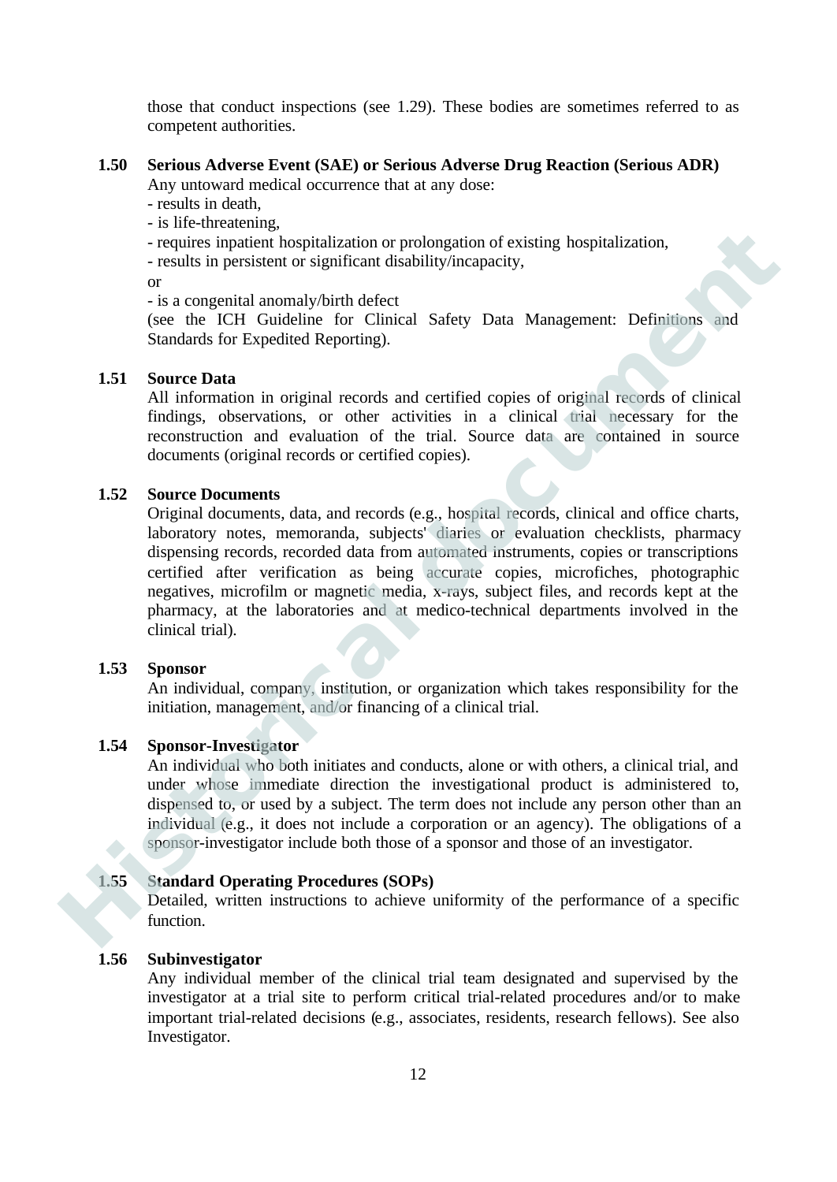those that conduct inspections (see 1.29). These bodies are sometimes referred to as competent authorities.

**1.50 Serious Adverse Event (SAE) or Serious Adverse Drug Reaction (Serious ADR)**

Any untoward medical occurrence that at any dose:

- results in death,
- is life-threatening,
- requires inpatient hospitalization or prolongation of existing hospitalization,
- results in persistent or significant disability/incapacity,

or

- is a congenital anomaly/birth defect

(see the ICH Guideline for Clinical Safety Data Management: Definitions and Standards for Expedited Reporting).

**1.51 Source Data**

All information in original records and certified copies of original records of clinical findings, observations, or other activities in a clinical trial necessary for the reconstruction and evaluation of the trial. Source data are contained in source documents (original records or certified copies).

**1.52 Source Documents**

Original documents, data, and records (e.g., hospital records, clinical and office charts, laboratory notes, memoranda, subjects' diaries or evaluation checklists, pharmacy dispensing records, recorded data from automated instruments, copies or transcriptions certified after verification as being accurate copies, microfiches, photographic negatives, microfilm or magnetic media, x-rays, subject files, and records kept at the pharmacy, at the laboratories and at medico-technical departments involved in the clinical trial).

**1.53 Sponsor**

An individual, company, institution, or organization which takes responsibility for the initiation, management, and/or financing of a clinical trial.

**1.54 Sponsor-Investigator**

An individual who both initiates and conducts, alone or with others, a clinical trial, and under whose immediate direction the investigational product is administered to, dispensed to, or used by a subject. The term does not include any person other than an individual (e.g., it does not include a corporation or an agency). The obligations of a sponsor-investigator include both those of a sponsor and those of an investigator.

**1.55 Standard Operating Procedures (SOPs)**

Detailed, written instructions to achieve uniformity of the performance of a specific function.

**1.56 Subinvestigator**

Any individual member of the clinical trial team designated and supervised by the investigator at a trial site to perform critical trial-related procedures and/or to make important trial-related decisions (e.g., associates, residents, research fellows). See also Investigator.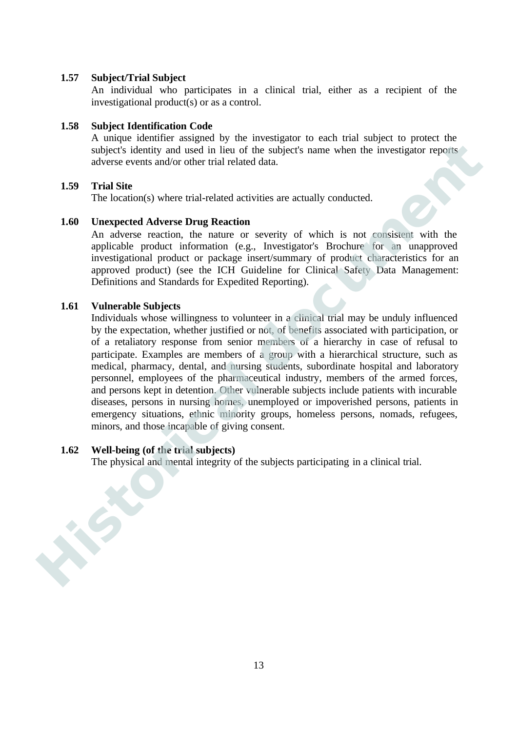**1.57 Subject/Trial Subject**

An individual who participates in a clinical trial, either as a recipient of the investigational product(s) or as a control.

**1.58 Subject Identification Code**

A unique identifier assigned by the investigator to each trial subject to protect the subject's identity and used in lieu of the subject's name when the investigator reports adverse events and/or other trial related data.

**1.59 Trial Site**

The location(s) where trial-related activities are actually conducted.

**1.60 Unexpected Adverse Drug Reaction**

An adverse reaction, the nature or severity of which is not consistent with the applicable product information (e.g., Investigator's Brochure for an unapproved investigational product or package insert/summary of product characteristics for an approved product) (see the ICH Guideline for Clinical Safety Data Management: Definitions and Standards for Expedited Reporting).

**1.61 Vulnerable Subjects**

Individuals whose willingness to volunteer in a clinical trial may be unduly influenced by the expectation, whether justified or not, of benefits associated with participation, or of a retaliatory response from senior members of a hierarchy in case of refusal to participate. Examples are members of a group with a hierarchical structure, such as medical, pharmacy, dental, and nursing students, subordinate hospital and laboratory personnel, employees of the pharmaceutical industry, members of the armed forces, and persons kept in detention. Other vulnerable subjects include patients with incurable diseases, persons in nursing homes, unemployed or impoverished persons, patients in emergency situations, ethnic minority groups, homeless persons, nomads, refugees, minors, and those incapable of giving consent.

**1.62 Well-being (of the trial subjects)**

The physical and mental integrity of the subjects participating in a clinical trial.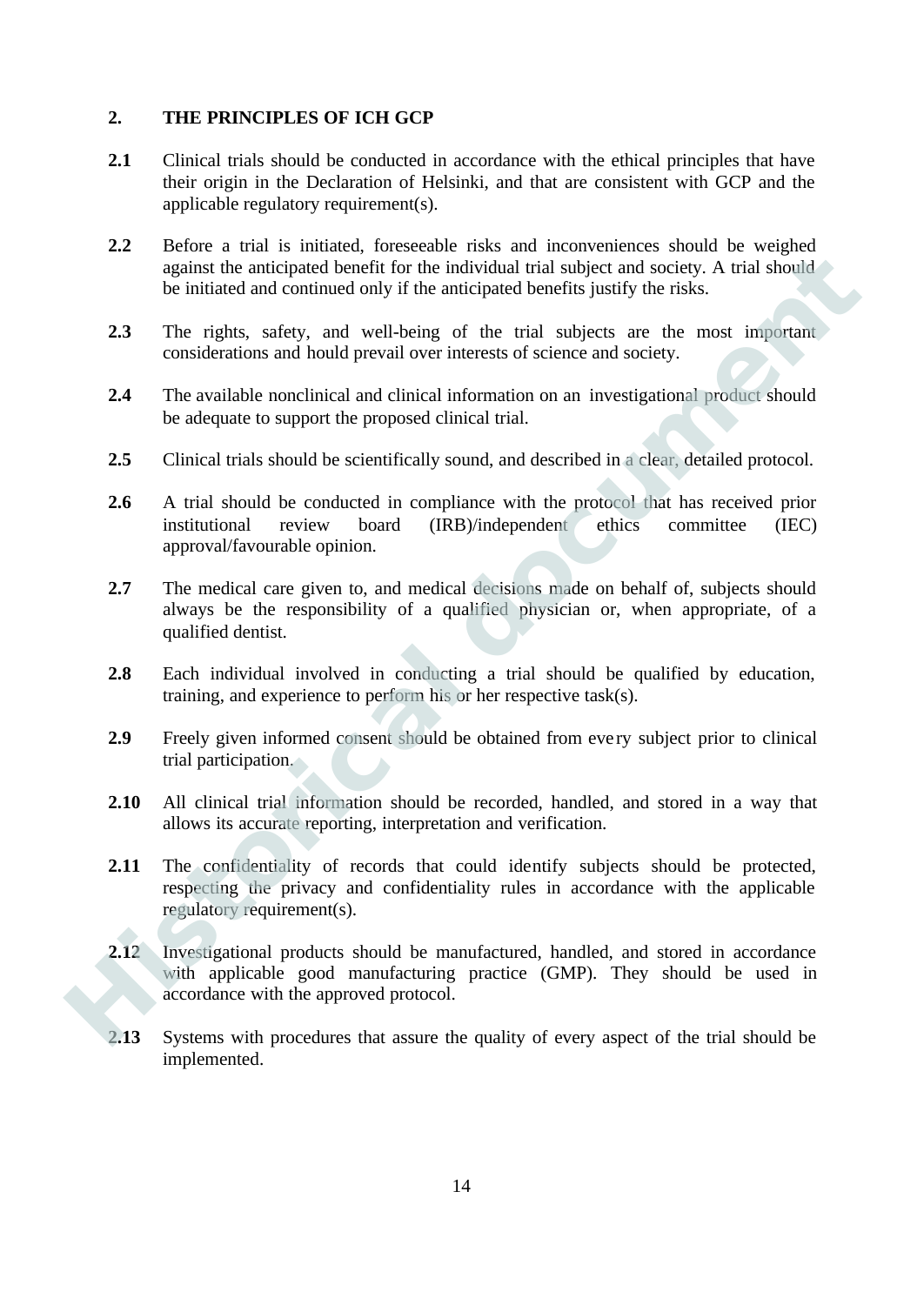## 2. THE PRINCIPLES OF ICH GCP

**2.1** Clinical trials should be conducted in accordance with the ethical principles that have their origin in the Declaration of Helsinki, and that are consistent with GCP and the applicable regulatory requirement(s).

**2.2** Before a trial is initiated, foreseeable risks and inconveniences should be weighed against the anticipated benefit for the individual trial subject and society. A trial should be initiated and continued only if the anticipated benefits justify the risks.

**2.3** The rights, safety, and well-being of the trial subjects are the most important considerations and hould prevail over interests of science and society.

**2.4** The available nonclinical and clinical information on an investigational product should be adequate to support the proposed clinical trial.

**2.5** Clinical trials should be scientifically sound, and described in a clear, detailed protocol.

**2.6** A trial should be conducted in compliance with the protocol that has received prior institutional review board (IRB)/independent ethics committee (IEC) approval/favourable opinion.

**2.7** The medical care given to, and medical decisions made on behalf of, subjects should always be the responsibility of a qualified physician or, when appropriate, of a qualified dentist.

**2.8** Each individual involved in conducting a trial should be qualified by education, training, and experience to perform his or her respective task(s).

**2.9** Freely given informed consent should be obtained from every subject prior to clinical trial participation.

**2.10** All clinical trial information should be recorded, handled, and stored in a way that allows its accurate reporting, interpretation and verification.

**2.11** The confidentiality of records that could identify subjects should be protected, respecting the privacy and confidentiality rules in accordance with the applicable regulatory requirement(s).

**2.12** Investigational products should be manufactured, handled, and stored in accordance with applicable good manufacturing practice (GMP). They should be used in accordance with the approved protocol.

**2.13** Systems with procedures that assure the quality of every aspect of the trial should be implemented.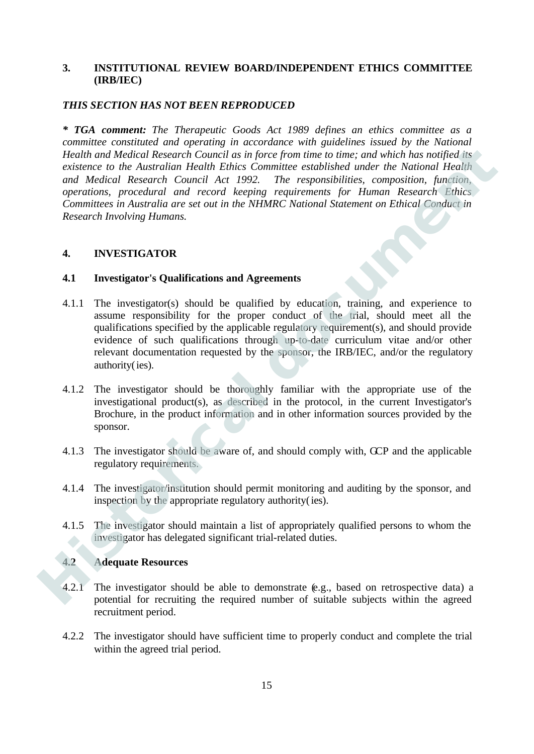## 3. INSTITUTIONAL REVIEW BOARD/INDEPENDENT ETHICS COMMITTEE (IRB/IEC)

***THIS SECTION HAS NOT BEEN REPRODUCED***

***\* TGA comment:*** *The Therapeutic Goods Act 1989 defines an ethics committee as a committee constituted and operating in accordance with guidelines issued by the National Health and Medical Research Council as in force from time to time; and which has notified its existence to the Australian Health Ethics Committee established under the National Health and Medical Research Council Act 1992. The responsibilities, composition, function, operations, procedural and record keeping requirements for Human Research Ethics Committees in Australia are set out in the NHMRC National Statement on Ethical Conduct in Research Involving Humans.*

## 4. INVESTIGATOR

### 4.1 Investigator's Qualifications and Agreements

4.1.1 The investigator(s) should be qualified by education, training, and experience to assume responsibility for the proper conduct of the trial, should meet all the qualifications specified by the applicable regulatory requirement(s), and should provide evidence of such qualifications through up-to-date curriculum vitae and/or other relevant documentation requested by the sponsor, the IRB/IEC, and/or the regulatory authority(ies).

4.1.2 The investigator should be thoroughly familiar with the appropriate use of the investigational product(s), as described in the protocol, in the current Investigator's Brochure, in the product information and in other information sources provided by the sponsor.

4.1.3 The investigator should be aware of, and should comply with, GCP and the applicable regulatory requirements.

4.1.4 The investigator/institution should permit monitoring and auditing by the sponsor, and inspection by the appropriate regulatory authority(ies).

4.1.5 The investigator should maintain a list of appropriately qualified persons to whom the investigator has delegated significant trial-related duties.

### 4.2 Adequate Resources

4.2.1 The investigator should be able to demonstrate (e.g., based on retrospective data) a potential for recruiting the required number of suitable subjects within the agreed recruitment period.

4.2.2 The investigator should have sufficient time to properly conduct and complete the trial within the agreed trial period.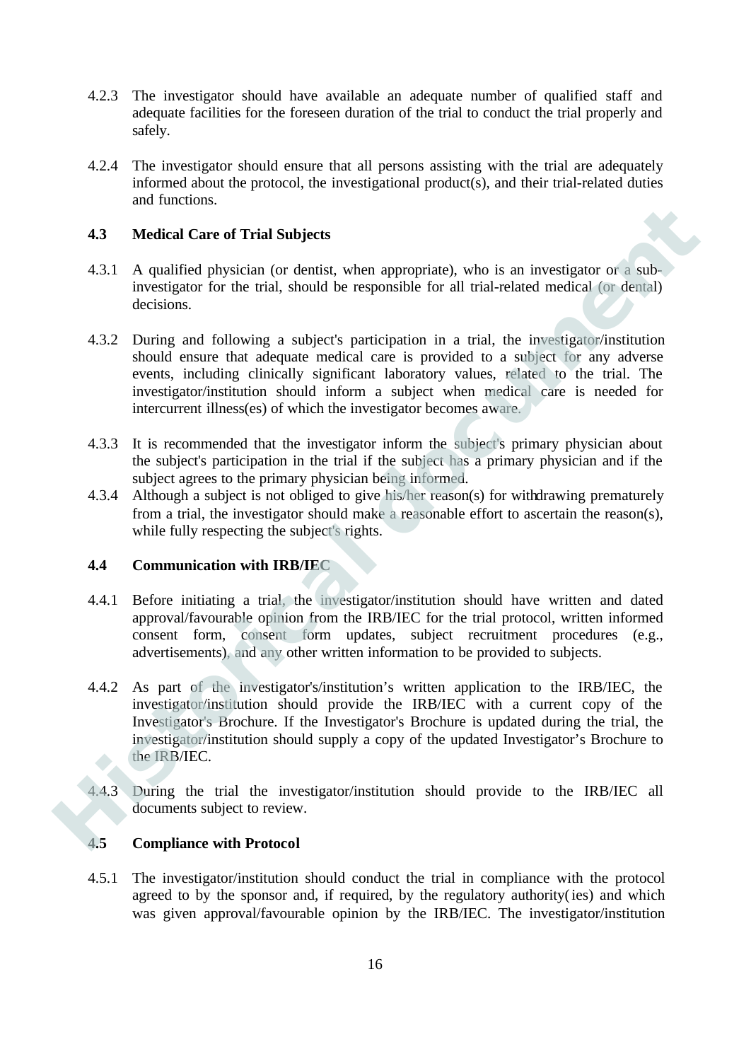4.2.3 The investigator should have available an adequate number of qualified staff and adequate facilities for the foreseen duration of the trial to conduct the trial properly and safely.

4.2.4 The investigator should ensure that all persons assisting with the trial are adequately informed about the protocol, the investigational product(s), and their trial-related duties and functions.

### 4.3 Medical Care of Trial Subjects

4.3.1 A qualified physician (or dentist, when appropriate), who is an investigator or a sub-investigator for the trial, should be responsible for all trial-related medical (or dental) decisions.

4.3.2 During and following a subject's participation in a trial, the investigator/institution should ensure that adequate medical care is provided to a subject for any adverse events, including clinically significant laboratory values, related to the trial. The investigator/institution should inform a subject when medical care is needed for intercurrent illness(es) of which the investigator becomes aware.

4.3.3 It is recommended that the investigator inform the subject's primary physician about the subject's participation in the trial if the subject has a primary physician and if the subject agrees to the primary physician being informed.

4.3.4 Although a subject is not obliged to give his/her reason(s) for withdrawing prematurely from a trial, the investigator should make a reasonable effort to ascertain the reason(s), while fully respecting the subject's rights.

### 4.4 Communication with IRB/IEC

4.4.1 Before initiating a trial, the investigator/institution should have written and dated approval/favourable opinion from the IRB/IEC for the trial protocol, written informed consent form, consent form updates, subject recruitment procedures (e.g., advertisements), and any other written information to be provided to subjects.

4.4.2 As part of the investigator's/institution's written application to the IRB/IEC, the investigator/institution should provide the IRB/IEC with a current copy of the Investigator's Brochure. If the Investigator's Brochure is updated during the trial, the investigator/institution should supply a copy of the updated Investigator's Brochure to the IRB/IEC.

4.4.3 During the trial the investigator/institution should provide to the IRB/IEC all documents subject to review.

### 4.5 Compliance with Protocol

4.5.1 The investigator/institution should conduct the trial in compliance with the protocol agreed to by the sponsor and, if required, by the regulatory authority(ies) and which was given approval/favourable opinion by the IRB/IEC. The investigator/institution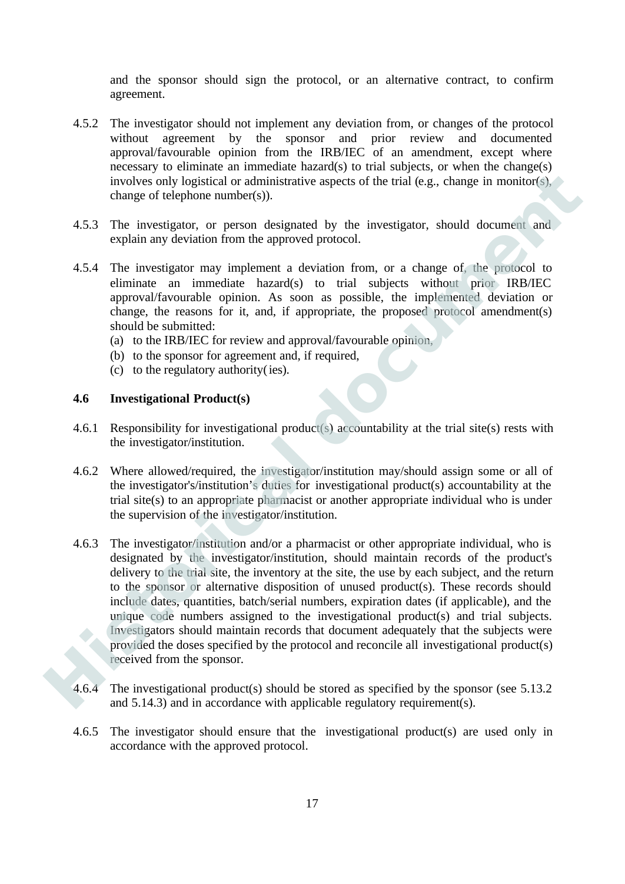and the sponsor should sign the protocol, or an alternative contract, to confirm agreement.

4.5.2 The investigator should not implement any deviation from, or changes of the protocol without agreement by the sponsor and prior review and documented approval/favourable opinion from the IRB/IEC of an amendment, except where necessary to eliminate an immediate hazard(s) to trial subjects, or when the change(s) involves only logistical or administrative aspects of the trial (e.g., change in monitor(s), change of telephone number(s)).

4.5.3 The investigator, or person designated by the investigator, should document and explain any deviation from the approved protocol.

4.5.4 The investigator may implement a deviation from, or a change of, the protocol to eliminate an immediate hazard(s) to trial subjects without prior IRB/IEC approval/favourable opinion. As soon as possible, the implemented deviation or change, the reasons for it, and, if appropriate, the proposed protocol amendment(s) should be submitted:

(a) to the IRB/IEC for review and approval/favourable opinion,
(b) to the sponsor for agreement and, if required,
(c) to the regulatory authority(ies).

### 4.6 Investigational Product(s)

4.6.1 Responsibility for investigational product(s) accountability at the trial site(s) rests with the investigator/institution.

4.6.2 Where allowed/required, the investigator/institution may/should assign some or all of the investigator's/institution's duties for investigational product(s) accountability at the trial site(s) to an appropriate pharmacist or another appropriate individual who is under the supervision of the investigator/institution.

4.6.3 The investigator/institution and/or a pharmacist or other appropriate individual, who is designated by the investigator/institution, should maintain records of the product's delivery to the trial site, the inventory at the site, the use by each subject, and the return to the sponsor or alternative disposition of unused product(s). These records should include dates, quantities, batch/serial numbers, expiration dates (if applicable), and the unique code numbers assigned to the investigational product(s) and trial subjects. Investigators should maintain records that document adequately that the subjects were provided the doses specified by the protocol and reconcile all investigational product(s) received from the sponsor.

4.6.4 The investigational product(s) should be stored as specified by the sponsor (see 5.13.2 and 5.14.3) and in accordance with applicable regulatory requirement(s).

4.6.5 The investigator should ensure that the investigational product(s) are used only in accordance with the approved protocol.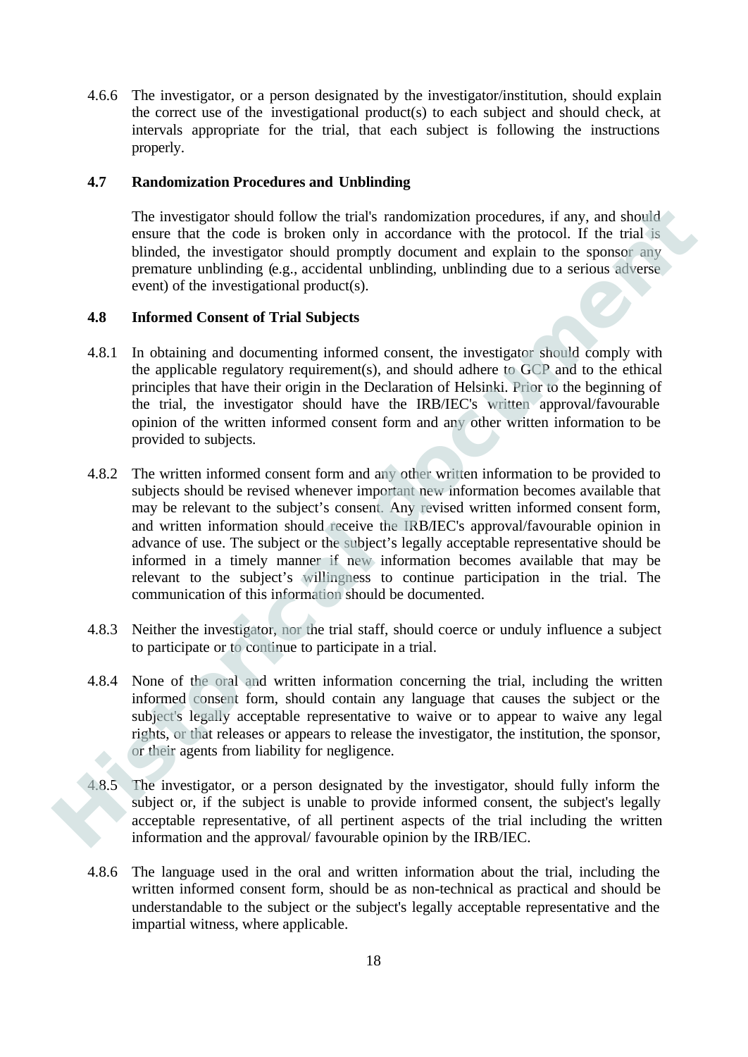4.6.6 The investigator, or a person designated by the investigator/institution, should explain the correct use of the investigational product(s) to each subject and should check, at intervals appropriate for the trial, that each subject is following the instructions properly.

### 4.7 Randomization Procedures and Unblinding

The investigator should follow the trial's randomization procedures, if any, and should ensure that the code is broken only in accordance with the protocol. If the trial is blinded, the investigator should promptly document and explain to the sponsor any premature unblinding (e.g., accidental unblinding, unblinding due to a serious adverse event) of the investigational product(s).

### 4.8 Informed Consent of Trial Subjects

4.8.1 In obtaining and documenting informed consent, the investigator should comply with the applicable regulatory requirement(s), and should adhere to GCP and to the ethical principles that have their origin in the Declaration of Helsinki. Prior to the beginning of the trial, the investigator should have the IRB/IEC's written approval/favourable opinion of the written informed consent form and any other written information to be provided to subjects.

4.8.2 The written informed consent form and any other written information to be provided to subjects should be revised whenever important new information becomes available that may be relevant to the subject's consent. Any revised written informed consent form, and written information should receive the IRB/IEC's approval/favourable opinion in advance of use. The subject or the subject's legally acceptable representative should be informed in a timely manner if new information becomes available that may be relevant to the subject's willingness to continue participation in the trial. The communication of this information should be documented.

4.8.3 Neither the investigator, nor the trial staff, should coerce or unduly influence a subject to participate or to continue to participate in a trial.

4.8.4 None of the oral and written information concerning the trial, including the written informed consent form, should contain any language that causes the subject or the subject's legally acceptable representative to waive or to appear to waive any legal rights, or that releases or appears to release the investigator, the institution, the sponsor, or their agents from liability for negligence.

4.8.5 The investigator, or a person designated by the investigator, should fully inform the subject or, if the subject is unable to provide informed consent, the subject's legally acceptable representative, of all pertinent aspects of the trial including the written information and the approval/ favourable opinion by the IRB/IEC.

4.8.6 The language used in the oral and written information about the trial, including the written informed consent form, should be as non-technical as practical and should be understandable to the subject or the subject's legally acceptable representative and the impartial witness, where applicable.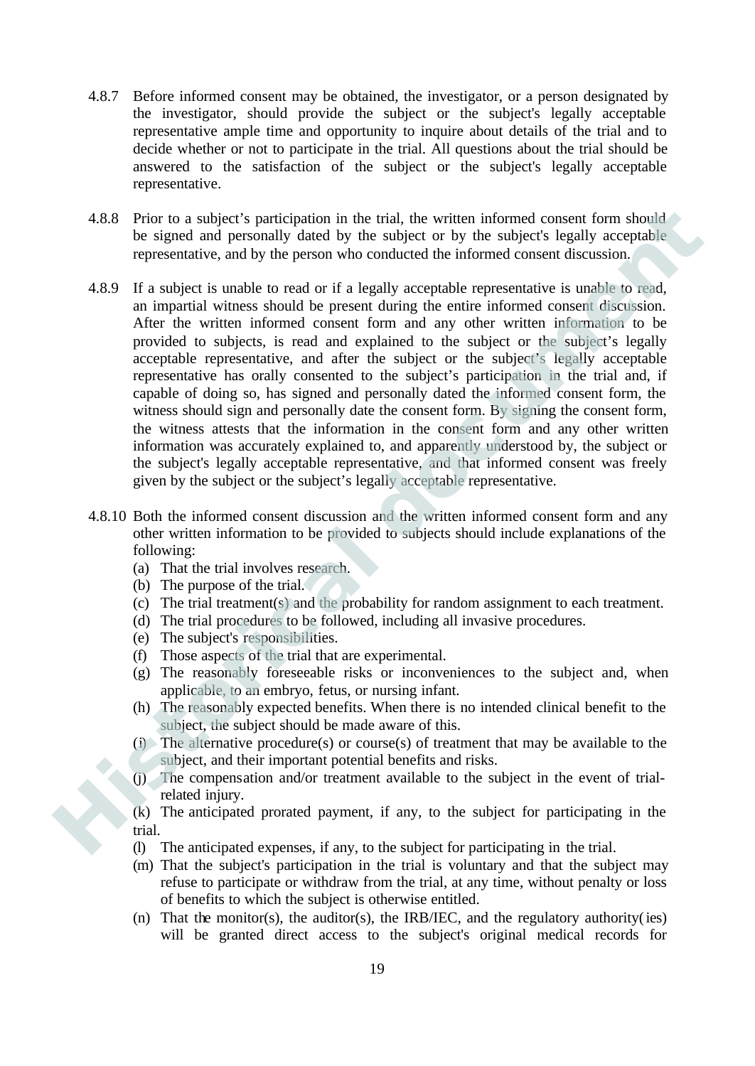4.8.7 Before informed consent may be obtained, the investigator, or a person designated by the investigator, should provide the subject or the subject's legally acceptable representative ample time and opportunity to inquire about details of the trial and to decide whether or not to participate in the trial. All questions about the trial should be answered to the satisfaction of the subject or the subject's legally acceptable representative.

4.8.8 Prior to a subject's participation in the trial, the written informed consent form should be signed and personally dated by the subject or by the subject's legally acceptable representative, and by the person who conducted the informed consent discussion.

4.8.9 If a subject is unable to read or if a legally acceptable representative is unable to read, an impartial witness should be present during the entire informed consent discussion. After the written informed consent form and any other written information to be provided to subjects, is read and explained to the subject or the subject's legally acceptable representative, and after the subject or the subject's legally acceptable representative has orally consented to the subject's participation in the trial and, if capable of doing so, has signed and personally dated the informed consent form, the witness should sign and personally date the consent form. By signing the consent form, the witness attests that the information in the consent form and any other written information was accurately explained to, and apparently understood by, the subject or the subject's legally acceptable representative, and that informed consent was freely given by the subject or the subject's legally acceptable representative.

4.8.10 Both the informed consent discussion and the written informed consent form and any other written information to be provided to subjects should include explanations of the following:

(a) That the trial involves research.
(b) The purpose of the trial.
(c) The trial treatment(s) and the probability for random assignment to each treatment.
(d) The trial procedures to be followed, including all invasive procedures.
(e) The subject's responsibilities.
(f) Those aspects of the trial that are experimental.
(g) The reasonably foreseeable risks or inconveniences to the subject and, when applicable, to an embryo, fetus, or nursing infant.
(h) The reasonably expected benefits. When there is no intended clinical benefit to the subject, the subject should be made aware of this.
(i) The alternative procedure(s) or course(s) of treatment that may be available to the subject, and their important potential benefits and risks.
(j) The compensation and/or treatment available to the subject in the event of trial-related injury.
(k) The anticipated prorated payment, if any, to the subject for participating in the trial.
(l) The anticipated expenses, if any, to the subject for participating in the trial.
(m) That the subject's participation in the trial is voluntary and that the subject may refuse to participate or withdraw from the trial, at any time, without penalty or loss of benefits to which the subject is otherwise entitled.
(n) That the monitor(s), the auditor(s), the IRB/IEC, and the regulatory authority(ies) will be granted direct access to the subject's original medical records for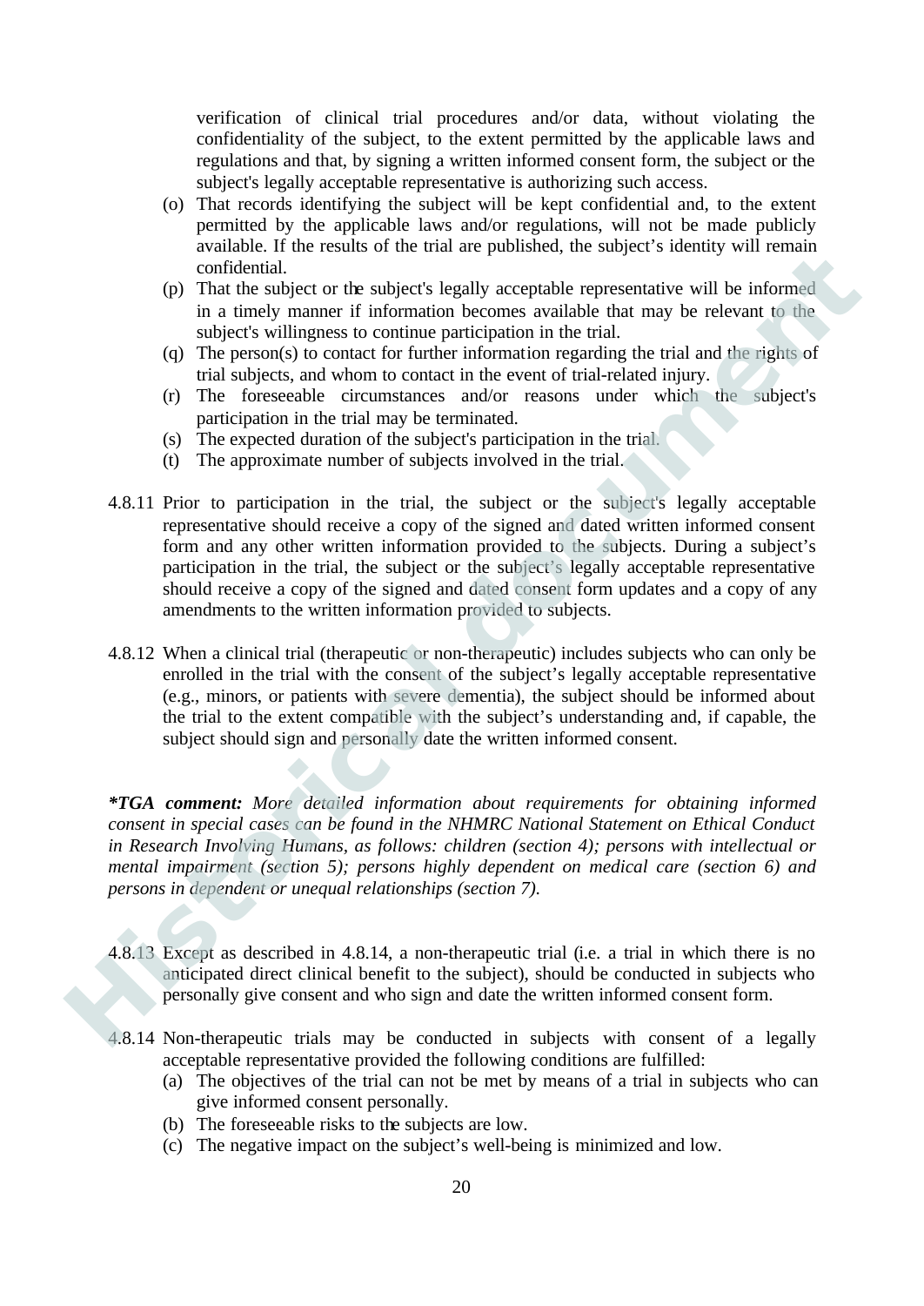verification of clinical trial procedures and/or data, without violating the confidentiality of the subject, to the extent permitted by the applicable laws and regulations and that, by signing a written informed consent form, the subject or the subject's legally acceptable representative is authorizing such access.

(o) That records identifying the subject will be kept confidential and, to the extent permitted by the applicable laws and/or regulations, will not be made publicly available. If the results of the trial are published, the subject's identity will remain confidential.

(p) That the subject or the subject's legally acceptable representative will be informed in a timely manner if information becomes available that may be relevant to the subject's willingness to continue participation in the trial.

(q) The person(s) to contact for further information regarding the trial and the rights of trial subjects, and whom to contact in the event of trial-related injury.

(r) The foreseeable circumstances and/or reasons under which the subject's participation in the trial may be terminated.

(s) The expected duration of the subject's participation in the trial.

(t) The approximate number of subjects involved in the trial.

4.8.11 Prior to participation in the trial, the subject or the subject's legally acceptable representative should receive a copy of the signed and dated written informed consent form and any other written information provided to the subjects. During a subject's participation in the trial, the subject or the subject's legally acceptable representative should receive a copy of the signed and dated consent form updates and a copy of any amendments to the written information provided to subjects.

4.8.12 When a clinical trial (therapeutic or non-therapeutic) includes subjects who can only be enrolled in the trial with the consent of the subject's legally acceptable representative (e.g., minors, or patients with severe dementia), the subject should be informed about the trial to the extent compatible with the subject's understanding and, if capable, the subject should sign and personally date the written informed consent.

***TGA comment:** *More detailed information about requirements for obtaining informed consent in special cases can be found in the NHMRC National Statement on Ethical Conduct in Research Involving Humans, as follows: children (section 4); persons with intellectual or mental impairment (section 5); persons highly dependent on medical care (section 6) and persons in dependent or unequal relationships (section 7).*

4.8.13 Except as described in 4.8.14, a non-therapeutic trial (i.e. a trial in which there is no anticipated direct clinical benefit to the subject), should be conducted in subjects who personally give consent and who sign and date the written informed consent form.

4.8.14 Non-therapeutic trials may be conducted in subjects with consent of a legally acceptable representative provided the following conditions are fulfilled:

(a) The objectives of the trial can not be met by means of a trial in subjects who can give informed consent personally.

(b) The foreseeable risks to the subjects are low.

(c) The negative impact on the subject's well-being is minimized and low.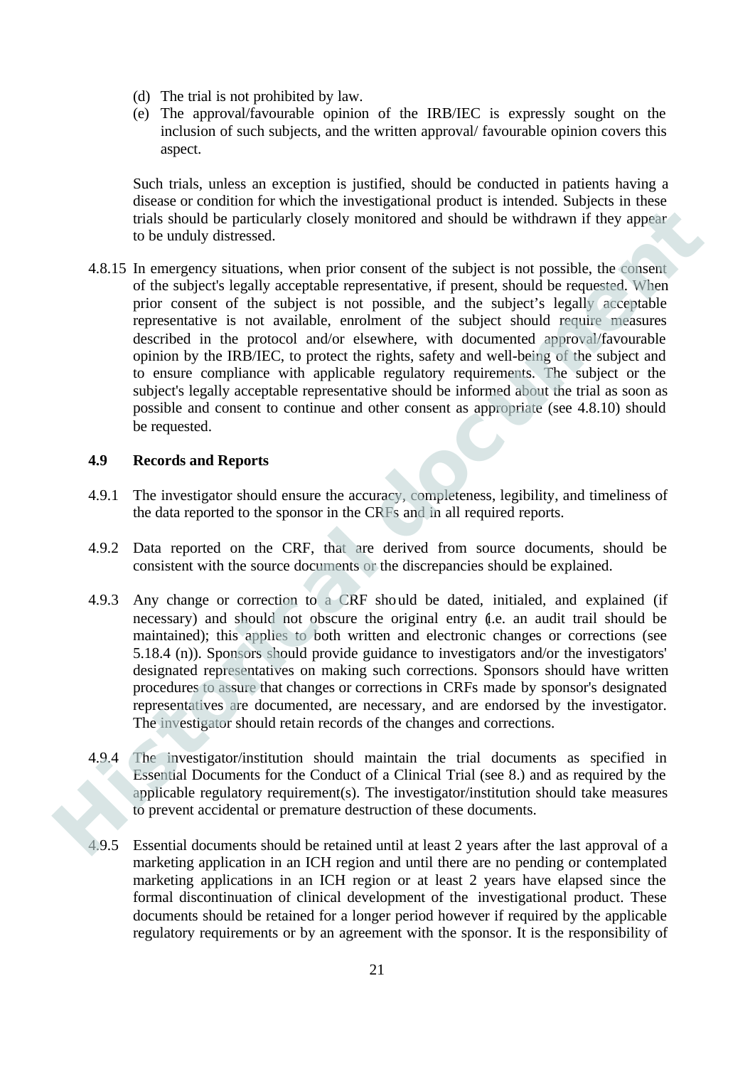(d) The trial is not prohibited by law.

(e) The approval/favourable opinion of the IRB/IEC is expressly sought on the inclusion of such subjects, and the written approval/ favourable opinion covers this aspect.

Such trials, unless an exception is justified, should be conducted in patients having a disease or condition for which the investigational product is intended. Subjects in these trials should be particularly closely monitored and should be withdrawn if they appear to be unduly distressed.

4.8.15 In emergency situations, when prior consent of the subject is not possible, the consent of the subject's legally acceptable representative, if present, should be requested. When prior consent of the subject is not possible, and the subject's legally acceptable representative is not available, enrolment of the subject should require measures described in the protocol and/or elsewhere, with documented approval/favourable opinion by the IRB/IEC, to protect the rights, safety and well-being of the subject and to ensure compliance with applicable regulatory requirements. The subject or the subject's legally acceptable representative should be informed about the trial as soon as possible and consent to continue and other consent as appropriate (see 4.8.10) should be requested.

### 4.9 Records and Reports

4.9.1 The investigator should ensure the accuracy, completeness, legibility, and timeliness of the data reported to the sponsor in the CRFs and in all required reports.

4.9.2 Data reported on the CRF, that are derived from source documents, should be consistent with the source documents or the discrepancies should be explained.

4.9.3 Any change or correction to a CRF should be dated, initialed, and explained (if necessary) and should not obscure the original entry (i.e. an audit trail should be maintained); this applies to both written and electronic changes or corrections (see 5.18.4 (n)). Sponsors should provide guidance to investigators and/or the investigators' designated representatives on making such corrections. Sponsors should have written procedures to assure that changes or corrections in CRFs made by sponsor's designated representatives are documented, are necessary, and are endorsed by the investigator. The investigator should retain records of the changes and corrections.

4.9.4 The investigator/institution should maintain the trial documents as specified in Essential Documents for the Conduct of a Clinical Trial (see 8.) and as required by the applicable regulatory requirement(s). The investigator/institution should take measures to prevent accidental or premature destruction of these documents.

4.9.5 Essential documents should be retained until at least 2 years after the last approval of a marketing application in an ICH region and until there are no pending or contemplated marketing applications in an ICH region or at least 2 years have elapsed since the formal discontinuation of clinical development of the investigational product. These documents should be retained for a longer period however if required by the applicable regulatory requirements or by an agreement with the sponsor. It is the responsibility of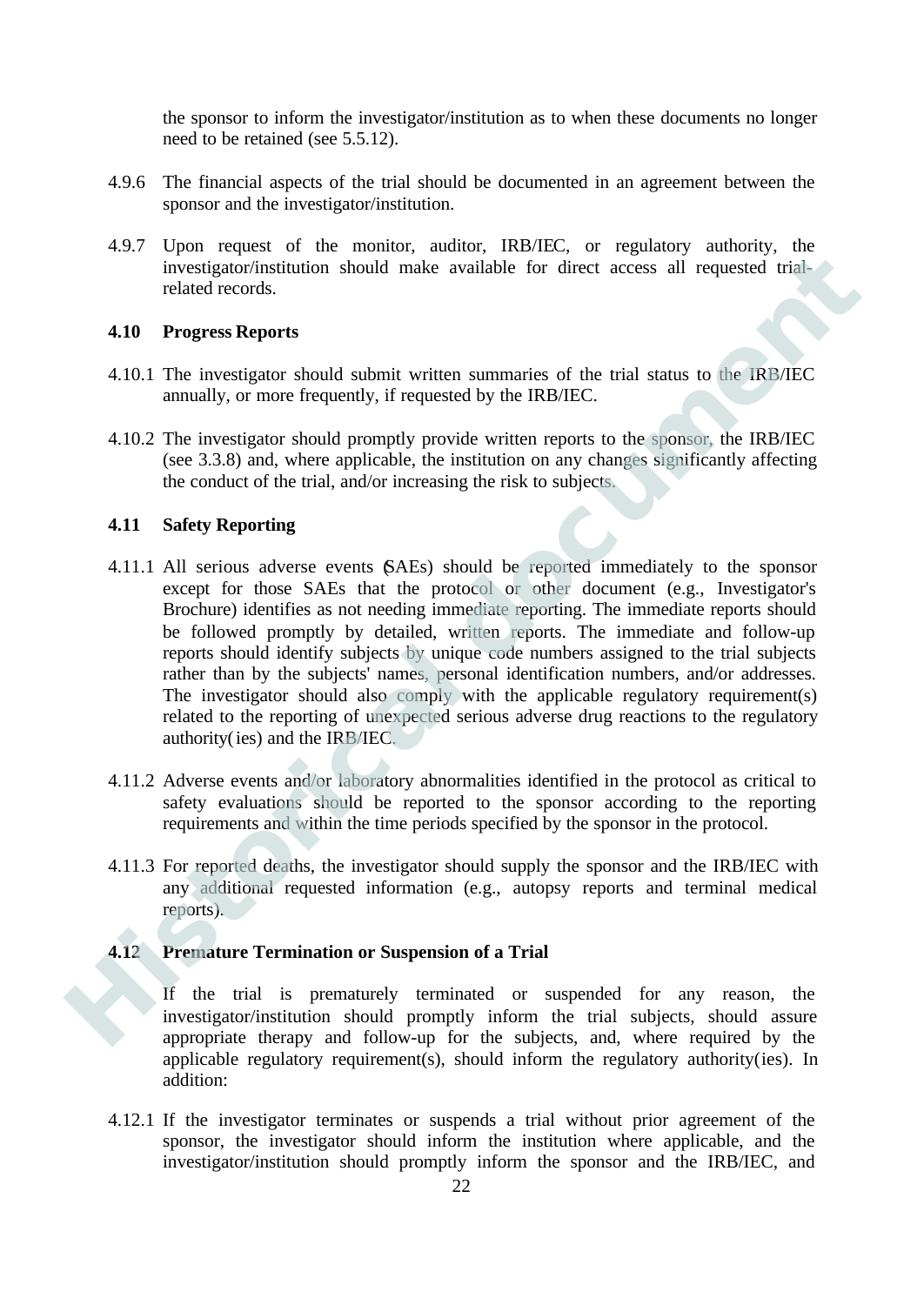the sponsor to inform the investigator/institution as to when these documents no longer need to be retained (see 5.5.12).

4.9.6 The financial aspects of the trial should be documented in an agreement between the sponsor and the investigator/institution.

4.9.7 Upon request of the monitor, auditor, IRB/IEC, or regulatory authority, the investigator/institution should make available for direct access all requested trial-related records.

### 4.10 Progress Reports

4.10.1 The investigator should submit written summaries of the trial status to the IRB/IEC annually, or more frequently, if requested by the IRB/IEC.

4.10.2 The investigator should promptly provide written reports to the sponsor, the IRB/IEC (see 3.3.8) and, where applicable, the institution on any changes significantly affecting the conduct of the trial, and/or increasing the risk to subjects.

### 4.11 Safety Reporting

4.11.1 All serious adverse events (SAEs) should be reported immediately to the sponsor except for those SAEs that the protocol or other document (e.g., Investigator's Brochure) identifies as not needing immediate reporting. The immediate reports should be followed promptly by detailed, written reports. The immediate and follow-up reports should identify subjects by unique code numbers assigned to the trial subjects rather than by the subjects' names, personal identification numbers, and/or addresses. The investigator should also comply with the applicable regulatory requirement(s) related to the reporting of unexpected serious adverse drug reactions to the regulatory authority(ies) and the IRB/IEC.

4.11.2 Adverse events and/or laboratory abnormalities identified in the protocol as critical to safety evaluations should be reported to the sponsor according to the reporting requirements and within the time periods specified by the sponsor in the protocol.

4.11.3 For reported deaths, the investigator should supply the sponsor and the IRB/IEC with any additional requested information (e.g., autopsy reports and terminal medical reports).

### 4.12 Premature Termination or Suspension of a Trial

If the trial is prematurely terminated or suspended for any reason, the investigator/institution should promptly inform the trial subjects, should assure appropriate therapy and follow-up for the subjects, and, where required by the applicable regulatory requirement(s), should inform the regulatory authority(ies). In addition:

4.12.1 If the investigator terminates or suspends a trial without prior agreement of the sponsor, the investigator should inform the institution where applicable, and the investigator/institution should promptly inform the sponsor and the IRB/IEC, and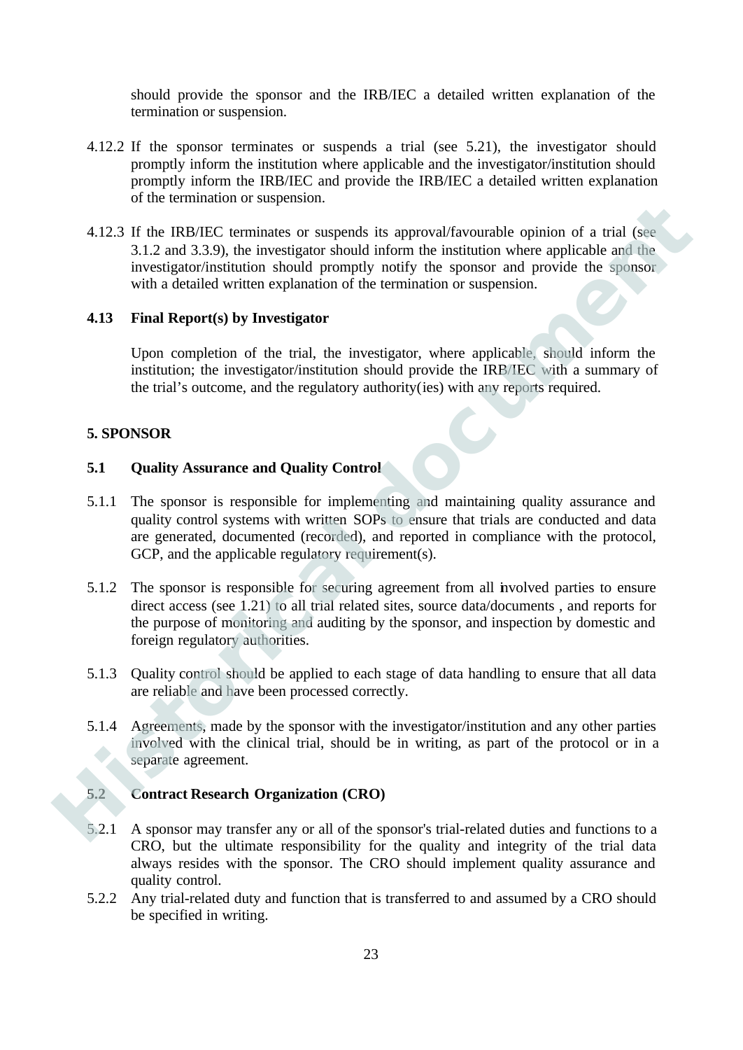should provide the sponsor and the IRB/IEC a detailed written explanation of the termination or suspension.

4.12.2 If the sponsor terminates or suspends a trial (see 5.21), the investigator should promptly inform the institution where applicable and the investigator/institution should promptly inform the IRB/IEC and provide the IRB/IEC a detailed written explanation of the termination or suspension.

4.12.3 If the IRB/IEC terminates or suspends its approval/favourable opinion of a trial (see 3.1.2 and 3.3.9), the investigator should inform the institution where applicable and the investigator/institution should promptly notify the sponsor and provide the sponsor with a detailed written explanation of the termination or suspension.

### 4.13 Final Report(s) by Investigator

Upon completion of the trial, the investigator, where applicable, should inform the institution; the investigator/institution should provide the IRB/IEC with a summary of the trial's outcome, and the regulatory authority(ies) with any reports required.

## 5. SPONSOR

### 5.1 Quality Assurance and Quality Control

5.1.1 The sponsor is responsible for implementing and maintaining quality assurance and quality control systems with written SOPs to ensure that trials are conducted and data are generated, documented (recorded), and reported in compliance with the protocol, GCP, and the applicable regulatory requirement(s).

5.1.2 The sponsor is responsible for securing agreement from all involved parties to ensure direct access (see 1.21) to all trial related sites, source data/documents , and reports for the purpose of monitoring and auditing by the sponsor, and inspection by domestic and foreign regulatory authorities.

5.1.3 Quality control should be applied to each stage of data handling to ensure that all data are reliable and have been processed correctly.

5.1.4 Agreements, made by the sponsor with the investigator/institution and any other parties involved with the clinical trial, should be in writing, as part of the protocol or in a separate agreement.

### 5.2 Contract Research Organization (CRO)

5.2.1 A sponsor may transfer any or all of the sponsor's trial-related duties and functions to a CRO, but the ultimate responsibility for the quality and integrity of the trial data always resides with the sponsor. The CRO should implement quality assurance and quality control.

5.2.2 Any trial-related duty and function that is transferred to and assumed by a CRO should be specified in writing.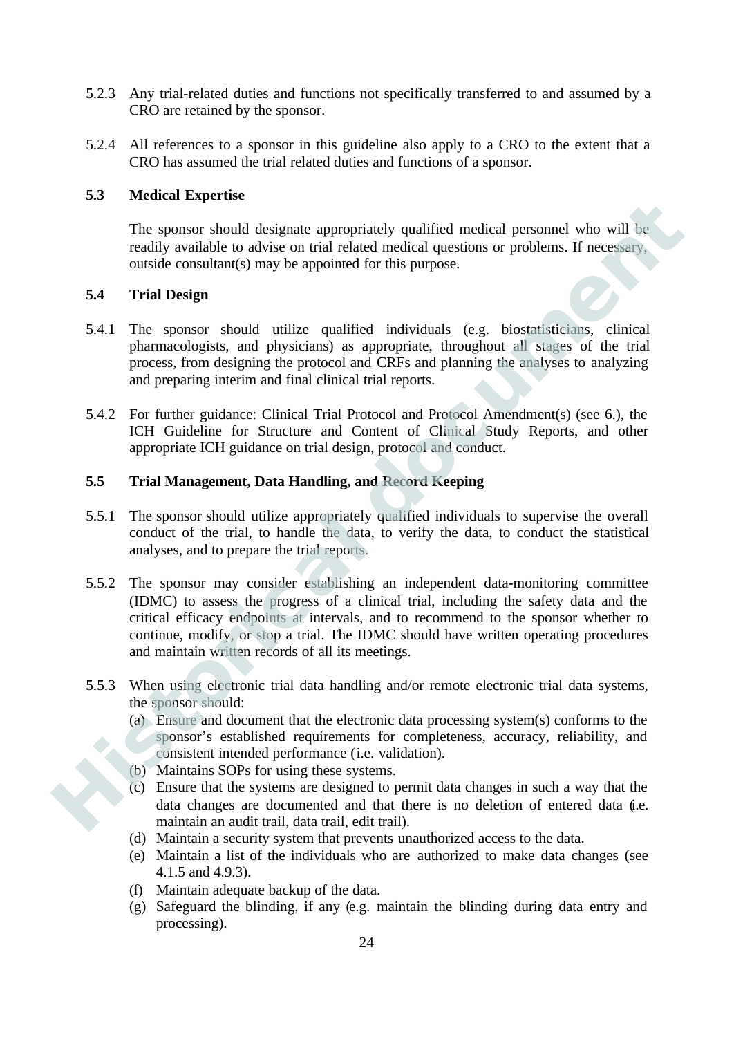5.2.3 Any trial-related duties and functions not specifically transferred to and assumed by a CRO are retained by the sponsor.

5.2.4 All references to a sponsor in this guideline also apply to a CRO to the extent that a CRO has assumed the trial related duties and functions of a sponsor.

### 5.3 Medical Expertise

The sponsor should designate appropriately qualified medical personnel who will be readily available to advise on trial related medical questions or problems. If necessary, outside consultant(s) may be appointed for this purpose.

### 5.4 Trial Design

5.4.1 The sponsor should utilize qualified individuals (e.g. biostatisticians, clinical pharmacologists, and physicians) as appropriate, throughout all stages of the trial process, from designing the protocol and CRFs and planning the analyses to analyzing and preparing interim and final clinical trial reports.

5.4.2 For further guidance: Clinical Trial Protocol and Protocol Amendment(s) (see 6.), the ICH Guideline for Structure and Content of Clinical Study Reports, and other appropriate ICH guidance on trial design, protocol and conduct.

### 5.5 Trial Management, Data Handling, and Record Keeping

5.5.1 The sponsor should utilize appropriately qualified individuals to supervise the overall conduct of the trial, to handle the data, to verify the data, to conduct the statistical analyses, and to prepare the trial reports.

5.5.2 The sponsor may consider establishing an independent data-monitoring committee (IDMC) to assess the progress of a clinical trial, including the safety data and the critical efficacy endpoints at intervals, and to recommend to the sponsor whether to continue, modify, or stop a trial. The IDMC should have written operating procedures and maintain written records of all its meetings.

5.5.3 When using electronic trial data handling and/or remote electronic trial data systems, the sponsor should:

(a) Ensure and document that the electronic data processing system(s) conforms to the sponsor's established requirements for completeness, accuracy, reliability, and consistent intended performance (i.e. validation).
(b) Maintains SOPs for using these systems.
(c) Ensure that the systems are designed to permit data changes in such a way that the data changes are documented and that there is no deletion of entered data (i.e. maintain an audit trail, data trail, edit trail).
(d) Maintain a security system that prevents unauthorized access to the data.
(e) Maintain a list of the individuals who are authorized to make data changes (see 4.1.5 and 4.9.3).
(f) Maintain adequate backup of the data.
(g) Safeguard the blinding, if any (e.g. maintain the blinding during data entry and processing).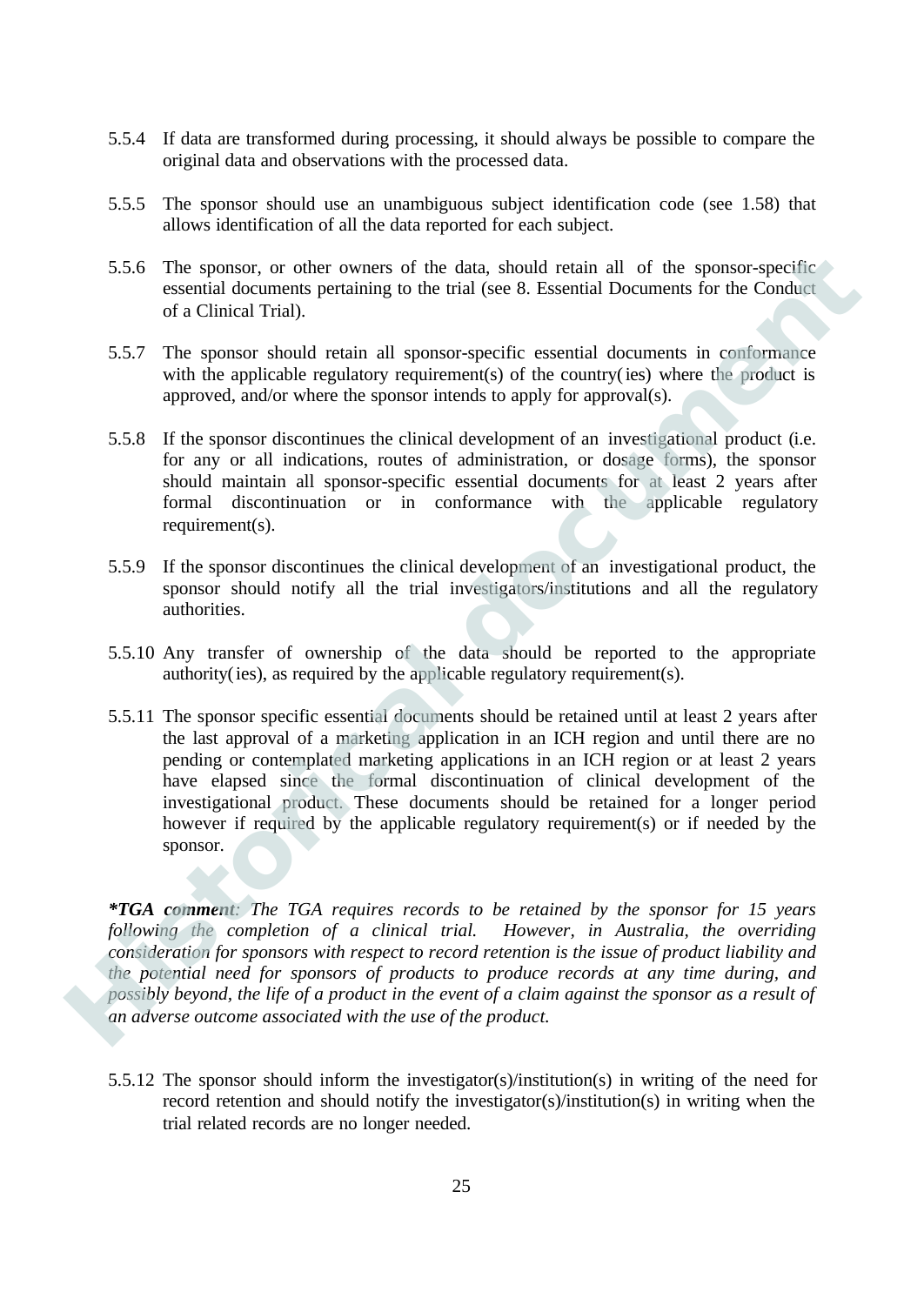5.5.4 If data are transformed during processing, it should always be possible to compare the original data and observations with the processed data.

5.5.5 The sponsor should use an unambiguous subject identification code (see 1.58) that allows identification of all the data reported for each subject.

5.5.6 The sponsor, or other owners of the data, should retain all of the sponsor-specific essential documents pertaining to the trial (see 8. Essential Documents for the Conduct of a Clinical Trial).

5.5.7 The sponsor should retain all sponsor-specific essential documents in conformance with the applicable regulatory requirement(s) of the country(ies) where the product is approved, and/or where the sponsor intends to apply for approval(s).

5.5.8 If the sponsor discontinues the clinical development of an investigational product (i.e. for any or all indications, routes of administration, or dosage forms), the sponsor should maintain all sponsor-specific essential documents for at least 2 years after formal discontinuation or in conformance with the applicable regulatory requirement(s).

5.5.9 If the sponsor discontinues the clinical development of an investigational product, the sponsor should notify all the trial investigators/institutions and all the regulatory authorities.

5.5.10 Any transfer of ownership of the data should be reported to the appropriate authority(ies), as required by the applicable regulatory requirement(s).

5.5.11 The sponsor specific essential documents should be retained until at least 2 years after the last approval of a marketing application in an ICH region and until there are no pending or contemplated marketing applications in an ICH region or at least 2 years have elapsed since the formal discontinuation of clinical development of the investigational product. These documents should be retained for a longer period however if required by the applicable regulatory requirement(s) or if needed by the sponsor.

***TGA comment**: The TGA requires records to be retained by the sponsor for 15 years following the completion of a clinical trial. However, in Australia, the overriding consideration for sponsors with respect to record retention is the issue of product liability and the potential need for sponsors of products to produce records at any time during, and possibly beyond, the life of a product in the event of a claim against the sponsor as a result of an adverse outcome associated with the use of the product.*

5.5.12 The sponsor should inform the investigator(s)/institution(s) in writing of the need for record retention and should notify the investigator(s)/institution(s) in writing when the trial related records are no longer needed.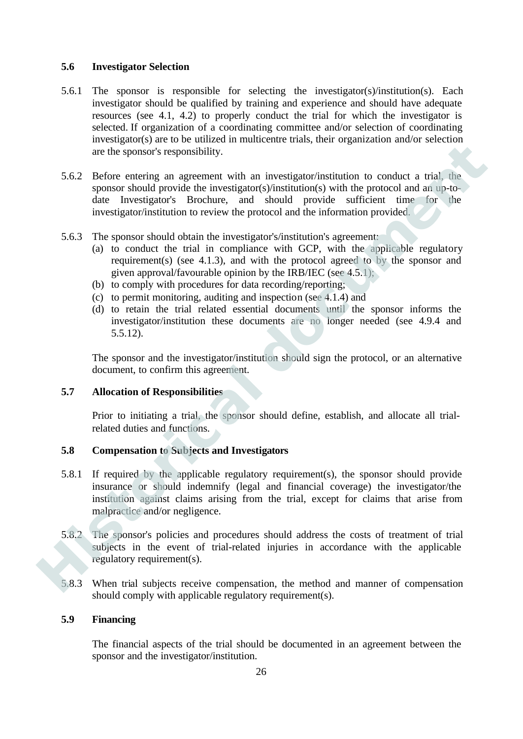### 5.6 Investigator Selection

5.6.1 The sponsor is responsible for selecting the investigator(s)/institution(s). Each investigator should be qualified by training and experience and should have adequate resources (see 4.1, 4.2) to properly conduct the trial for which the investigator is selected. If organization of a coordinating committee and/or selection of coordinating investigator(s) are to be utilized in multicentre trials, their organization and/or selection are the sponsor's responsibility.

5.6.2 Before entering an agreement with an investigator/institution to conduct a trial, the sponsor should provide the investigator(s)/institution(s) with the protocol and an up-to-date Investigator's Brochure, and should provide sufficient time for the investigator/institution to review the protocol and the information provided.

5.6.3 The sponsor should obtain the investigator's/institution's agreement:

(a) to conduct the trial in compliance with GCP, with the applicable regulatory requirement(s) (see 4.1.3), and with the protocol agreed to by the sponsor and given approval/favourable opinion by the IRB/IEC (see 4.5.1);
(b) to comply with procedures for data recording/reporting;
(c) to permit monitoring, auditing and inspection (see 4.1.4) and
(d) to retain the trial related essential documents until the sponsor informs the investigator/institution these documents are no longer needed (see 4.9.4 and 5.5.12).

The sponsor and the investigator/institution should sign the protocol, or an alternative document, to confirm this agreement.

### 5.7 Allocation of Responsibilities

Prior to initiating a trial, the sponsor should define, establish, and allocate all trial-related duties and functions.

### 5.8 Compensation to Subjects and Investigators

5.8.1 If required by the applicable regulatory requirement(s), the sponsor should provide insurance or should indemnify (legal and financial coverage) the investigator/the institution against claims arising from the trial, except for claims that arise from malpractice and/or negligence.

5.8.2 The sponsor's policies and procedures should address the costs of treatment of trial subjects in the event of trial-related injuries in accordance with the applicable regulatory requirement(s).

5.8.3 When trial subjects receive compensation, the method and manner of compensation should comply with applicable regulatory requirement(s).

### 5.9 Financing

The financial aspects of the trial should be documented in an agreement between the sponsor and the investigator/institution.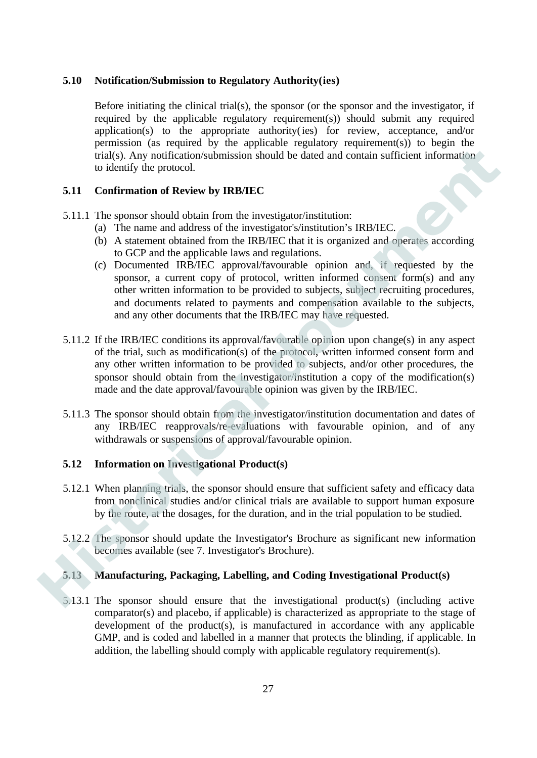### 5.10 Notification/Submission to Regulatory Authority(ies)

Before initiating the clinical trial(s), the sponsor (or the sponsor and the investigator, if required by the applicable regulatory requirement(s)) should submit any required application(s) to the appropriate authority(ies) for review, acceptance, and/or permission (as required by the applicable regulatory requirement(s)) to begin the trial(s). Any notification/submission should be dated and contain sufficient information to identify the protocol.

### 5.11 Confirmation of Review by IRB/IEC

5.11.1 The sponsor should obtain from the investigator/institution:

(a) The name and address of the investigator's/institution's IRB/IEC.

(b) A statement obtained from the IRB/IEC that it is organized and operates according to GCP and the applicable laws and regulations.

(c) Documented IRB/IEC approval/favourable opinion and, if requested by the sponsor, a current copy of protocol, written informed consent form(s) and any other written information to be provided to subjects, subject recruiting procedures, and documents related to payments and compensation available to the subjects, and any other documents that the IRB/IEC may have requested.

5.11.2 If the IRB/IEC conditions its approval/favourable opinion upon change(s) in any aspect of the trial, such as modification(s) of the protocol, written informed consent form and any other written information to be provided to subjects, and/or other procedures, the sponsor should obtain from the investigator/institution a copy of the modification(s) made and the date approval/favourable opinion was given by the IRB/IEC.

5.11.3 The sponsor should obtain from the investigator/institution documentation and dates of any IRB/IEC reapprovals/re-evaluations with favourable opinion, and of any withdrawals or suspensions of approval/favourable opinion.

### 5.12 Information on Investigational Product(s)

5.12.1 When planning trials, the sponsor should ensure that sufficient safety and efficacy data from nonclinical studies and/or clinical trials are available to support human exposure by the route, at the dosages, for the duration, and in the trial population to be studied.

5.12.2 The sponsor should update the Investigator's Brochure as significant new information becomes available (see 7. Investigator's Brochure).

### 5.13 Manufacturing, Packaging, Labelling, and Coding Investigational Product(s)

5.13.1 The sponsor should ensure that the investigational product(s) (including active comparator(s) and placebo, if applicable) is characterized as appropriate to the stage of development of the product(s), is manufactured in accordance with any applicable GMP, and is coded and labelled in a manner that protects the blinding, if applicable. In addition, the labelling should comply with applicable regulatory requirement(s).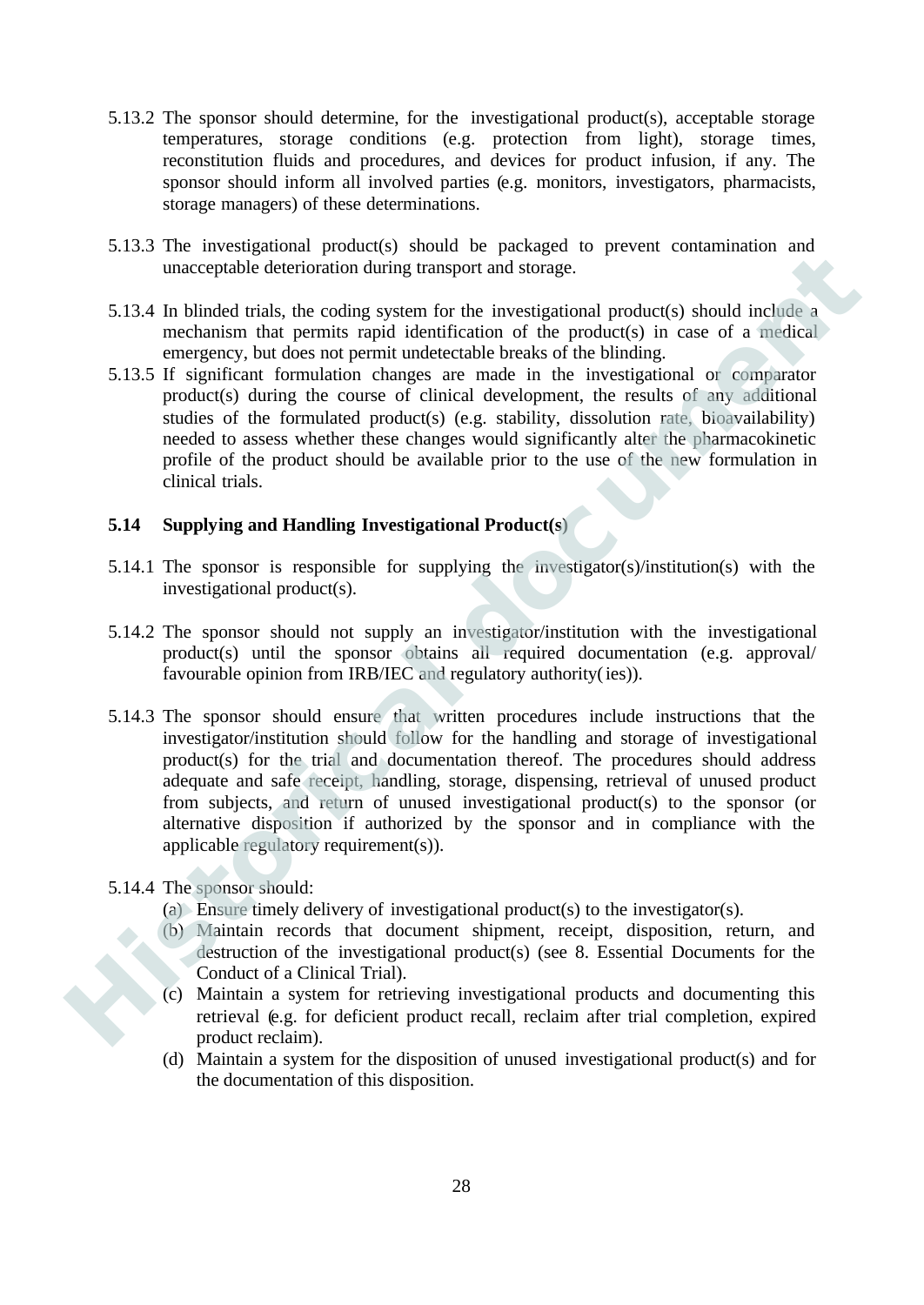5.13.2 The sponsor should determine, for the investigational product(s), acceptable storage temperatures, storage conditions (e.g. protection from light), storage times, reconstitution fluids and procedures, and devices for product infusion, if any. The sponsor should inform all involved parties (e.g. monitors, investigators, pharmacists, storage managers) of these determinations.

5.13.3 The investigational product(s) should be packaged to prevent contamination and unacceptable deterioration during transport and storage.

5.13.4 In blinded trials, the coding system for the investigational product(s) should include a mechanism that permits rapid identification of the product(s) in case of a medical emergency, but does not permit undetectable breaks of the blinding.

5.13.5 If significant formulation changes are made in the investigational or comparator product(s) during the course of clinical development, the results of any additional studies of the formulated product(s) (e.g. stability, dissolution rate, bioavailability) needed to assess whether these changes would significantly alter the pharmacokinetic profile of the product should be available prior to the use of the new formulation in clinical trials.

### 5.14 Supplying and Handling Investigational Product(s)

5.14.1 The sponsor is responsible for supplying the investigator(s)/institution(s) with the investigational product(s).

5.14.2 The sponsor should not supply an investigator/institution with the investigational product(s) until the sponsor obtains all required documentation (e.g. approval/ favourable opinion from IRB/IEC and regulatory authority( ies)).

5.14.3 The sponsor should ensure that written procedures include instructions that the investigator/institution should follow for the handling and storage of investigational product(s) for the trial and documentation thereof. The procedures should address adequate and safe receipt, handling, storage, dispensing, retrieval of unused product from subjects, and return of unused investigational product(s) to the sponsor (or alternative disposition if authorized by the sponsor and in compliance with the applicable regulatory requirement(s)).

5.14.4 The sponsor should:

(a) Ensure timely delivery of investigational product(s) to the investigator(s).

(b) Maintain records that document shipment, receipt, disposition, return, and destruction of the investigational product(s) (see 8. Essential Documents for the Conduct of a Clinical Trial).

(c) Maintain a system for retrieving investigational products and documenting this retrieval (e.g. for deficient product recall, reclaim after trial completion, expired product reclaim).

(d) Maintain a system for the disposition of unused investigational product(s) and for the documentation of this disposition.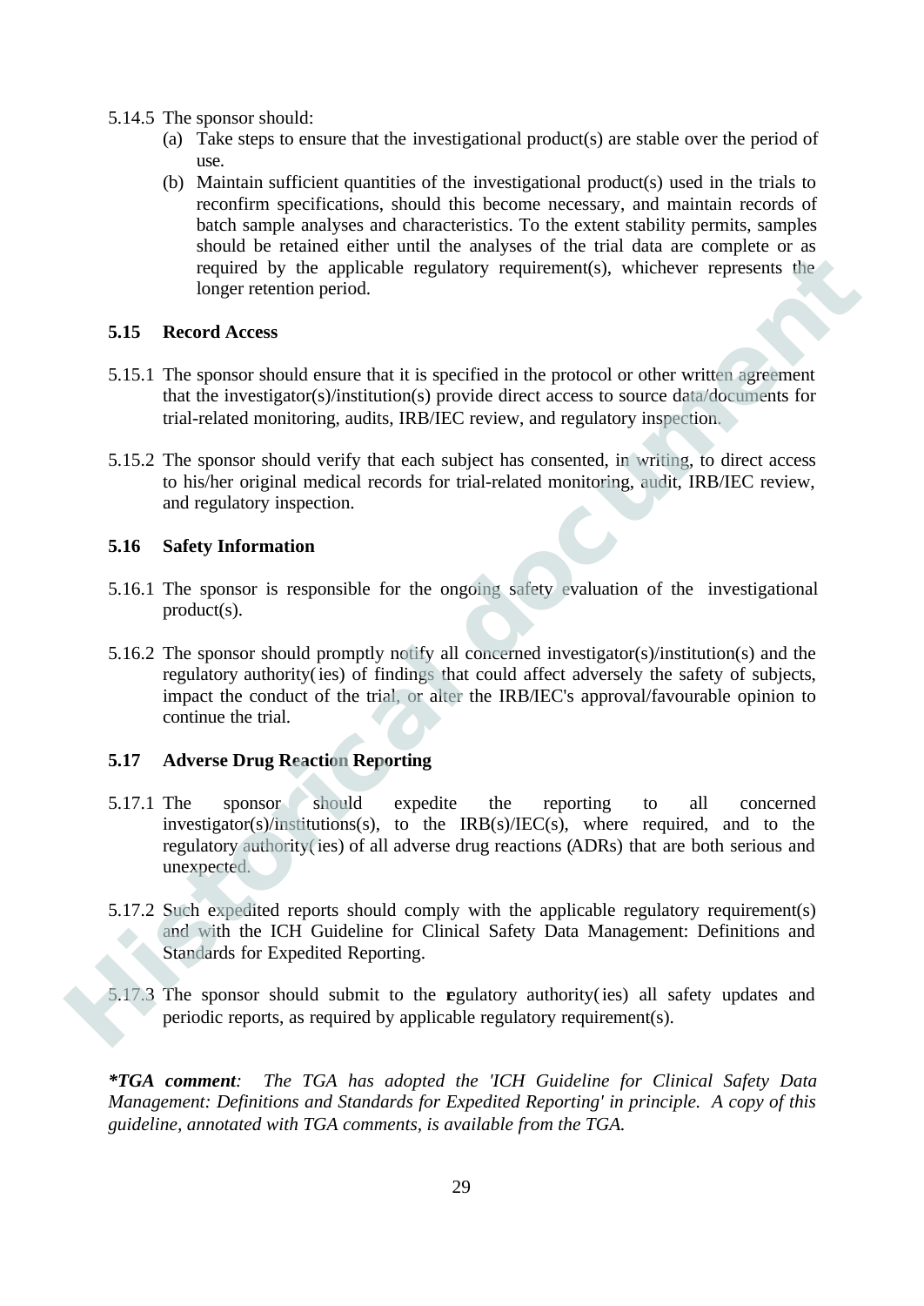5.14.5 The sponsor should:

(a) Take steps to ensure that the investigational product(s) are stable over the period of use.

(b) Maintain sufficient quantities of the investigational product(s) used in the trials to reconfirm specifications, should this become necessary, and maintain records of batch sample analyses and characteristics. To the extent stability permits, samples should be retained either until the analyses of the trial data are complete or as required by the applicable regulatory requirement(s), whichever represents the longer retention period.

### 5.15 Record Access

5.15.1 The sponsor should ensure that it is specified in the protocol or other written agreement that the investigator(s)/institution(s) provide direct access to source data/documents for trial-related monitoring, audits, IRB/IEC review, and regulatory inspection.

5.15.2 The sponsor should verify that each subject has consented, in writing, to direct access to his/her original medical records for trial-related monitoring, audit, IRB/IEC review, and regulatory inspection.

### 5.16 Safety Information

5.16.1 The sponsor is responsible for the ongoing safety evaluation of the investigational product(s).

5.16.2 The sponsor should promptly notify all concerned investigator(s)/institution(s) and the regulatory authority(ies) of findings that could affect adversely the safety of subjects, impact the conduct of the trial, or alter the IRB/IEC's approval/favourable opinion to continue the trial.

### 5.17 Adverse Drug Reaction Reporting

5.17.1 The sponsor should expedite the reporting to all concerned investigator(s)/institutions(s), to the IRB(s)/IEC(s), where required, and to the regulatory authority(ies) of all adverse drug reactions (ADRs) that are both serious and unexpected.

5.17.2 Such expedited reports should comply with the applicable regulatory requirement(s) and with the ICH Guideline for Clinical Safety Data Management: Definitions and Standards for Expedited Reporting.

5.17.3 The sponsor should submit to the regulatory authority(ies) all safety updates and periodic reports, as required by applicable regulatory requirement(s).

***TGA comment**: The TGA has adopted the 'ICH Guideline for Clinical Safety Data Management: Definitions and Standards for Expedited Reporting' in principle. A copy of this guideline, annotated with TGA comments, is available from the TGA.*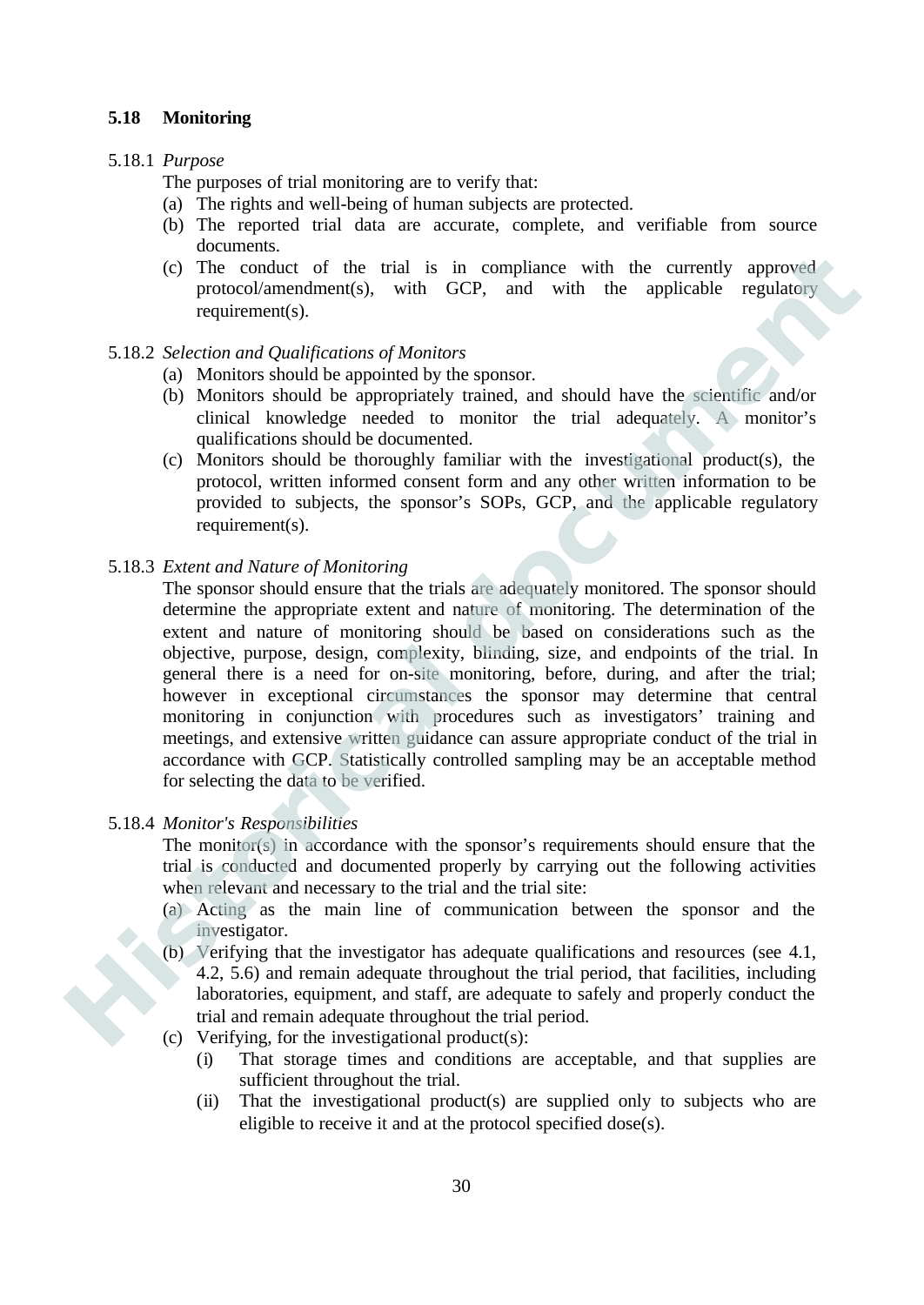### 5.18 Monitoring

5.18.1 *Purpose*

The purposes of trial monitoring are to verify that:

(a) The rights and well-being of human subjects are protected.

(b) The reported trial data are accurate, complete, and verifiable from source documents.

(c) The conduct of the trial is in compliance with the currently approved protocol/amendment(s), with GCP, and with the applicable regulatory requirement(s).

5.18.2 *Selection and Qualifications of Monitors*

(a) Monitors should be appointed by the sponsor.

(b) Monitors should be appropriately trained, and should have the scientific and/or clinical knowledge needed to monitor the trial adequately. A monitor's qualifications should be documented.

(c) Monitors should be thoroughly familiar with the investigational product(s), the protocol, written informed consent form and any other written information to be provided to subjects, the sponsor's SOPs, GCP, and the applicable regulatory requirement(s).

5.18.3 *Extent and Nature of Monitoring*

The sponsor should ensure that the trials are adequately monitored. The sponsor should determine the appropriate extent and nature of monitoring. The determination of the extent and nature of monitoring should be based on considerations such as the objective, purpose, design, complexity, blinding, size, and endpoints of the trial. In general there is a need for on-site monitoring, before, during, and after the trial; however in exceptional circumstances the sponsor may determine that central monitoring in conjunction with procedures such as investigators' training and meetings, and extensive written guidance can assure appropriate conduct of the trial in accordance with GCP. Statistically controlled sampling may be an acceptable method for selecting the data to be verified.

5.18.4 *Monitor's Responsibilities*

The monitor(s) in accordance with the sponsor's requirements should ensure that the trial is conducted and documented properly by carrying out the following activities when relevant and necessary to the trial and the trial site:

(a) Acting as the main line of communication between the sponsor and the investigator.

(b) Verifying that the investigator has adequate qualifications and resources (see 4.1, 4.2, 5.6) and remain adequate throughout the trial period, that facilities, including laboratories, equipment, and staff, are adequate to safely and properly conduct the trial and remain adequate throughout the trial period.

(c) Verifying, for the investigational product(s):

  (i) That storage times and conditions are acceptable, and that supplies are sufficient throughout the trial.

  (ii) That the investigational product(s) are supplied only to subjects who are eligible to receive it and at the protocol specified dose(s).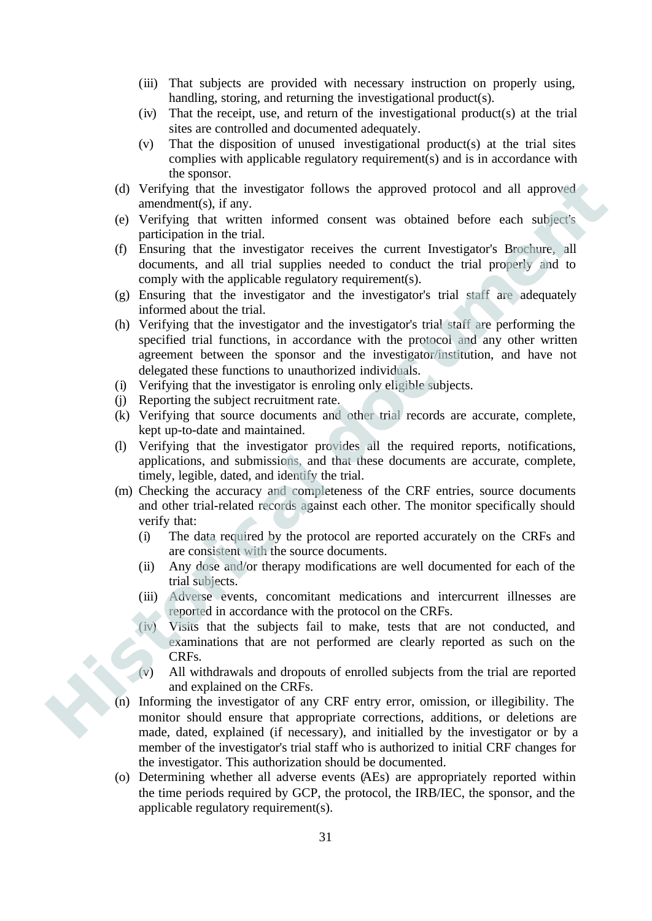(iii) That subjects are provided with necessary instruction on properly using, handling, storing, and returning the investigational product(s).

(iv) That the receipt, use, and return of the investigational product(s) at the trial sites are controlled and documented adequately.

(v) That the disposition of unused investigational product(s) at the trial sites complies with applicable regulatory requirement(s) and is in accordance with the sponsor.

(d) Verifying that the investigator follows the approved protocol and all approved amendment(s), if any.

(e) Verifying that written informed consent was obtained before each subject's participation in the trial.

(f) Ensuring that the investigator receives the current Investigator's Brochure, all documents, and all trial supplies needed to conduct the trial properly and to comply with the applicable regulatory requirement(s).

(g) Ensuring that the investigator and the investigator's trial staff are adequately informed about the trial.

(h) Verifying that the investigator and the investigator's trial staff are performing the specified trial functions, in accordance with the protocol and any other written agreement between the sponsor and the investigator/institution, and have not delegated these functions to unauthorized individuals.

(i) Verifying that the investigator is enroling only eligible subjects.

(j) Reporting the subject recruitment rate.

(k) Verifying that source documents and other trial records are accurate, complete, kept up-to-date and maintained.

(l) Verifying that the investigator provides all the required reports, notifications, applications, and submissions, and that these documents are accurate, complete, timely, legible, dated, and identify the trial.

(m) Checking the accuracy and completeness of the CRF entries, source documents and other trial-related records against each other. The monitor specifically should verify that:

(i) The data required by the protocol are reported accurately on the CRFs and are consistent with the source documents.

(ii) Any dose and/or therapy modifications are well documented for each of the trial subjects.

(iii) Adverse events, concomitant medications and intercurrent illnesses are reported in accordance with the protocol on the CRFs.

(iv) Visits that the subjects fail to make, tests that are not conducted, and examinations that are not performed are clearly reported as such on the CRFs.

(v) All withdrawals and dropouts of enrolled subjects from the trial are reported and explained on the CRFs.

(n) Informing the investigator of any CRF entry error, omission, or illegibility. The monitor should ensure that appropriate corrections, additions, or deletions are made, dated, explained (if necessary), and initialled by the investigator or by a member of the investigator's trial staff who is authorized to initial CRF changes for the investigator. This authorization should be documented.

(o) Determining whether all adverse events (AEs) are appropriately reported within the time periods required by GCP, the protocol, the IRB/IEC, the sponsor, and the applicable regulatory requirement(s).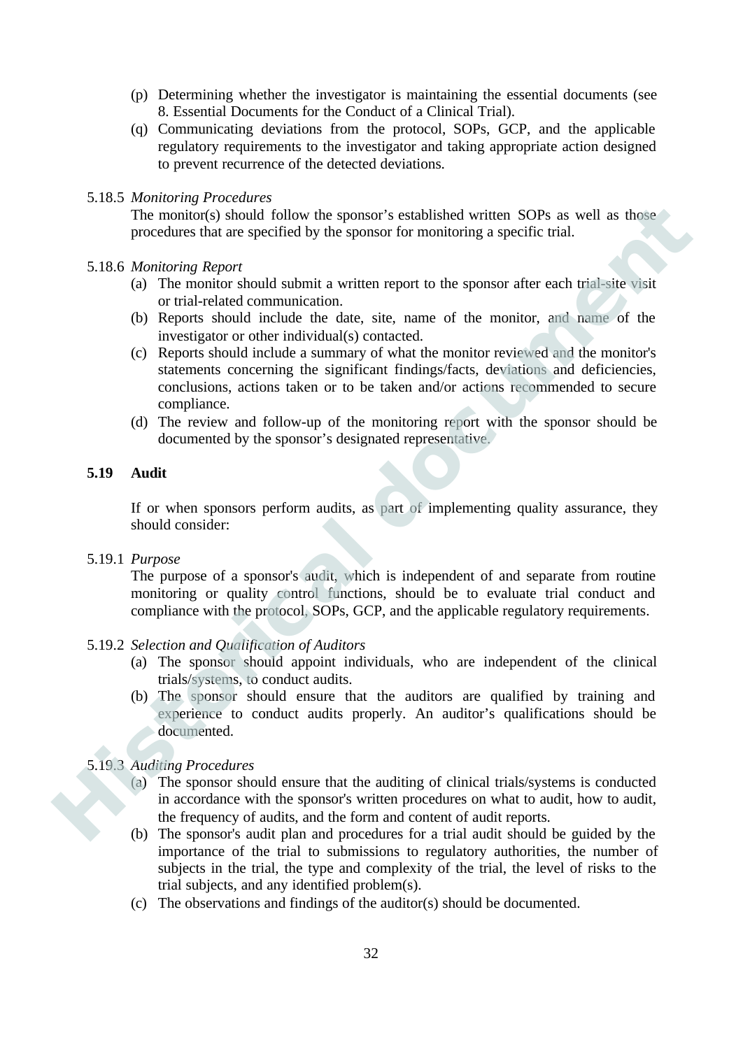(p) Determining whether the investigator is maintaining the essential documents (see 8. Essential Documents for the Conduct of a Clinical Trial).

(q) Communicating deviations from the protocol, SOPs, GCP, and the applicable regulatory requirements to the investigator and taking appropriate action designed to prevent recurrence of the detected deviations.

5.18.5 *Monitoring Procedures*

The monitor(s) should follow the sponsor's established written SOPs as well as those procedures that are specified by the sponsor for monitoring a specific trial.

5.18.6 *Monitoring Report*

(a) The monitor should submit a written report to the sponsor after each trial-site visit or trial-related communication.

(b) Reports should include the date, site, name of the monitor, and name of the investigator or other individual(s) contacted.

(c) Reports should include a summary of what the monitor reviewed and the monitor's statements concerning the significant findings/facts, deviations and deficiencies, conclusions, actions taken or to be taken and/or actions recommended to secure compliance.

(d) The review and follow-up of the monitoring report with the sponsor should be documented by the sponsor's designated representative.

## 5.19 Audit

If or when sponsors perform audits, as part of implementing quality assurance, they should consider:

5.19.1 *Purpose*

The purpose of a sponsor's audit, which is independent of and separate from routine monitoring or quality control functions, should be to evaluate trial conduct and compliance with the protocol, SOPs, GCP, and the applicable regulatory requirements.

5.19.2 *Selection and Qualification of Auditors*

(a) The sponsor should appoint individuals, who are independent of the clinical trials/systems, to conduct audits.

(b) The sponsor should ensure that the auditors are qualified by training and experience to conduct audits properly. An auditor's qualifications should be documented.

5.19.3 *Auditing Procedures*

(a) The sponsor should ensure that the auditing of clinical trials/systems is conducted in accordance with the sponsor's written procedures on what to audit, how to audit, the frequency of audits, and the form and content of audit reports.

(b) The sponsor's audit plan and procedures for a trial audit should be guided by the importance of the trial to submissions to regulatory authorities, the number of subjects in the trial, the type and complexity of the trial, the level of risks to the trial subjects, and any identified problem(s).

(c) The observations and findings of the auditor(s) should be documented.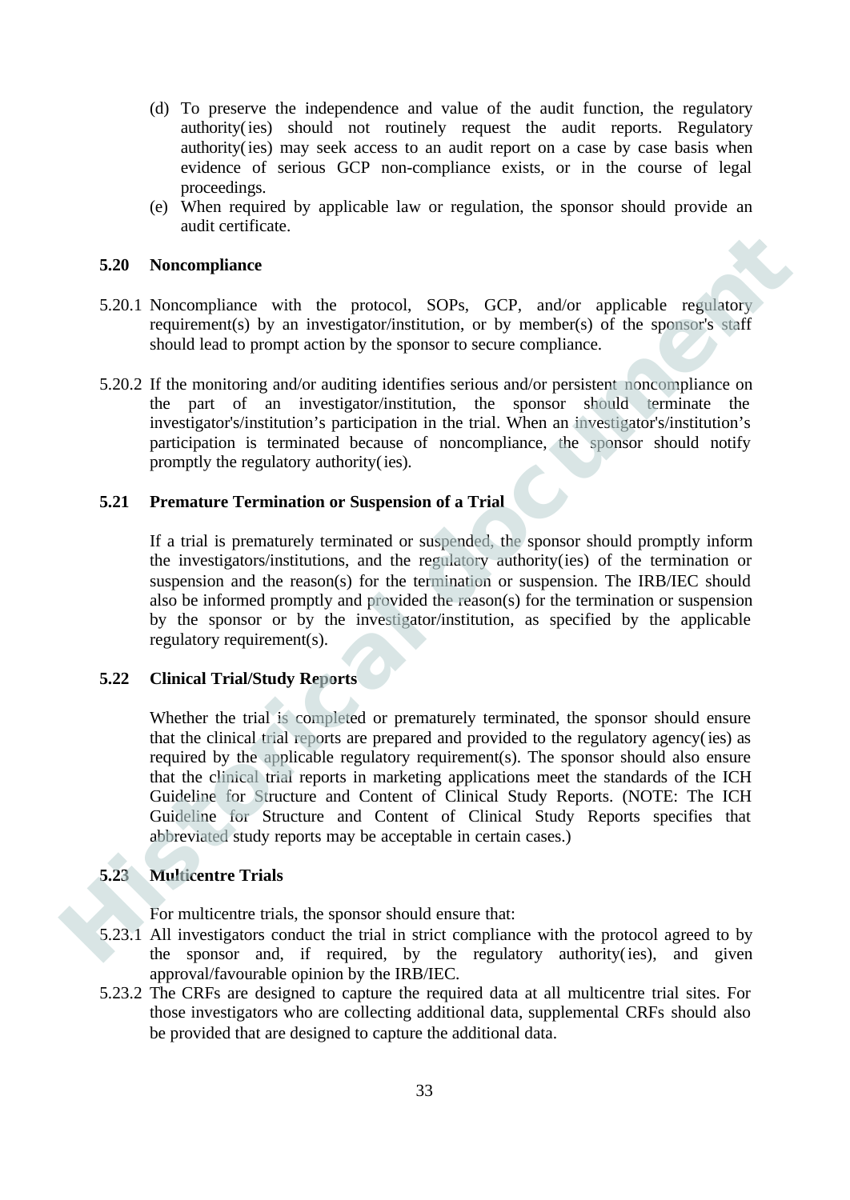(d) To preserve the independence and value of the audit function, the regulatory authority(ies) should not routinely request the audit reports. Regulatory authority(ies) may seek access to an audit report on a case by case basis when evidence of serious GCP non-compliance exists, or in the course of legal proceedings.

(e) When required by applicable law or regulation, the sponsor should provide an audit certificate.

### 5.20 Noncompliance

5.20.1 Noncompliance with the protocol, SOPs, GCP, and/or applicable regulatory requirement(s) by an investigator/institution, or by member(s) of the sponsor's staff should lead to prompt action by the sponsor to secure compliance.

5.20.2 If the monitoring and/or auditing identifies serious and/or persistent noncompliance on the part of an investigator/institution, the sponsor should terminate the investigator's/institution's participation in the trial. When an investigator's/institution's participation is terminated because of noncompliance, the sponsor should notify promptly the regulatory authority(ies).

### 5.21 Premature Termination or Suspension of a Trial

If a trial is prematurely terminated or suspended, the sponsor should promptly inform the investigators/institutions, and the regulatory authority(ies) of the termination or suspension and the reason(s) for the termination or suspension. The IRB/IEC should also be informed promptly and provided the reason(s) for the termination or suspension by the sponsor or by the investigator/institution, as specified by the applicable regulatory requirement(s).

### 5.22 Clinical Trial/Study Reports

Whether the trial is completed or prematurely terminated, the sponsor should ensure that the clinical trial reports are prepared and provided to the regulatory agency(ies) as required by the applicable regulatory requirement(s). The sponsor should also ensure that the clinical trial reports in marketing applications meet the standards of the ICH Guideline for Structure and Content of Clinical Study Reports. (NOTE: The ICH Guideline for Structure and Content of Clinical Study Reports specifies that abbreviated study reports may be acceptable in certain cases.)

### 5.23 Multicentre Trials

For multicentre trials, the sponsor should ensure that:

5.23.1 All investigators conduct the trial in strict compliance with the protocol agreed to by the sponsor and, if required, by the regulatory authority(ies), and given approval/favourable opinion by the IRB/IEC.

5.23.2 The CRFs are designed to capture the required data at all multicentre trial sites. For those investigators who are collecting additional data, supplemental CRFs should also be provided that are designed to capture the additional data.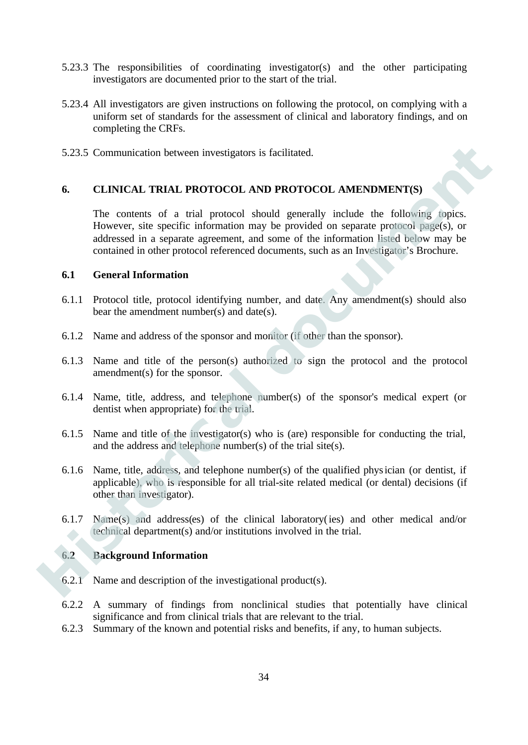5.23.3 The responsibilities of coordinating investigator(s) and the other participating investigators are documented prior to the start of the trial.

5.23.4 All investigators are given instructions on following the protocol, on complying with a uniform set of standards for the assessment of clinical and laboratory findings, and on completing the CRFs.

5.23.5 Communication between investigators is facilitated.

## 6. CLINICAL TRIAL PROTOCOL AND PROTOCOL AMENDMENT(S)

The contents of a trial protocol should generally include the following topics. However, site specific information may be provided on separate protocol page(s), or addressed in a separate agreement, and some of the information listed below may be contained in other protocol referenced documents, such as an Investigator's Brochure.

### 6.1 General Information

6.1.1 Protocol title, protocol identifying number, and date. Any amendment(s) should also bear the amendment number(s) and date(s).

6.1.2 Name and address of the sponsor and monitor (if other than the sponsor).

6.1.3 Name and title of the person(s) authorized to sign the protocol and the protocol amendment(s) for the sponsor.

6.1.4 Name, title, address, and telephone number(s) of the sponsor's medical expert (or dentist when appropriate) for the trial.

6.1.5 Name and title of the investigator(s) who is (are) responsible for conducting the trial, and the address and telephone number(s) of the trial site(s).

6.1.6 Name, title, address, and telephone number(s) of the qualified physician (or dentist, if applicable), who is responsible for all trial-site related medical (or dental) decisions (if other than investigator).

6.1.7 Name(s) and address(es) of the clinical laboratory(ies) and other medical and/or technical department(s) and/or institutions involved in the trial.

### 6.2 Background Information

6.2.1 Name and description of the investigational product(s).

6.2.2 A summary of findings from nonclinical studies that potentially have clinical significance and from clinical trials that are relevant to the trial.

6.2.3 Summary of the known and potential risks and benefits, if any, to human subjects.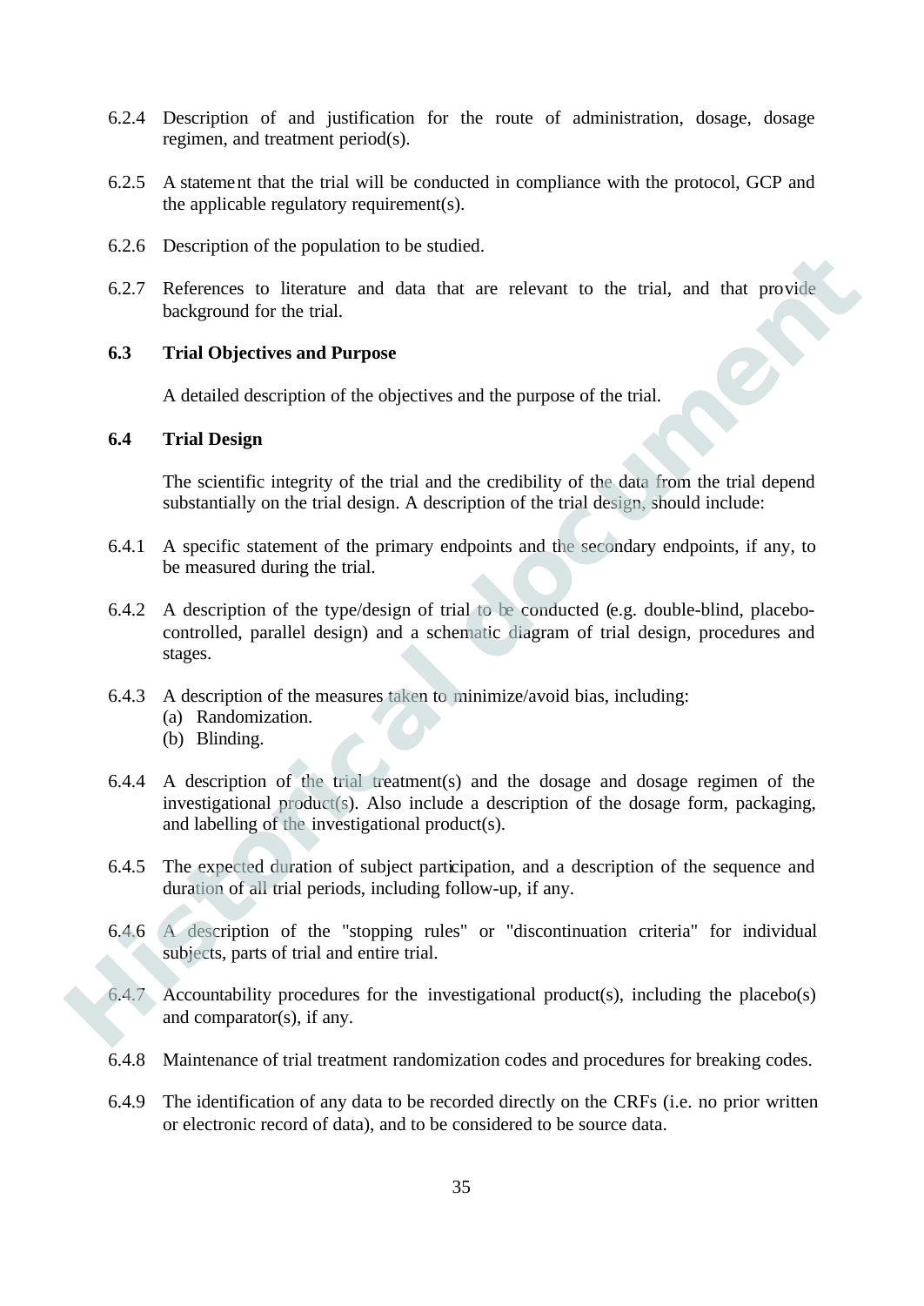6.2.4 Description of and justification for the route of administration, dosage, dosage regimen, and treatment period(s).

6.2.5 A statement that the trial will be conducted in compliance with the protocol, GCP and the applicable regulatory requirement(s).

6.2.6 Description of the population to be studied.

6.2.7 References to literature and data that are relevant to the trial, and that provide background for the trial.

### 6.3 Trial Objectives and Purpose

A detailed description of the objectives and the purpose of the trial.

### 6.4 Trial Design

The scientific integrity of the trial and the credibility of the data from the trial depend substantially on the trial design. A description of the trial design, should include:

6.4.1 A specific statement of the primary endpoints and the secondary endpoints, if any, to be measured during the trial.

6.4.2 A description of the type/design of trial to be conducted (e.g. double-blind, placebo-controlled, parallel design) and a schematic diagram of trial design, procedures and stages.

6.4.3 A description of the measures taken to minimize/avoid bias, including:
(a) Randomization.
(b) Blinding.

6.4.4 A description of the trial treatment(s) and the dosage and dosage regimen of the investigational product(s). Also include a description of the dosage form, packaging, and labelling of the investigational product(s).

6.4.5 The expected duration of subject participation, and a description of the sequence and duration of all trial periods, including follow-up, if any.

6.4.6 A description of the "stopping rules" or "discontinuation criteria" for individual subjects, parts of trial and entire trial.

6.4.7 Accountability procedures for the investigational product(s), including the placebo(s) and comparator(s), if any.

6.4.8 Maintenance of trial treatment randomization codes and procedures for breaking codes.

6.4.9 The identification of any data to be recorded directly on the CRFs (i.e. no prior written or electronic record of data), and to be considered to be source data.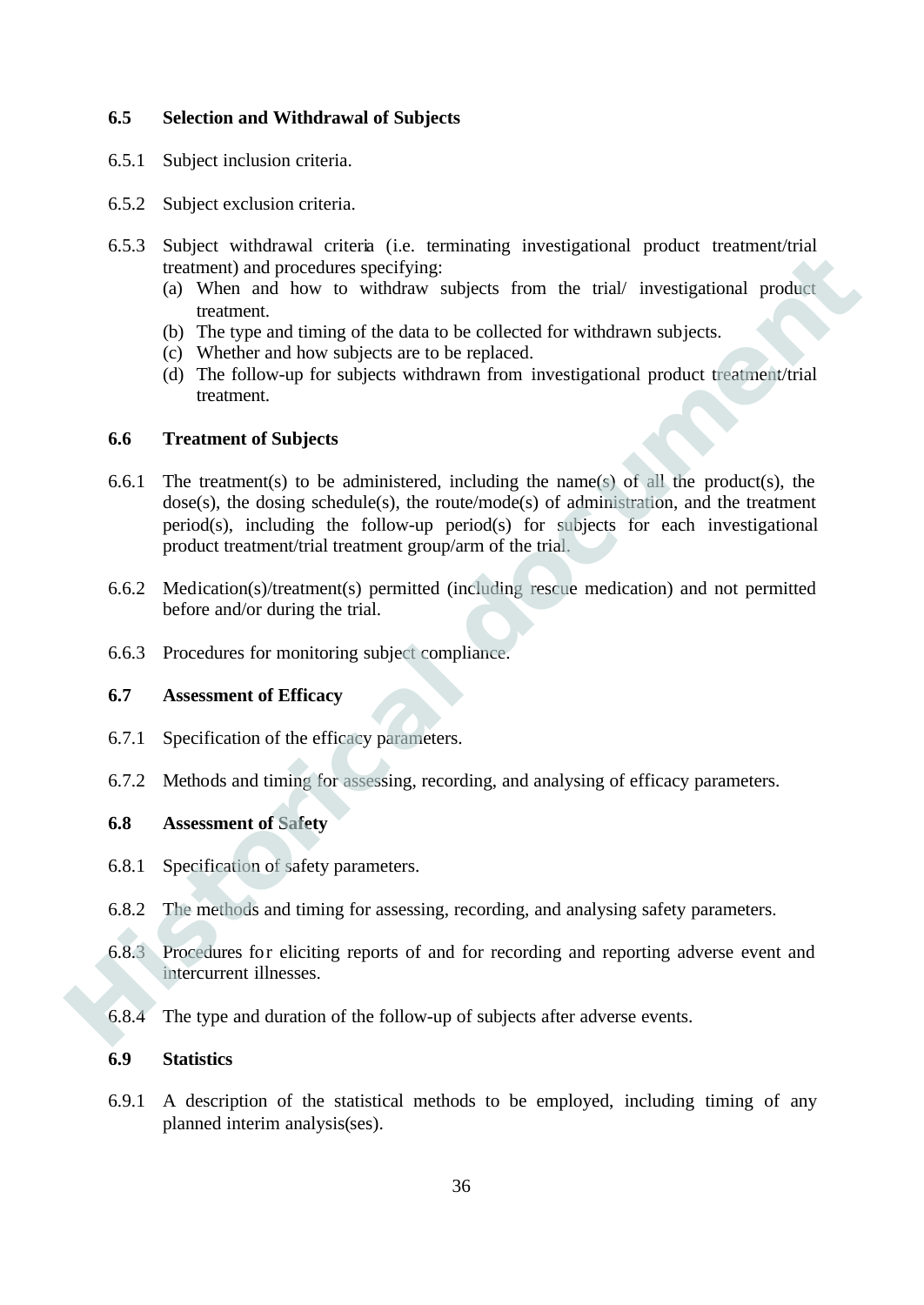### 6.5 Selection and Withdrawal of Subjects

6.5.1 Subject inclusion criteria.

6.5.2 Subject exclusion criteria.

6.5.3 Subject withdrawal criteria (i.e. terminating investigational product treatment/trial treatment) and procedures specifying:

(a) When and how to withdraw subjects from the trial/ investigational product treatment.
(b) The type and timing of the data to be collected for withdrawn subjects.
(c) Whether and how subjects are to be replaced.
(d) The follow-up for subjects withdrawn from investigational product treatment/trial treatment.

### 6.6 Treatment of Subjects

6.6.1 The treatment(s) to be administered, including the name(s) of all the product(s), the dose(s), the dosing schedule(s), the route/mode(s) of administration, and the treatment period(s), including the follow-up period(s) for subjects for each investigational product treatment/trial treatment group/arm of the trial.

6.6.2 Medication(s)/treatment(s) permitted (including rescue medication) and not permitted before and/or during the trial.

6.6.3 Procedures for monitoring subject compliance.

### 6.7 Assessment of Efficacy

6.7.1 Specification of the efficacy parameters.

6.7.2 Methods and timing for assessing, recording, and analysing of efficacy parameters.

### 6.8 Assessment of Safety

6.8.1 Specification of safety parameters.

6.8.2 The methods and timing for assessing, recording, and analysing safety parameters.

6.8.3 Procedures for eliciting reports of and for recording and reporting adverse event and intercurrent illnesses.

6.8.4 The type and duration of the follow-up of subjects after adverse events.

### 6.9 Statistics

6.9.1 A description of the statistical methods to be employed, including timing of any planned interim analysis(ses).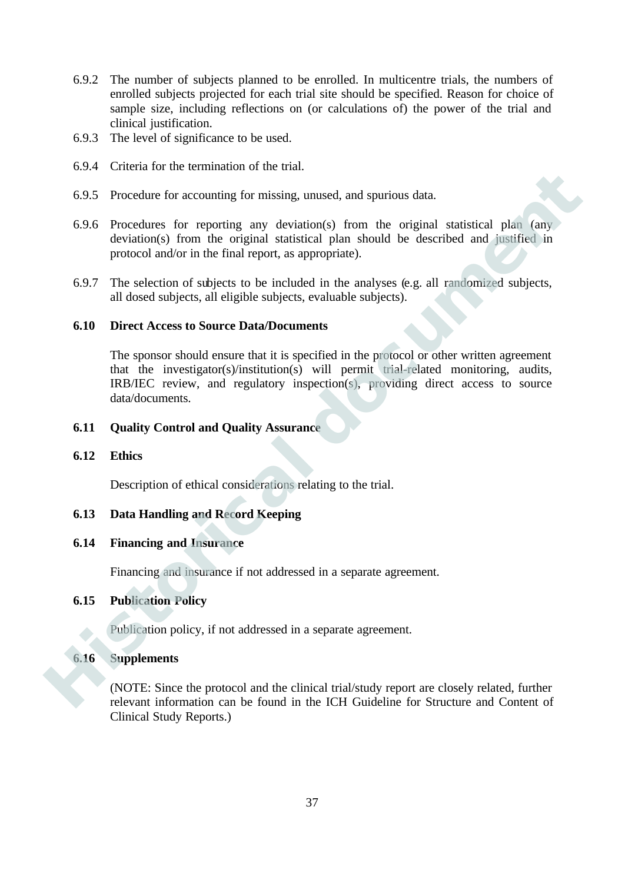6.9.2 The number of subjects planned to be enrolled. In multicentre trials, the numbers of enrolled subjects projected for each trial site should be specified. Reason for choice of sample size, including reflections on (or calculations of) the power of the trial and clinical justification.

6.9.3 The level of significance to be used.

6.9.4 Criteria for the termination of the trial.

6.9.5 Procedure for accounting for missing, unused, and spurious data.

6.9.6 Procedures for reporting any deviation(s) from the original statistical plan (any deviation(s) from the original statistical plan should be described and justified in protocol and/or in the final report, as appropriate).

6.9.7 The selection of subjects to be included in the analyses (e.g. all randomized subjects, all dosed subjects, all eligible subjects, evaluable subjects).

### 6.10 Direct Access to Source Data/Documents

The sponsor should ensure that it is specified in the protocol or other written agreement that the investigator(s)/institution(s) will permit trial-related monitoring, audits, IRB/IEC review, and regulatory inspection(s), providing direct access to source data/documents.

### 6.11 Quality Control and Quality Assurance

### 6.12 Ethics

Description of ethical considerations relating to the trial.

### 6.13 Data Handling and Record Keeping

### 6.14 Financing and Insurance

Financing and insurance if not addressed in a separate agreement.

### 6.15 Publication Policy

Publication policy, if not addressed in a separate agreement.

### 6.16 Supplements

(NOTE: Since the protocol and the clinical trial/study report are closely related, further relevant information can be found in the ICH Guideline for Structure and Content of Clinical Study Reports.)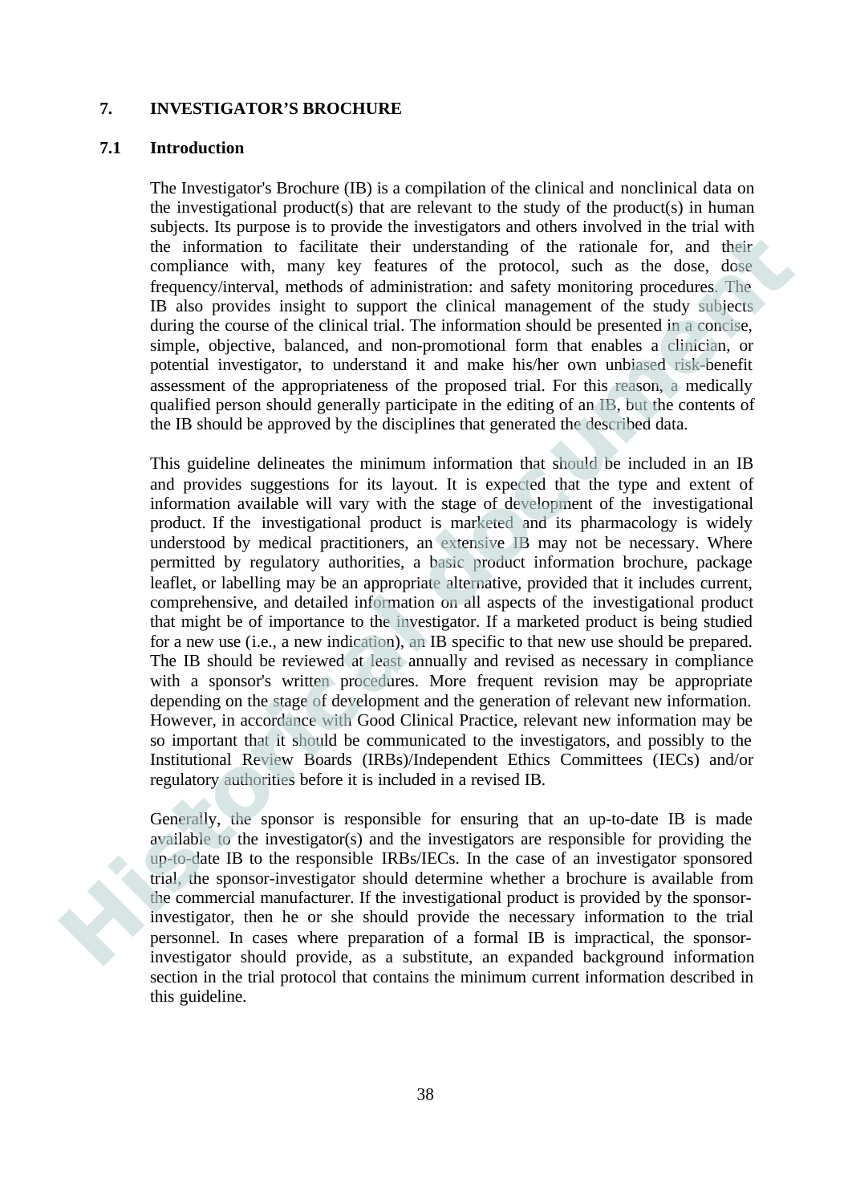## 7. INVESTIGATOR'S BROCHURE

### 7.1 Introduction

The Investigator's Brochure (IB) is a compilation of the clinical and nonclinical data on the investigational product(s) that are relevant to the study of the product(s) in human subjects. Its purpose is to provide the investigators and others involved in the trial with the information to facilitate their understanding of the rationale for, and their compliance with, many key features of the protocol, such as the dose, dose frequency/interval, methods of administration: and safety monitoring procedures. The IB also provides insight to support the clinical management of the study subjects during the course of the clinical trial. The information should be presented in a concise, simple, objective, balanced, and non-promotional form that enables a clinician, or potential investigator, to understand it and make his/her own unbiased risk-benefit assessment of the appropriateness of the proposed trial. For this reason, a medically qualified person should generally participate in the editing of an IB, but the contents of the IB should be approved by the disciplines that generated the described data.

This guideline delineates the minimum information that should be included in an IB and provides suggestions for its layout. It is expected that the type and extent of information available will vary with the stage of development of the investigational product. If the investigational product is marketed and its pharmacology is widely understood by medical practitioners, an extensive IB may not be necessary. Where permitted by regulatory authorities, a basic product information brochure, package leaflet, or labelling may be an appropriate alternative, provided that it includes current, comprehensive, and detailed information on all aspects of the investigational product that might be of importance to the investigator. If a marketed product is being studied for a new use (i.e., a new indication), an IB specific to that new use should be prepared. The IB should be reviewed at least annually and revised as necessary in compliance with a sponsor's written procedures. More frequent revision may be appropriate depending on the stage of development and the generation of relevant new information. However, in accordance with Good Clinical Practice, relevant new information may be so important that it should be communicated to the investigators, and possibly to the Institutional Review Boards (IRBs)/Independent Ethics Committees (IECs) and/or regulatory authorities before it is included in a revised IB.

Generally, the sponsor is responsible for ensuring that an up-to-date IB is made available to the investigator(s) and the investigators are responsible for providing the up-to-date IB to the responsible IRBs/IECs. In the case of an investigator sponsored trial, the sponsor-investigator should determine whether a brochure is available from the commercial manufacturer. If the investigational product is provided by the sponsor-investigator, then he or she should provide the necessary information to the trial personnel. In cases where preparation of a formal IB is impractical, the sponsor-investigator should provide, as a substitute, an expanded background information section in the trial protocol that contains the minimum current information described in this guideline.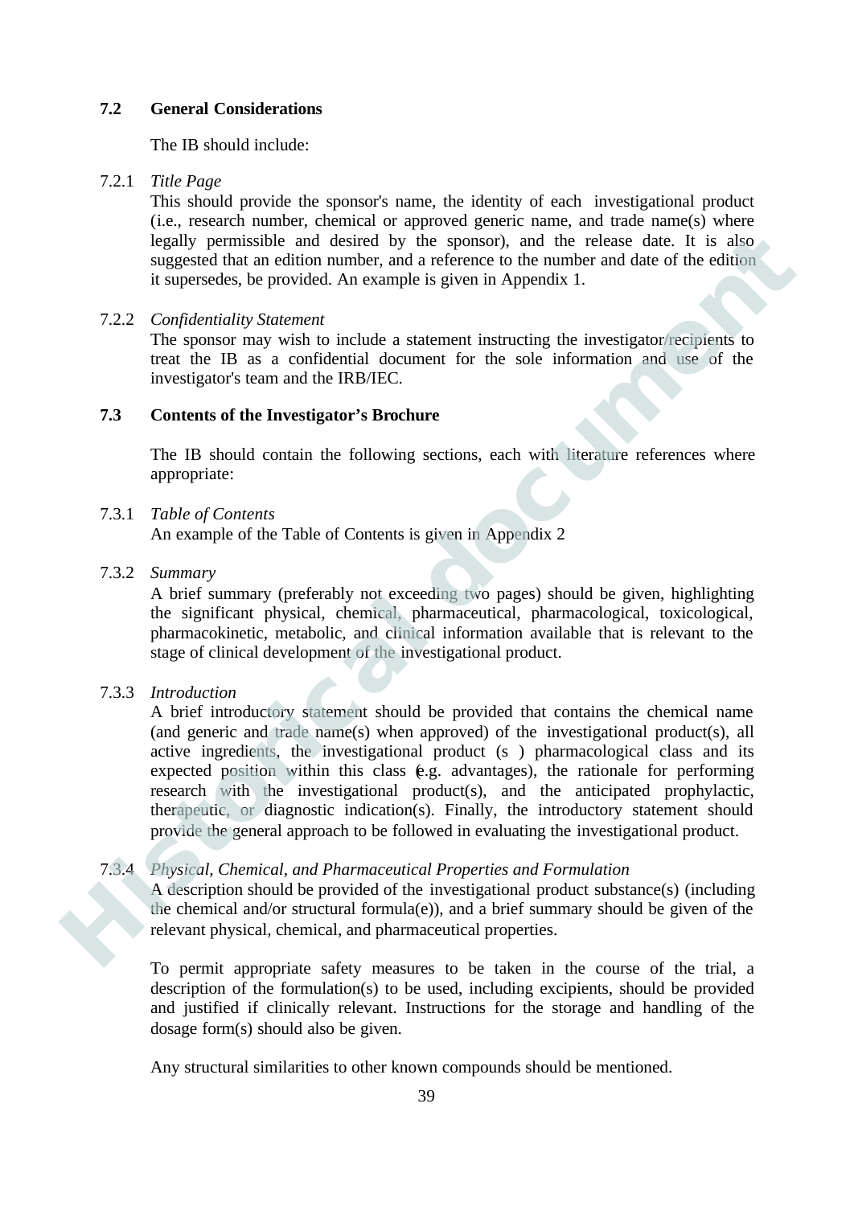### 7.2 General Considerations

The IB should include:

7.2.1 *Title Page*

This should provide the sponsor's name, the identity of each investigational product (i.e., research number, chemical or approved generic name, and trade name(s) where legally permissible and desired by the sponsor), and the release date. It is also suggested that an edition number, and a reference to the number and date of the edition it supersedes, be provided. An example is given in Appendix 1.

7.2.2 *Confidentiality Statement*

The sponsor may wish to include a statement instructing the investigator/recipients to treat the IB as a confidential document for the sole information and use of the investigator's team and the IRB/IEC.

### 7.3 Contents of the Investigator's Brochure

The IB should contain the following sections, each with literature references where appropriate:

7.3.1 *Table of Contents*

An example of the Table of Contents is given in Appendix 2

7.3.2 *Summary*

A brief summary (preferably not exceeding two pages) should be given, highlighting the significant physical, chemical, pharmaceutical, pharmacological, toxicological, pharmacokinetic, metabolic, and clinical information available that is relevant to the stage of clinical development of the investigational product.

7.3.3 *Introduction*

A brief introductory statement should be provided that contains the chemical name (and generic and trade name(s) when approved) of the investigational product(s), all active ingredients, the investigational product (s ) pharmacological class and its expected position within this class (e.g. advantages), the rationale for performing research with the investigational product(s), and the anticipated prophylactic, therapeutic, or diagnostic indication(s). Finally, the introductory statement should provide the general approach to be followed in evaluating the investigational product.

7.3.4 *Physical, Chemical, and Pharmaceutical Properties and Formulation*

A description should be provided of the investigational product substance(s) (including the chemical and/or structural formula(e)), and a brief summary should be given of the relevant physical, chemical, and pharmaceutical properties.

To permit appropriate safety measures to be taken in the course of the trial, a description of the formulation(s) to be used, including excipients, should be provided and justified if clinically relevant. Instructions for the storage and handling of the dosage form(s) should also be given.

Any structural similarities to other known compounds should be mentioned.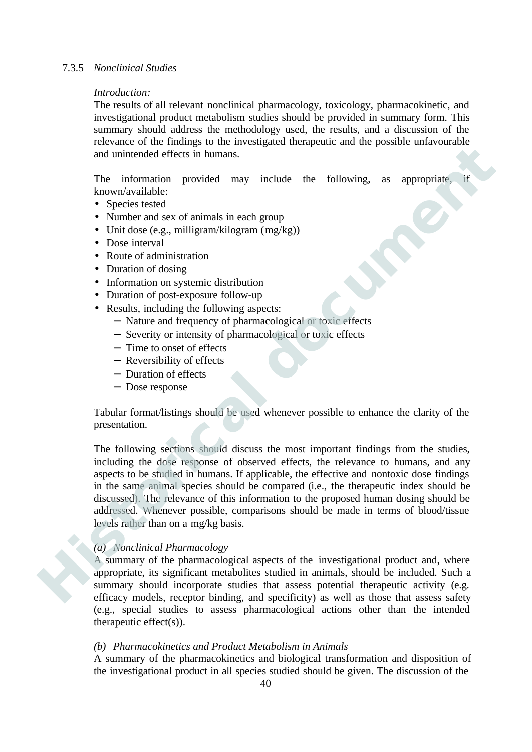### 7.3.5 *Nonclinical Studies*

*Introduction:*

The results of all relevant nonclinical pharmacology, toxicology, pharmacokinetic, and investigational product metabolism studies should be provided in summary form. This summary should address the methodology used, the results, and a discussion of the relevance of the findings to the investigated therapeutic and the possible unfavourable and unintended effects in humans.

The information provided may include the following, as appropriate, if known/available:

- Species tested
- Number and sex of animals in each group
- Unit dose (e.g., milligram/kilogram (mg/kg))
- Dose interval
- Route of administration
- Duration of dosing
- Information on systemic distribution
- Duration of post-exposure follow-up
- Results, including the following aspects:
  - Nature and frequency of pharmacological or toxic effects
  - Severity or intensity of pharmacological or toxic effects
  - Time to onset of effects
  - Reversibility of effects
  - Duration of effects
  - Dose response

Tabular format/listings should be used whenever possible to enhance the clarity of the presentation.

The following sections should discuss the most important findings from the studies, including the dose response of observed effects, the relevance to humans, and any aspects to be studied in humans. If applicable, the effective and nontoxic dose findings in the same animal species should be compared (i.e., the therapeutic index should be discussed). The relevance of this information to the proposed human dosing should be addressed. Whenever possible, comparisons should be made in terms of blood/tissue levels rather than on a mg/kg basis.

*(a) Nonclinical Pharmacology*

A summary of the pharmacological aspects of the investigational product and, where appropriate, its significant metabolites studied in animals, should be included. Such a summary should incorporate studies that assess potential therapeutic activity (e.g. efficacy models, receptor binding, and specificity) as well as those that assess safety (e.g., special studies to assess pharmacological actions other than the intended therapeutic effect(s)).

*(b) Pharmacokinetics and Product Metabolism in Animals*

A summary of the pharmacokinetics and biological transformation and disposition of the investigational product in all species studied should be given. The discussion of the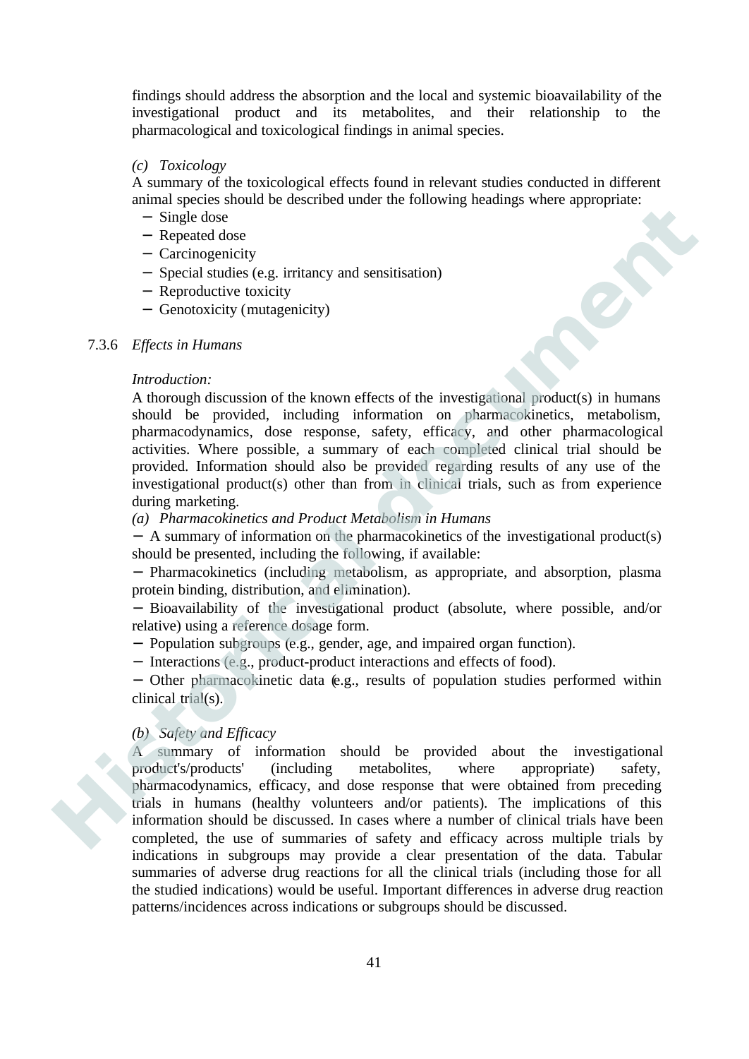findings should address the absorption and the local and systemic bioavailability of the investigational product and its metabolites, and their relationship to the pharmacological and toxicological findings in animal species.

*(c) Toxicology*

A summary of the toxicological effects found in relevant studies conducted in different animal species should be described under the following headings where appropriate:

- Single dose
- Repeated dose
- Carcinogenicity
- Special studies (e.g. irritancy and sensitisation)
- Reproductive toxicity
- Genotoxicity (mutagenicity)

7.3.6 *Effects in Humans*

*Introduction:*

A thorough discussion of the known effects of the investigational product(s) in humans should be provided, including information on pharmacokinetics, metabolism, pharmacodynamics, dose response, safety, efficacy, and other pharmacological activities. Where possible, a summary of each completed clinical trial should be provided. Information should also be provided regarding results of any use of the investigational product(s) other than from in clinical trials, such as from experience during marketing.

*(a) Pharmacokinetics and Product Metabolism in Humans*

- A summary of information on the pharmacokinetics of the investigational product(s) should be presented, including the following, if available:
- Pharmacokinetics (including metabolism, as appropriate, and absorption, plasma protein binding, distribution, and elimination).
- Bioavailability of the investigational product (absolute, where possible, and/or relative) using a reference dosage form.
- Population subgroups (e.g., gender, age, and impaired organ function).
- Interactions (e.g., product-product interactions and effects of food).
- Other pharmacokinetic data (e.g., results of population studies performed within clinical trial(s).

*(b) Safety and Efficacy*

A summary of information should be provided about the investigational product's/products' (including metabolites, where appropriate) safety, pharmacodynamics, efficacy, and dose response that were obtained from preceding trials in humans (healthy volunteers and/or patients). The implications of this information should be discussed. In cases where a number of clinical trials have been completed, the use of summaries of safety and efficacy across multiple trials by indications in subgroups may provide a clear presentation of the data. Tabular summaries of adverse drug reactions for all the clinical trials (including those for all the studied indications) would be useful. Important differences in adverse drug reaction patterns/incidences across indications or subgroups should be discussed.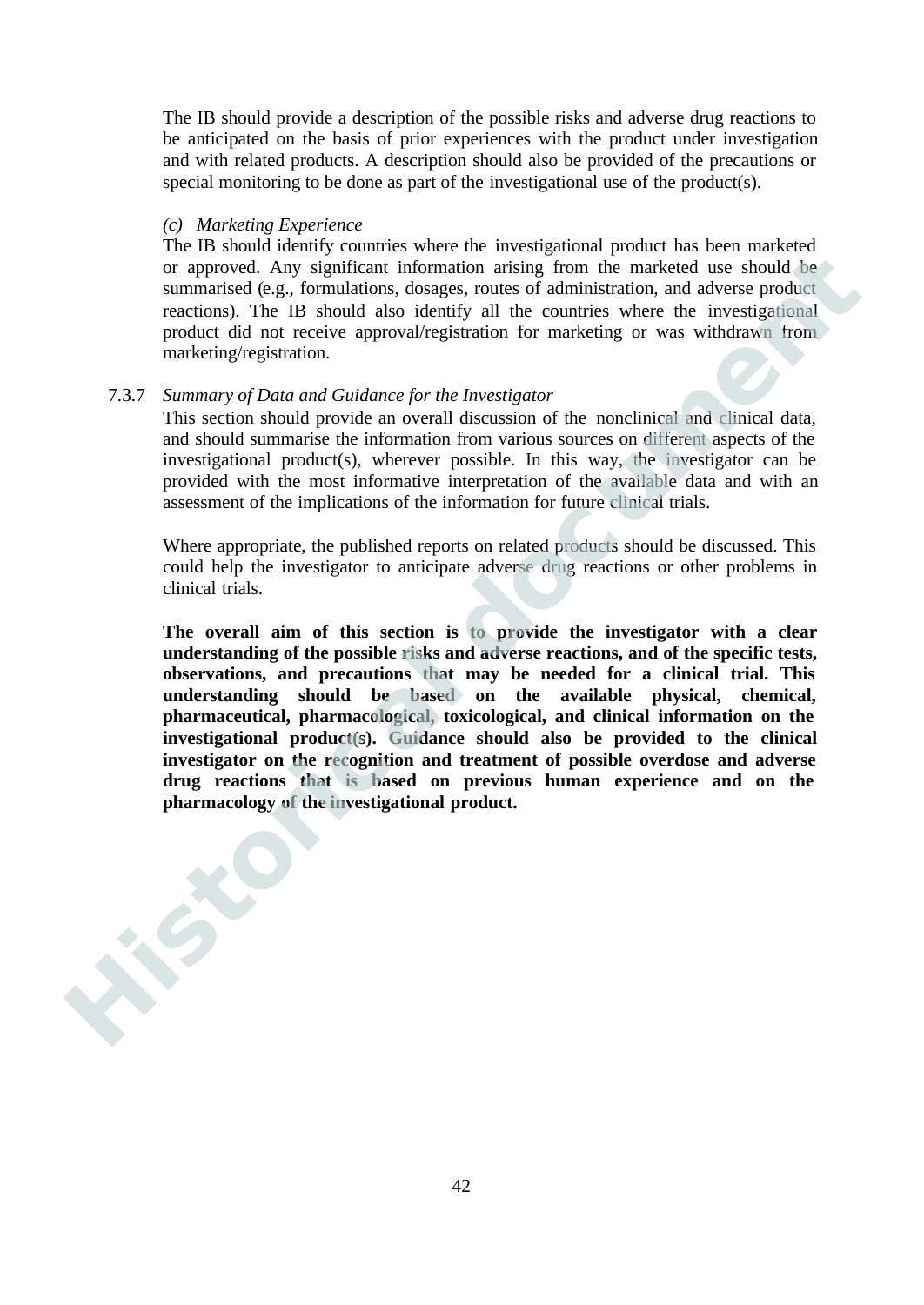The IB should provide a description of the possible risks and adverse drug reactions to be anticipated on the basis of prior experiences with the product under investigation and with related products. A description should also be provided of the precautions or special monitoring to be done as part of the investigational use of the product(s).

*(c) Marketing Experience*

The IB should identify countries where the investigational product has been marketed or approved. Any significant information arising from the marketed use should be summarised (e.g., formulations, dosages, routes of administration, and adverse product reactions). The IB should also identify all the countries where the investigational product did not receive approval/registration for marketing or was withdrawn from marketing/registration.

7.3.7 *Summary of Data and Guidance for the Investigator*

This section should provide an overall discussion of the nonclinical and clinical data, and should summarise the information from various sources on different aspects of the investigational product(s), wherever possible. In this way, the investigator can be provided with the most informative interpretation of the available data and with an assessment of the implications of the information for future clinical trials.

Where appropriate, the published reports on related products should be discussed. This could help the investigator to anticipate adverse drug reactions or other problems in clinical trials.

**The overall aim of this section is to provide the investigator with a clear understanding of the possible risks and adverse reactions, and of the specific tests, observations, and precautions that may be needed for a clinical trial. This understanding should be based on the available physical, chemical, pharmaceutical, pharmacological, toxicological, and clinical information on the investigational product(s). Guidance should also be provided to the clinical investigator on the recognition and treatment of possible overdose and adverse drug reactions that is based on previous human experience and on the pharmacology of the investigational product.**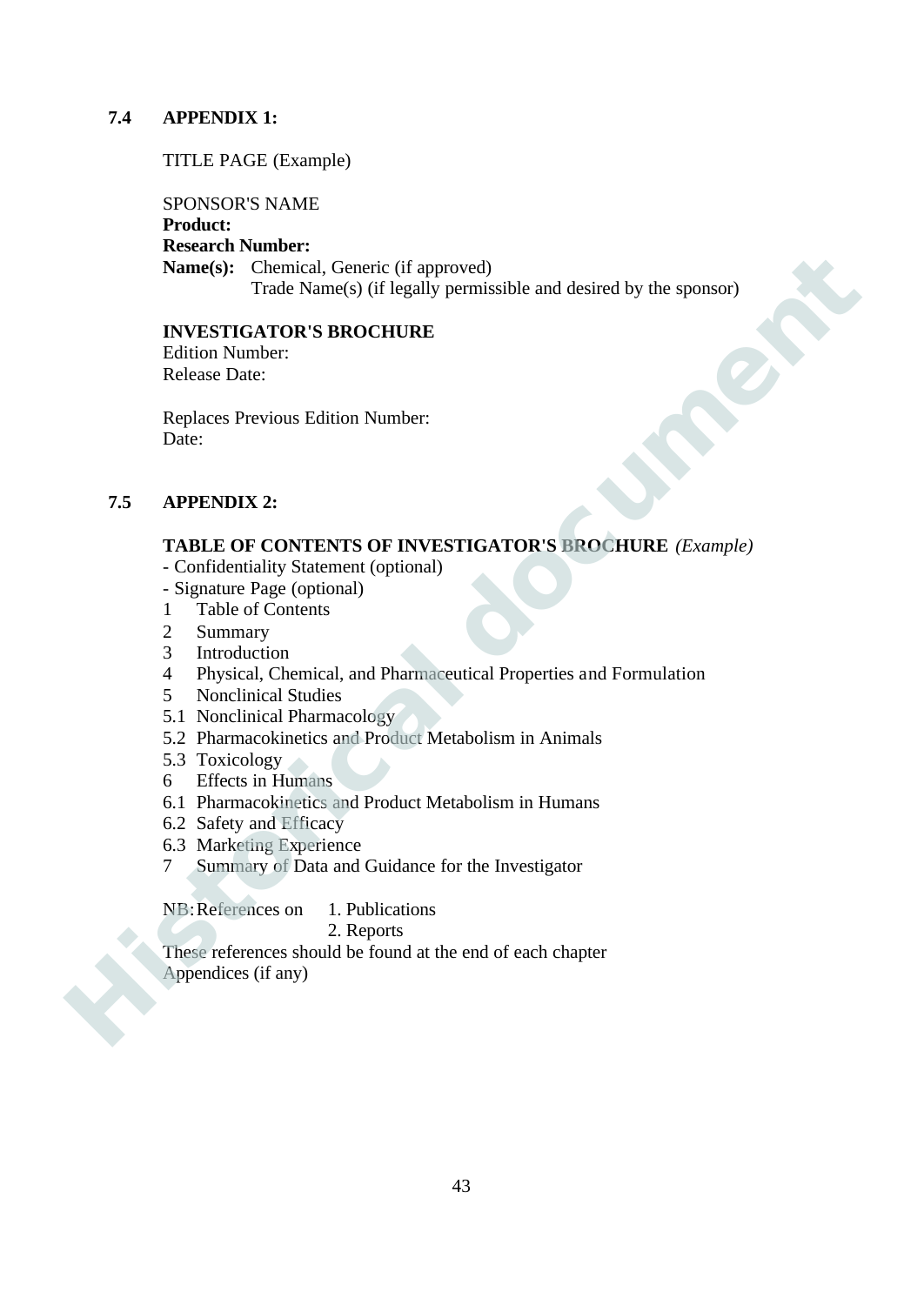## 7.4 APPENDIX 1:

TITLE PAGE (Example)

SPONSOR'S NAME
**Product:**
**Research Number:**
**Name(s):** Chemical, Generic (if approved)
Trade Name(s) (if legally permissible and desired by the sponsor)

**INVESTIGATOR'S BROCHURE**
Edition Number:
Release Date:

Replaces Previous Edition Number:
Date:

## 7.5 APPENDIX 2:

**TABLE OF CONTENTS OF INVESTIGATOR'S BROCHURE** *(Example)*

- Confidentiality Statement (optional)
- Signature Page (optional)

1 Table of Contents
2 Summary
3 Introduction
4 Physical, Chemical, and Pharmaceutical Properties and Formulation
5 Nonclinical Studies
5.1 Nonclinical Pharmacology
5.2 Pharmacokinetics and Product Metabolism in Animals
5.3 Toxicology
6 Effects in Humans
6.1 Pharmacokinetics and Product Metabolism in Humans
6.2 Safety and Efficacy
6.3 Marketing Experience
7 Summary of Data and Guidance for the Investigator

NB: References on 1. Publications
2. Reports

These references should be found at the end of each chapter
Appendices (if any)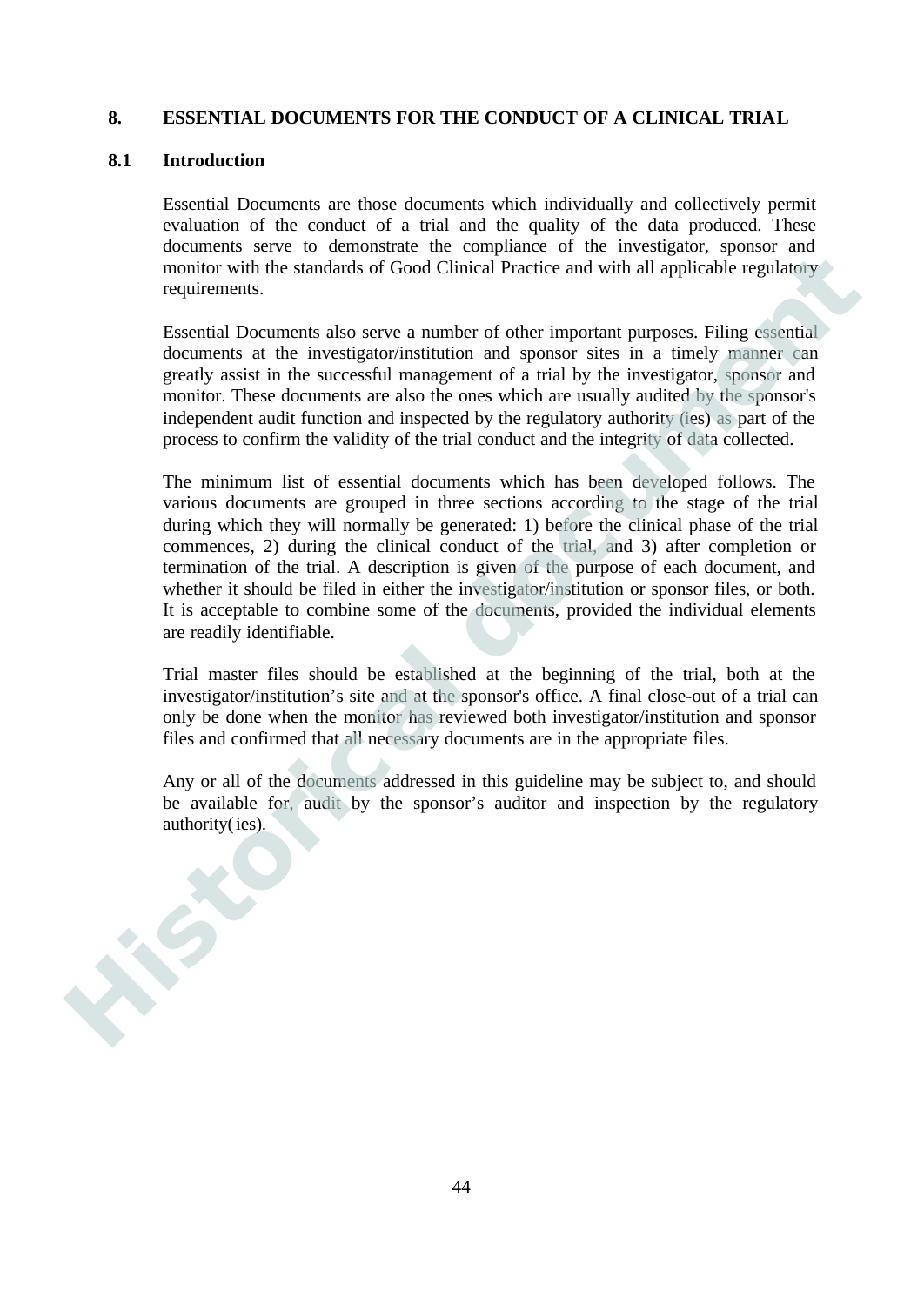## 8. ESSENTIAL DOCUMENTS FOR THE CONDUCT OF A CLINICAL TRIAL

### 8.1 Introduction

Essential Documents are those documents which individually and collectively permit evaluation of the conduct of a trial and the quality of the data produced. These documents serve to demonstrate the compliance of the investigator, sponsor and monitor with the standards of Good Clinical Practice and with all applicable regulatory requirements.

Essential Documents also serve a number of other important purposes. Filing essential documents at the investigator/institution and sponsor sites in a timely manner can greatly assist in the successful management of a trial by the investigator, sponsor and monitor. These documents are also the ones which are usually audited by the sponsor's independent audit function and inspected by the regulatory authority (ies) as part of the process to confirm the validity of the trial conduct and the integrity of data collected.

The minimum list of essential documents which has been developed follows. The various documents are grouped in three sections according to the stage of the trial during which they will normally be generated: 1) before the clinical phase of the trial commences, 2) during the clinical conduct of the trial, and 3) after completion or termination of the trial. A description is given of the purpose of each document, and whether it should be filed in either the investigator/institution or sponsor files, or both. It is acceptable to combine some of the documents, provided the individual elements are readily identifiable.

Trial master files should be established at the beginning of the trial, both at the investigator/institution's site and at the sponsor's office. A final close-out of a trial can only be done when the monitor has reviewed both investigator/institution and sponsor files and confirmed that all necessary documents are in the appropriate files.

Any or all of the documents addressed in this guideline may be subject to, and should be available for, audit by the sponsor's auditor and inspection by the regulatory authority(ies).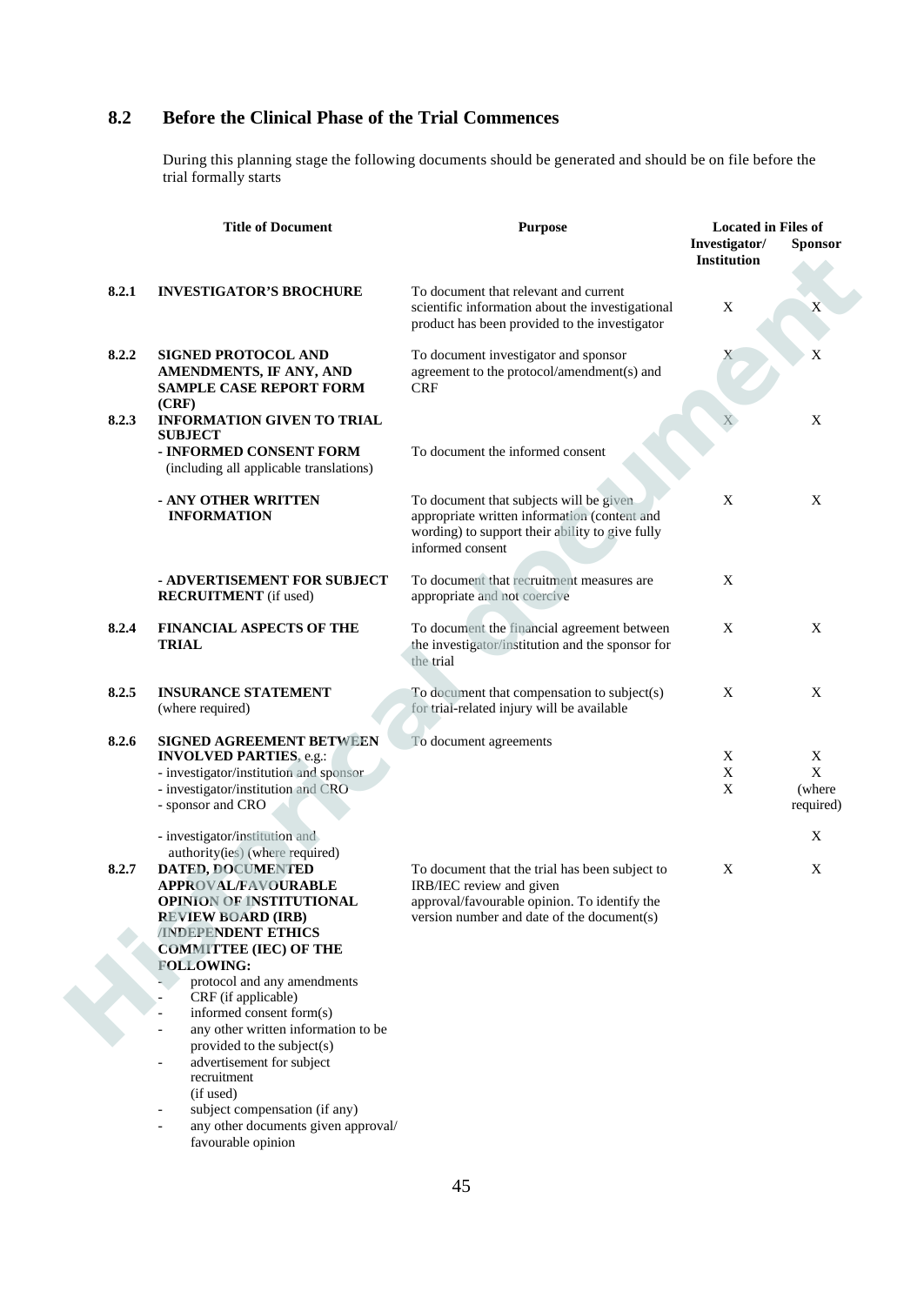## 8.2 Before the Clinical Phase of the Trial Commences

During this planning stage the following documents should be generated and should be on file before the trial formally starts

| | Title of Document | Purpose | Located in Files of | |
|---|---|---|---|---|
| | | | Investigator/ Institution | Sponsor |
| 8.2.1 | **INVESTIGATOR'S BROCHURE** | To document that relevant and current scientific information about the investigational product has been provided to the investigator | X | X |
| 8.2.2 | **SIGNED PROTOCOL AND AMENDMENTS, IF ANY, AND SAMPLE CASE REPORT FORM (CRF)** | To document investigator and sponsor agreement to the protocol/amendment(s) and CRF | X | X |
| 8.2.3 | **INFORMATION GIVEN TO TRIAL SUBJECT** | | X | X |
| | **- INFORMED CONSENT FORM** (including all applicable translations) | To document the informed consent | | |
| | **- ANY OTHER WRITTEN INFORMATION** | To document that subjects will be given appropriate written information (content and wording) to support their ability to give fully informed consent | X | X |
| | **- ADVERTISEMENT FOR SUBJECT RECRUITMENT** (if used) | To document that recruitment measures are appropriate and not coercive | X | |
| 8.2.4 | **FINANCIAL ASPECTS OF THE TRIAL** | To document the financial agreement between the investigator/institution and the sponsor for the trial | X | X |
| 8.2.5 | **INSURANCE STATEMENT** (where required) | To document that compensation to subject(s) for trial-related injury will be available | X | X |
| 8.2.6 | **SIGNED AGREEMENT BETWEEN INVOLVED PARTIES**, e.g.: | To document agreements | | |
| | - investigator/institution and sponsor | | X | X |
| | - investigator/institution and CRO | | X | X |
| | - sponsor and CRO | | X | (where required) |
| | - investigator/institution and authority(ies) (where required) | | | X |
| 8.2.7 | **DATED, DOCUMENTED APPROVAL/FAVOURABLE OPINION OF INSTITUTIONAL REVIEW BOARD (IRB) /INDEPENDENT ETHICS COMMITTEE (IEC) OF THE FOLLOWING:**<br>- protocol and any amendments<br>- CRF (if applicable)<br>- informed consent form(s)<br>- any other written information to be provided to the subject(s)<br>- advertisement for subject recruitment (if used)<br>- subject compensation (if any)<br>- any other documents given approval/ favourable opinion | To document that the trial has been subject to IRB/IEC review and given approval/favourable opinion. To identify the version number and date of the document(s) | X | X |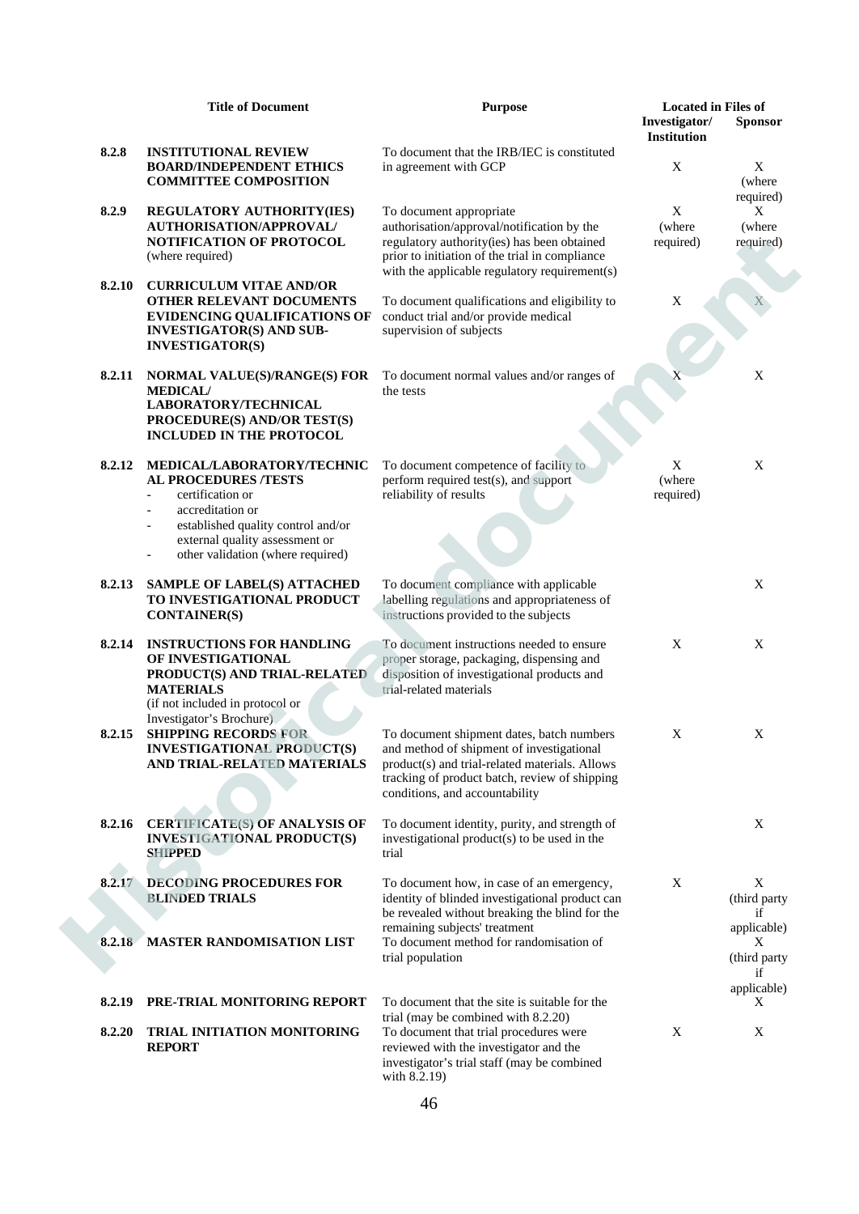| | Title of Document | Purpose | Located in Files of | |
|---|---|---|---|---|
| | | | Investigator/ Institution | Sponsor |
| 8.2.8 | **INSTITUTIONAL REVIEW BOARD/INDEPENDENT ETHICS COMMITTEE COMPOSITION** | To document that the IRB/IEC is constituted in agreement with GCP | X | X (where required) |
| 8.2.9 | **REGULATORY AUTHORITY(IES) AUTHORISATION/APPROVAL/ NOTIFICATION OF PROTOCOL** (where required) | To document appropriate authorisation/approval/notification by the regulatory authority(ies) has been obtained prior to initiation of the trial in compliance with the applicable regulatory requirement(s) | X (where required) | X (where required) |
| 8.2.10 | **CURRICULUM VITAE AND/OR OTHER RELEVANT DOCUMENTS EVIDENCING QUALIFICATIONS OF INVESTIGATOR(S) AND SUB-INVESTIGATOR(S)** | To document qualifications and eligibility to conduct trial and/or provide medical supervision of subjects | X | X |
| 8.2.11 | **NORMAL VALUE(S)/RANGE(S) FOR MEDICAL/ LABORATORY/TECHNICAL PROCEDURE(S) AND/OR TEST(S) INCLUDED IN THE PROTOCOL** | To document normal values and/or ranges of the tests | X | X |
| 8.2.12 | **MEDICAL/LABORATORY/TECHNICAL PROCEDURES /TESTS**<br>- certification or<br>- accreditation or<br>- established quality control and/or external quality assessment or<br>- other validation (where required) | To document competence of facility to perform required test(s), and support reliability of results | X (where required) | X |
| 8.2.13 | **SAMPLE OF LABEL(S) ATTACHED TO INVESTIGATIONAL PRODUCT CONTAINER(S)** | To document compliance with applicable labelling regulations and appropriateness of instructions provided to the subjects | | X |
| 8.2.14 | **INSTRUCTIONS FOR HANDLING OF INVESTIGATIONAL PRODUCT(S) AND TRIAL-RELATED MATERIALS** (if not included in protocol or Investigator's Brochure) | To document instructions needed to ensure proper storage, packaging, dispensing and disposition of investigational products and trial-related materials | X | X |
| 8.2.15 | **SHIPPING RECORDS FOR INVESTIGATIONAL PRODUCT(S) AND TRIAL-RELATED MATERIALS** | To document shipment dates, batch numbers and method of shipment of investigational product(s) and trial-related materials. Allows tracking of product batch, review of shipping conditions, and accountability | X | X |
| 8.2.16 | **CERTIFICATE(S) OF ANALYSIS OF INVESTIGATIONAL PRODUCT(S) SHIPPED** | To document identity, purity, and strength of investigational product(s) to be used in the trial | | X |
| 8.2.17 | **DECODING PROCEDURES FOR BLINDED TRIALS** | To document how, in case of an emergency, identity of blinded investigational product can be revealed without breaking the blind for the remaining subjects' treatment | X | X (third party if applicable) |
| 8.2.18 | **MASTER RANDOMISATION LIST** | To document method for randomisation of trial population | | X (third party if applicable) |
| 8.2.19 | **PRE-TRIAL MONITORING REPORT** | To document that the site is suitable for the trial (may be combined with 8.2.20) | | X |
| 8.2.20 | **TRIAL INITIATION MONITORING REPORT** | To document that trial procedures were reviewed with the investigator and the investigator's trial staff (may be combined with 8.2.19) | X | X |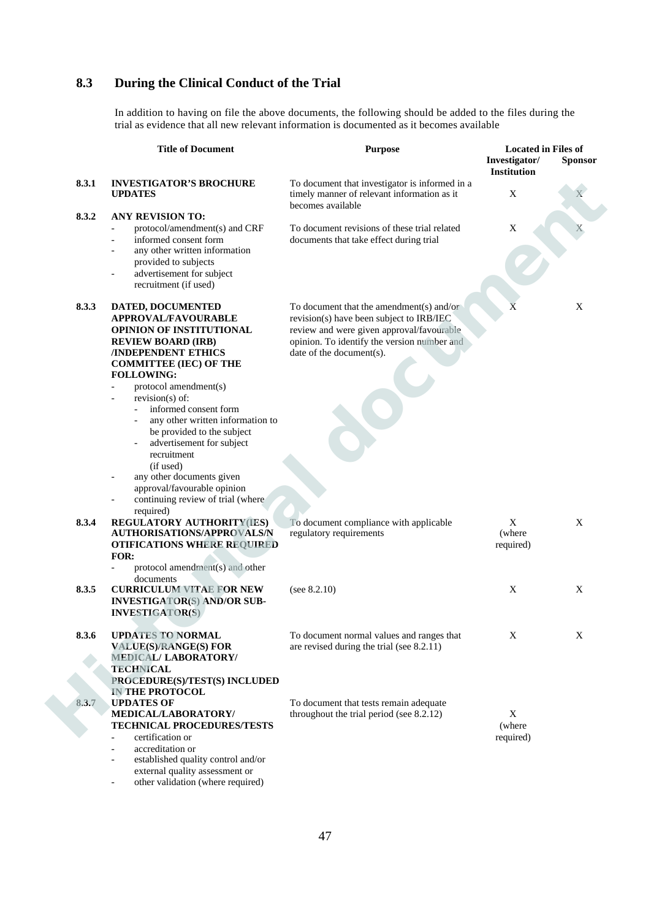## 8.3 During the Clinical Conduct of the Trial

In addition to having on file the above documents, the following should be added to the files during the trial as evidence that all new relevant information is documented as it becomes available

| | Title of Document | Purpose | Located in Files of | |
|---|---|---|---|---|
| | | | Investigator/ Institution | Sponsor |
| 8.3.1 | **INVESTIGATOR'S BROCHURE UPDATES** | To document that investigator is informed in a timely manner of relevant information as it becomes available | X | X |
| 8.3.2 | **ANY REVISION TO:**<br>- protocol/amendment(s) and CRF<br>- informed consent form<br>- any other written information provided to subjects<br>- advertisement for subject recruitment (if used) | To document revisions of these trial related documents that take effect during trial | X | X |
| 8.3.3 | **DATED, DOCUMENTED APPROVAL/FAVOURABLE OPINION OF INSTITUTIONAL REVIEW BOARD (IRB) /INDEPENDENT ETHICS COMMITTEE (IEC) OF THE FOLLOWING:**<br>- protocol amendment(s)<br>- revision(s) of:<br>&nbsp;&nbsp;- informed consent form<br>&nbsp;&nbsp;- any other written information to be provided to the subject<br>&nbsp;&nbsp;- advertisement for subject recruitment (if used)<br>- any other documents given approval/favourable opinion<br>- continuing review of trial (where required) | To document that the amendment(s) and/or revision(s) have been subject to IRB/IEC review and were given approval/favourable opinion. To identify the version number and date of the document(s). | X | X |
| 8.3.4 | **REGULATORY AUTHORITY(IES) AUTHORISATIONS/APPROVALS/NOTIFICATIONS WHERE REQUIRED FOR:**<br>- protocol amendment(s) and other documents | To document compliance with applicable regulatory requirements | X (where required) | X |
| 8.3.5 | **CURRICULUM VITAE FOR NEW INVESTIGATOR(S) AND/OR SUB-INVESTIGATOR(S)** | (see 8.2.10) | X | X |
| 8.3.6 | **UPDATES TO NORMAL VALUE(S)/RANGE(S) FOR MEDICAL/ LABORATORY/ TECHNICAL PROCEDURE(S)/TEST(S) INCLUDED IN THE PROTOCOL** | To document normal values and ranges that are revised during the trial (see 8.2.11) | X | X |
| 8.3.7 | **UPDATES OF MEDICAL/LABORATORY/ TECHNICAL PROCEDURES/TESTS**<br>- certification or<br>- accreditation or<br>- established quality control and/or external quality assessment or<br>- other validation (where required) | To document that tests remain adequate throughout the trial period (see 8.2.12) | X (where required) | |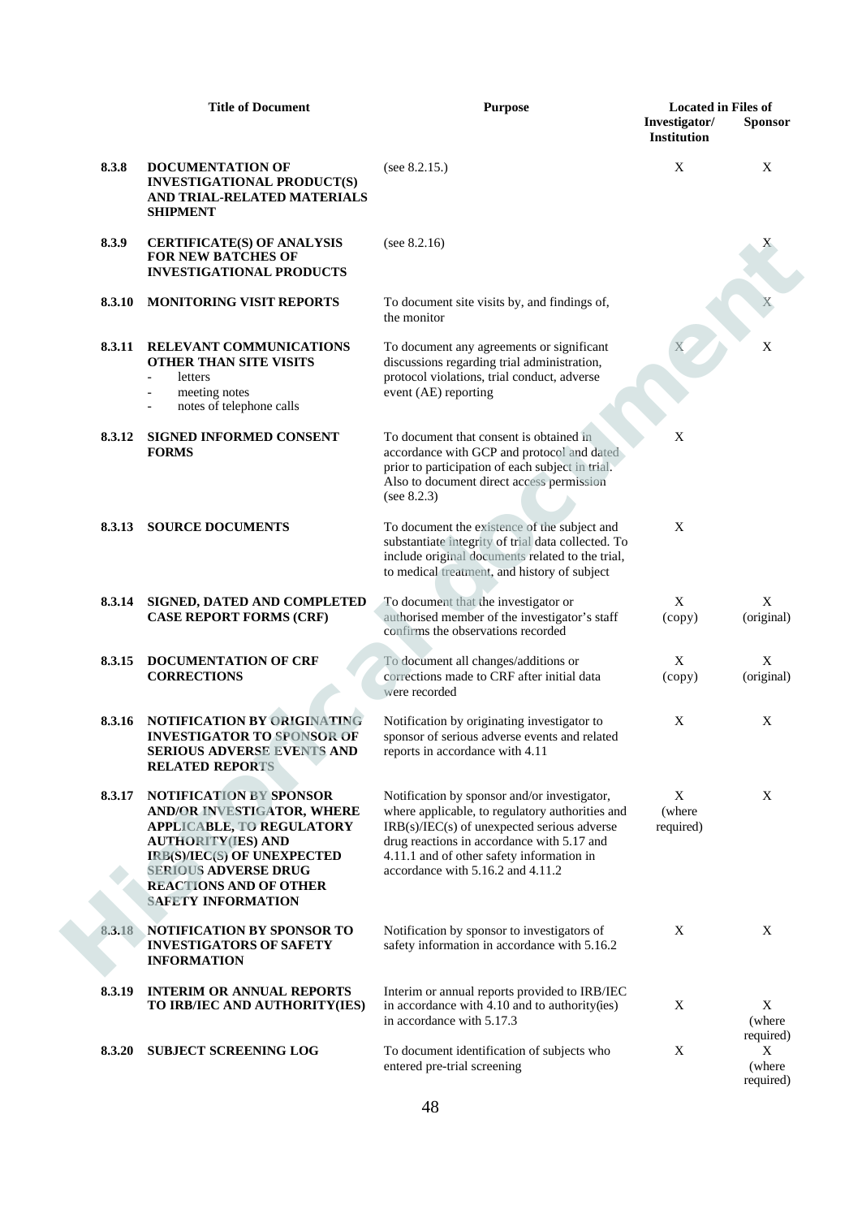| | Title of Document | Purpose | Located in Files of | |
|---|---|---|---|---|
| | | | Investigator/ Institution | Sponsor |
| 8.3.8 | DOCUMENTATION OF INVESTIGATIONAL PRODUCT(S) AND TRIAL-RELATED MATERIALS SHIPMENT | (see 8.2.15.) | X | X |
| 8.3.9 | CERTIFICATE(S) OF ANALYSIS FOR NEW BATCHES OF INVESTIGATIONAL PRODUCTS | (see 8.2.16) | | X |
| 8.3.10 | MONITORING VISIT REPORTS | To document site visits by, and findings of, the monitor | | X |
| 8.3.11 | RELEVANT COMMUNICATIONS OTHER THAN SITE VISITS<br>- letters<br>- meeting notes<br>- notes of telephone calls | To document any agreements or significant discussions regarding trial administration, protocol violations, trial conduct, adverse event (AE) reporting | X | X |
| 8.3.12 | SIGNED INFORMED CONSENT FORMS | To document that consent is obtained in accordance with GCP and protocol and dated prior to participation of each subject in trial. Also to document direct access permission (see 8.2.3) | X | |
| 8.3.13 | SOURCE DOCUMENTS | To document the existence of the subject and substantiate integrity of trial data collected. To include original documents related to the trial, to medical treatment, and history of subject | X | |
| 8.3.14 | SIGNED, DATED AND COMPLETED CASE REPORT FORMS (CRF) | To document that the investigator or authorised member of the investigator's staff confirms the observations recorded | X (copy) | X (original) |
| 8.3.15 | DOCUMENTATION OF CRF CORRECTIONS | To document all changes/additions or corrections made to CRF after initial data were recorded | X (copy) | X (original) |
| 8.3.16 | NOTIFICATION BY ORIGINATING INVESTIGATOR TO SPONSOR OF SERIOUS ADVERSE EVENTS AND RELATED REPORTS | Notification by originating investigator to sponsor of serious adverse events and related reports in accordance with 4.11 | X | X |
| 8.3.17 | NOTIFICATION BY SPONSOR AND/OR INVESTIGATOR, WHERE APPLICABLE, TO REGULATORY AUTHORITY(IES) AND IRB(S)/IEC(S) OF UNEXPECTED SERIOUS ADVERSE DRUG REACTIONS AND OF OTHER SAFETY INFORMATION | Notification by sponsor and/or investigator, where applicable, to regulatory authorities and IRB(s)/IEC(s) of unexpected serious adverse drug reactions in accordance with 5.17 and 4.11.1 and of other safety information in accordance with 5.16.2 and 4.11.2 | X (where required) | X |
| 8.3.18 | NOTIFICATION BY SPONSOR TO INVESTIGATORS OF SAFETY INFORMATION | Notification by sponsor to investigators of safety information in accordance with 5.16.2 | X | X |
| 8.3.19 | INTERIM OR ANNUAL REPORTS TO IRB/IEC AND AUTHORITY(IES) | Interim or annual reports provided to IRB/IEC in accordance with 4.10 and to authority(ies) in accordance with 5.17.3 | X | X (where required) |
| 8.3.20 | SUBJECT SCREENING LOG | To document identification of subjects who entered pre-trial screening | X | X (where required) |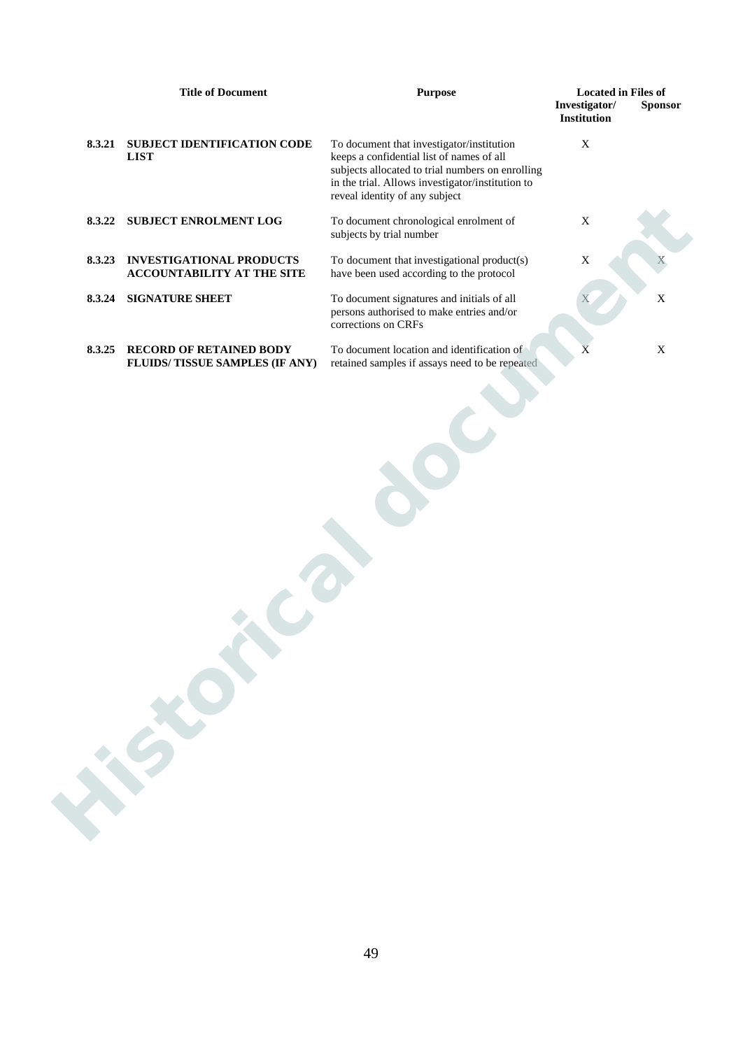| | Title of Document | Purpose | Located in Files of | |
|---|---|---|---|---|
| | | | Investigator/ Institution | Sponsor |
| 8.3.21 | **SUBJECT IDENTIFICATION CODE LIST** | To document that investigator/institution keeps a confidential list of names of all subjects allocated to trial numbers on enrolling in the trial. Allows investigator/institution to reveal identity of any subject | X | |
| 8.3.22 | **SUBJECT ENROLMENT LOG** | To document chronological enrolment of subjects by trial number | X | |
| 8.3.23 | **INVESTIGATIONAL PRODUCTS ACCOUNTABILITY AT THE SITE** | To document that investigational product(s) have been used according to the protocol | X | X |
| 8.3.24 | **SIGNATURE SHEET** | To document signatures and initials of all persons authorised to make entries and/or corrections on CRFs | X | X |
| 8.3.25 | **RECORD OF RETAINED BODY FLUIDS/ TISSUE SAMPLES (IF ANY)** | To document location and identification of retained samples if assays need to be repeated | X | X |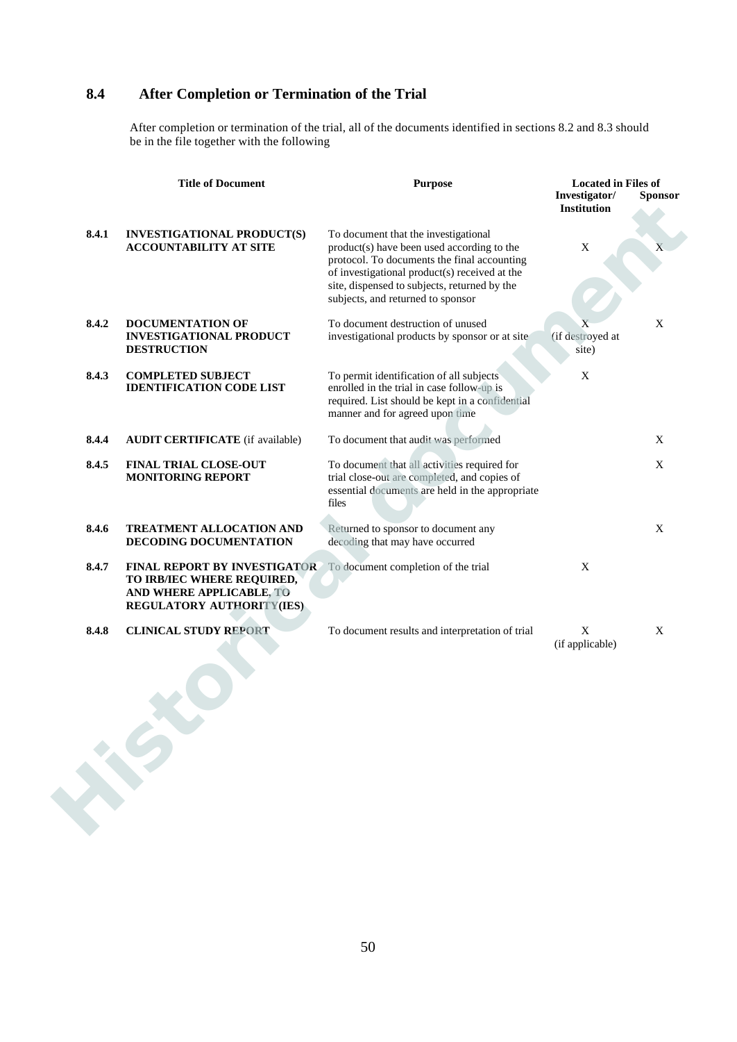## 8.4 After Completion or Termination of the Trial

After completion or termination of the trial, all of the documents identified in sections 8.2 and 8.3 should be in the file together with the following

| | Title of Document | Purpose | Located in Files of Investigator/ Institution | Located in Files of Sponsor |
|---|---|---|---|---|
| 8.4.1 | **INVESTIGATIONAL PRODUCT(S) ACCOUNTABILITY AT SITE** | To document that the investigational product(s) have been used according to the protocol. To documents the final accounting of investigational product(s) received at the site, dispensed to subjects, returned by the subjects, and returned to sponsor | X | X |
| 8.4.2 | **DOCUMENTATION OF INVESTIGATIONAL PRODUCT DESTRUCTION** | To document destruction of unused investigational products by sponsor or at site | X (if destroyed at site) | X |
| 8.4.3 | **COMPLETED SUBJECT IDENTIFICATION CODE LIST** | To permit identification of all subjects enrolled in the trial in case follow-up is required. List should be kept in a confidential manner and for agreed upon time | X | |
| 8.4.4 | **AUDIT CERTIFICATE** (if available) | To document that audit was performed | | X |
| 8.4.5 | **FINAL TRIAL CLOSE-OUT MONITORING REPORT** | To document that all activities required for trial close-out are completed, and copies of essential documents are held in the appropriate files | | X |
| 8.4.6 | **TREATMENT ALLOCATION AND DECODING DOCUMENTATION** | Returned to sponsor to document any decoding that may have occurred | | X |
| 8.4.7 | **FINAL REPORT BY INVESTIGATOR TO IRB/IEC WHERE REQUIRED, AND WHERE APPLICABLE, TO REGULATORY AUTHORITY(IES)** | To document completion of the trial | X | |
| 8.4.8 | **CLINICAL STUDY REPORT** | To document results and interpretation of trial | X (if applicable) | X |